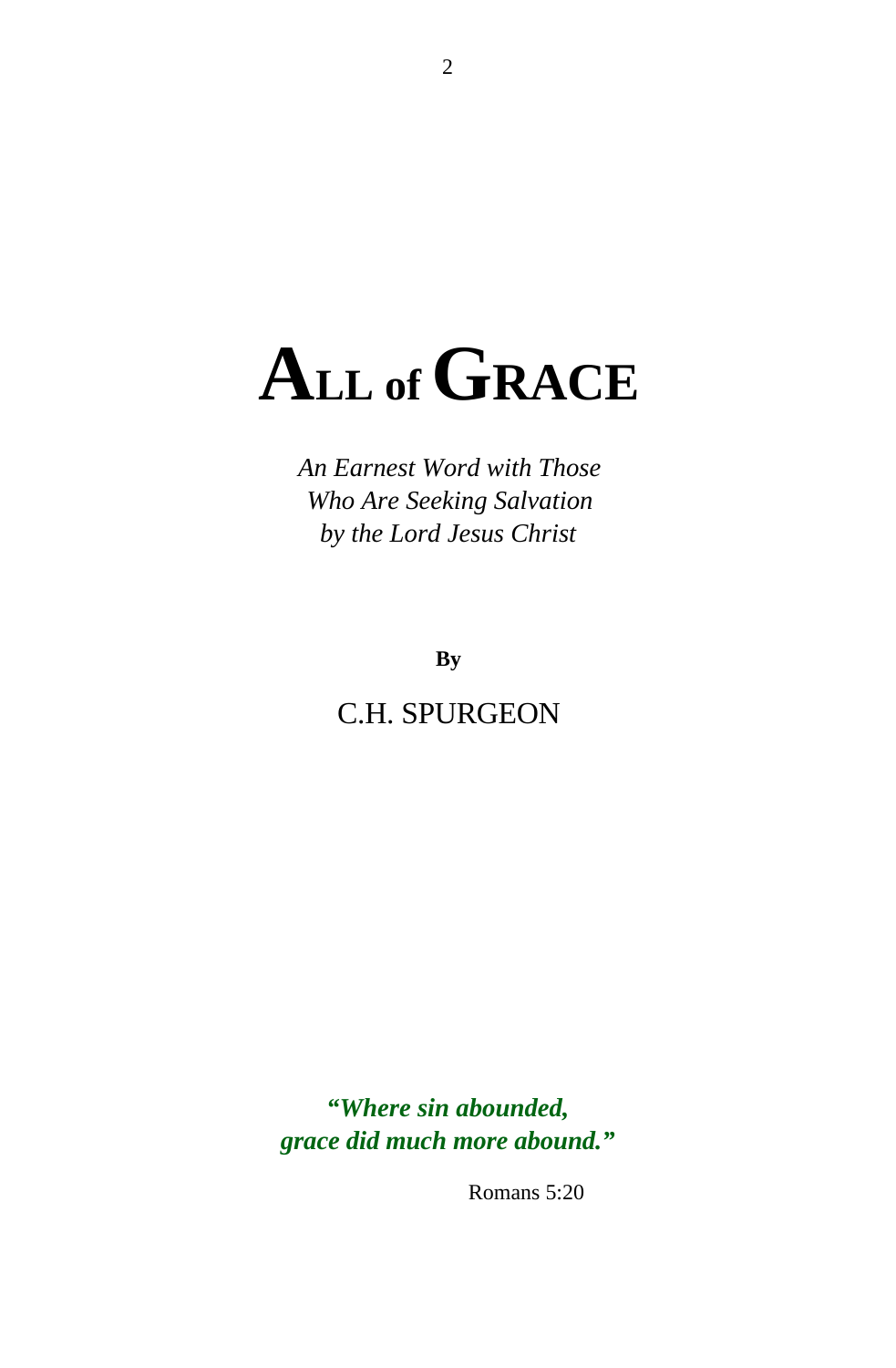# ALL of GRACE

*An Earnest Word with Those*
*Who Are Seeking Salvation*
*by the Lord Jesus Christ*

**By**

C.H. SPURGEON

***"Where sin abounded,***
***grace did much more abound."***

Romans 5:20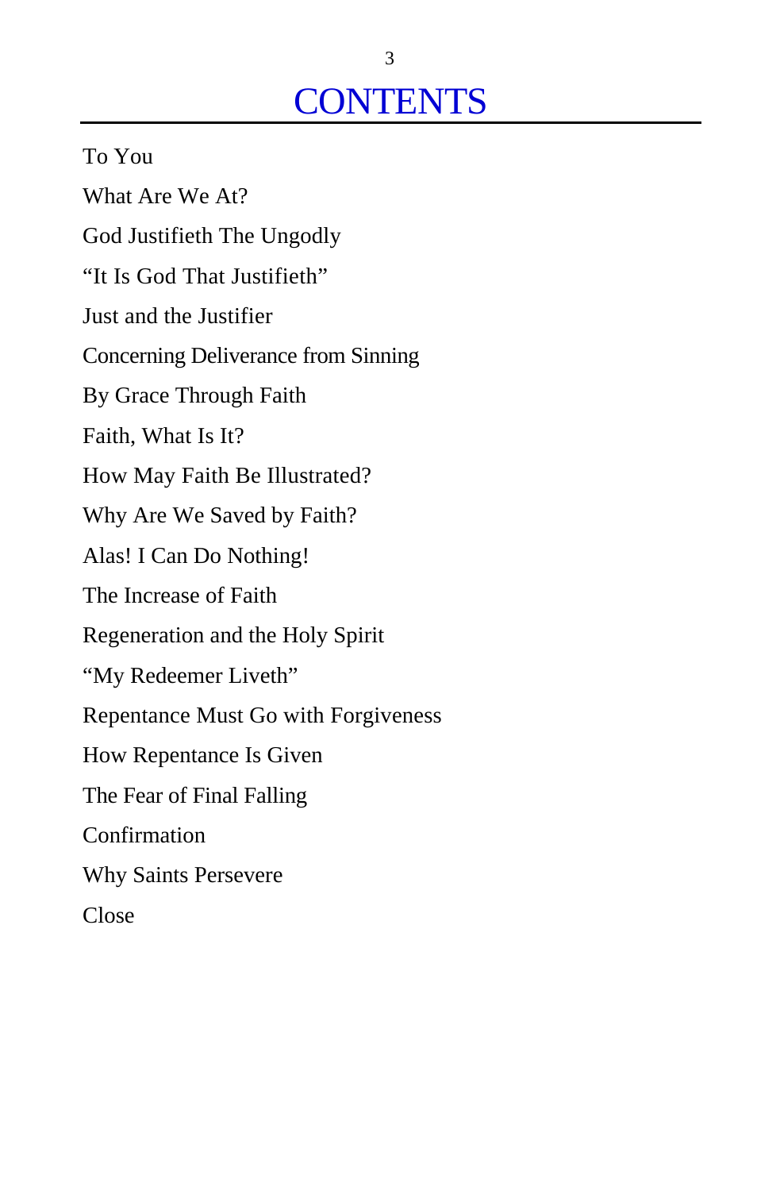# CONTENTS

To You

What Are We At?

God Justifieth The Ungodly

"It Is God That Justifieth"

Just and the Justifier

Concerning Deliverance from Sinning

By Grace Through Faith

Faith, What Is It?

How May Faith Be Illustrated?

Why Are We Saved by Faith?

Alas! I Can Do Nothing!

The Increase of Faith

Regeneration and the Holy Spirit

"My Redeemer Liveth"

Repentance Must Go with Forgiveness

How Repentance Is Given

The Fear of Final Falling

Confirmation

Why Saints Persevere

Close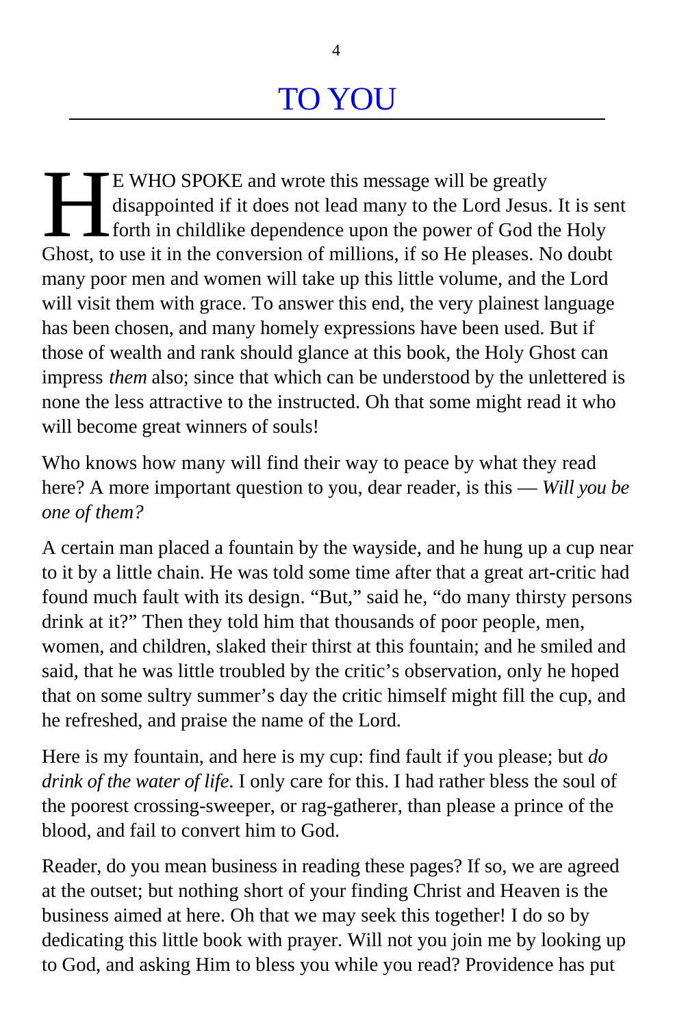# TO YOU

HE WHO SPOKE and wrote this message will be greatly disappointed if it does not lead many to the Lord Jesus. It is sent forth in childlike dependence upon the power of God the Holy Ghost, to use it in the conversion of millions, if so He pleases. No doubt many poor men and women will take up this little volume, and the Lord will visit them with grace. To answer this end, the very plainest language has been chosen, and many homely expressions have been used. But if those of wealth and rank should glance at this book, the Holy Ghost can impress *them* also; since that which can be understood by the unlettered is none the less attractive to the instructed. Oh that some might read it who will become great winners of souls!

Who knows how many will find their way to peace by what they read here? A more important question to you, dear reader, is this — *Will you be one of them?*

A certain man placed a fountain by the wayside, and he hung up a cup near to it by a little chain. He was told some time after that a great art-critic had found much fault with its design. “But,” said he, “do many thirsty persons drink at it?” Then they told him that thousands of poor people, men, women, and children, slaked their thirst at this fountain; and he smiled and said, that he was little troubled by the critic’s observation, only he hoped that on some sultry summer’s day the critic himself might fill the cup, and he refreshed, and praise the name of the Lord.

Here is my fountain, and here is my cup: find fault if you please; but *do drink of the water of life*. I only care for this. I had rather bless the soul of the poorest crossing-sweeper, or rag-gatherer, than please a prince of the blood, and fail to convert him to God.

Reader, do you mean business in reading these pages? If so, we are agreed at the outset; but nothing short of your finding Christ and Heaven is the business aimed at here. Oh that we may seek this together! I do so by dedicating this little book with prayer. Will not you join me by looking up to God, and asking Him to bless you while you read? Providence has put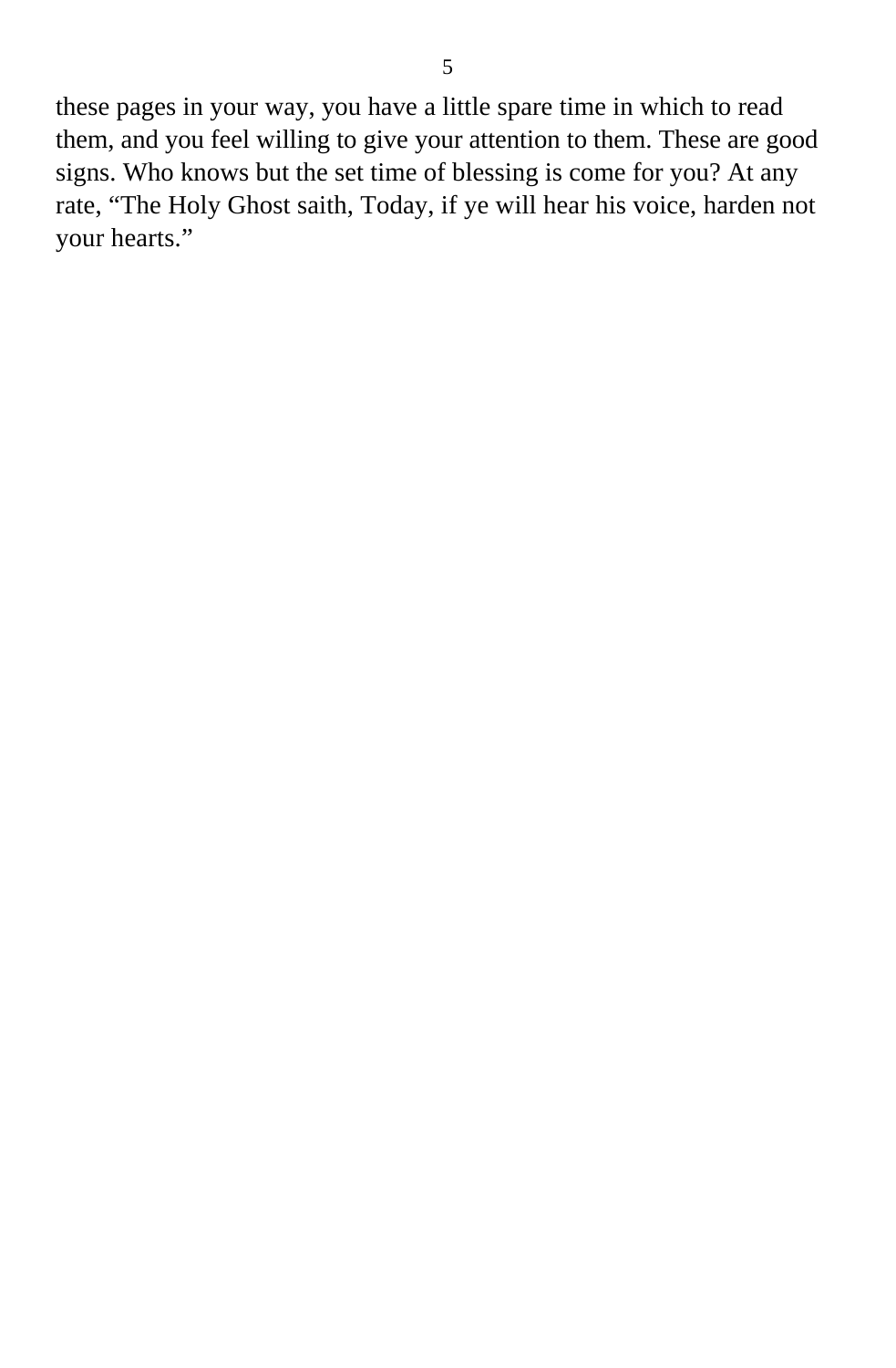these pages in your way, you have a little spare time in which to read them, and you feel willing to give your attention to them. These are good signs. Who knows but the set time of blessing is come for you? At any rate, “The Holy Ghost saith, Today, if ye will hear his voice, harden not your hearts.”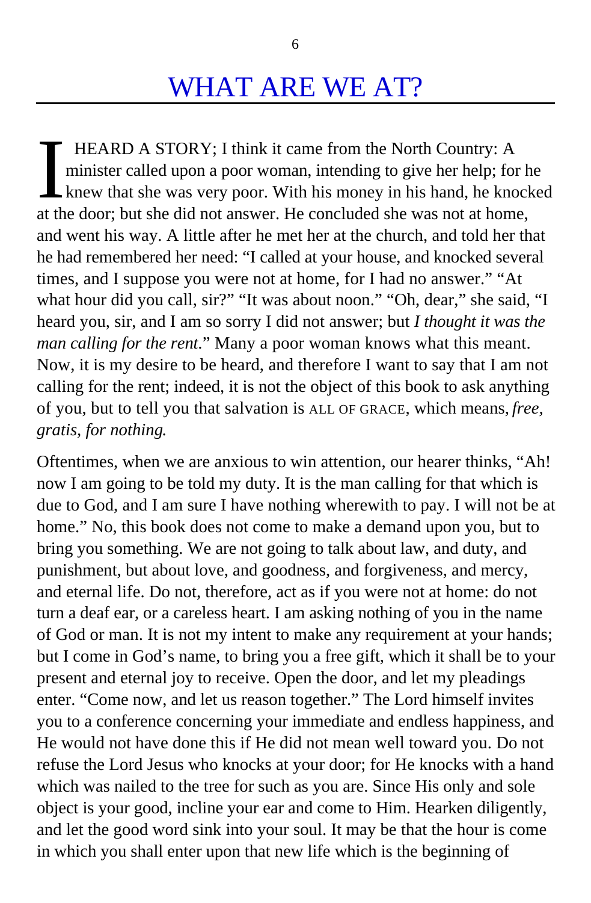# WHAT ARE WE AT?

I HEARD A STORY; I think it came from the North Country: A minister called upon a poor woman, intending to give her help; for he knew that she was very poor. With his money in his hand, he knocked at the door; but she did not answer. He concluded she was not at home, and went his way. A little after he met her at the church, and told her that he had remembered her need: "I called at your house, and knocked several times, and I suppose you were not at home, for I had no answer." "At what hour did you call, sir?" "It was about noon." "Oh, dear," she said, "I heard you, sir, and I am so sorry I did not answer; but *I thought it was the man calling for the rent.*" Many a poor woman knows what this meant. Now, it is my desire to be heard, and therefore I want to say that I am not calling for the rent; indeed, it is not the object of this book to ask anything of you, but to tell you that salvation is ALL OF GRACE, which means, *free, gratis, for nothing.*

Oftentimes, when we are anxious to win attention, our hearer thinks, "Ah! now I am going to be told my duty. It is the man calling for that which is due to God, and I am sure I have nothing wherewith to pay. I will not be at home." No, this book does not come to make a demand upon you, but to bring you something. We are not going to talk about law, and duty, and punishment, but about love, and goodness, and forgiveness, and mercy, and eternal life. Do not, therefore, act as if you were not at home: do not turn a deaf ear, or a careless heart. I am asking nothing of you in the name of God or man. It is not my intent to make any requirement at your hands; but I come in God's name, to bring you a free gift, which it shall be to your present and eternal joy to receive. Open the door, and let my pleadings enter. "Come now, and let us reason together." The Lord himself invites you to a conference concerning your immediate and endless happiness, and He would not have done this if He did not mean well toward you. Do not refuse the Lord Jesus who knocks at your door; for He knocks with a hand which was nailed to the tree for such as you are. Since His only and sole object is your good, incline your ear and come to Him. Hearken diligently, and let the good word sink into your soul. It may be that the hour is come in which you shall enter upon that new life which is the beginning of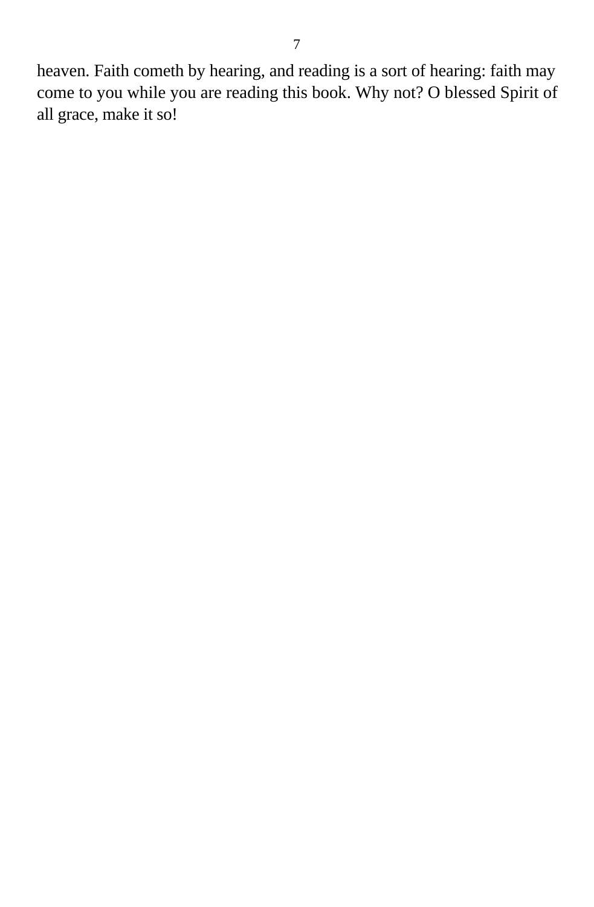heaven. Faith cometh by hearing, and reading is a sort of hearing: faith may come to you while you are reading this book. Why not? O blessed Spirit of all grace, make it so!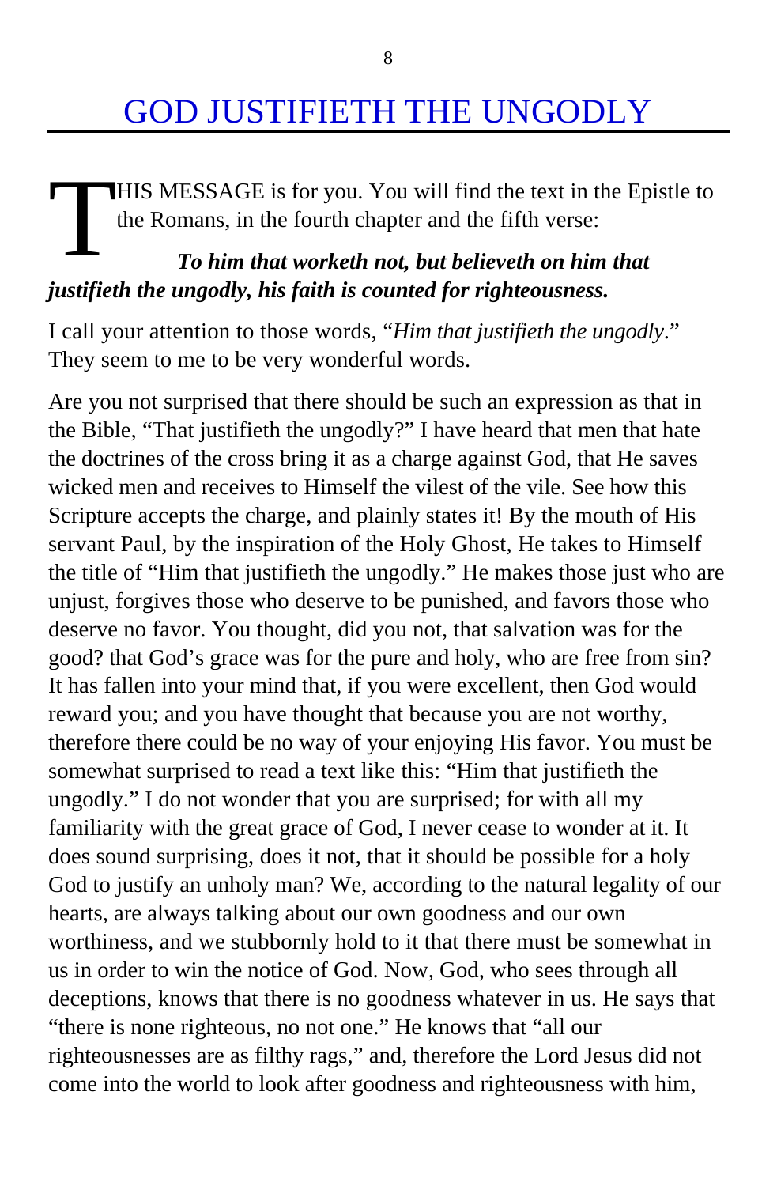# GOD JUSTIFIETH THE UNGODLY

THIS MESSAGE is for you. You will find the text in the Epistle to the Romans, in the fourth chapter and the fifth verse:

***To him that worketh not, but believeth on him that justifieth the ungodly, his faith is counted for righteousness.***

I call your attention to those words, "*Him that justifieth the ungodly*." They seem to me to be very wonderful words.

Are you not surprised that there should be such an expression as that in the Bible, "That justifieth the ungodly?" I have heard that men that hate the doctrines of the cross bring it as a charge against God, that He saves wicked men and receives to Himself the vilest of the vile. See how this Scripture accepts the charge, and plainly states it! By the mouth of His servant Paul, by the inspiration of the Holy Ghost, He takes to Himself the title of "Him that justifieth the ungodly." He makes those just who are unjust, forgives those who deserve to be punished, and favors those who deserve no favor. You thought, did you not, that salvation was for the good? that God's grace was for the pure and holy, who are free from sin? It has fallen into your mind that, if you were excellent, then God would reward you; and you have thought that because you are not worthy, therefore there could be no way of your enjoying His favor. You must be somewhat surprised to read a text like this: "Him that justifieth the ungodly." I do not wonder that you are surprised; for with all my familiarity with the great grace of God, I never cease to wonder at it. It does sound surprising, does it not, that it should be possible for a holy God to justify an unholy man? We, according to the natural legality of our hearts, are always talking about our own goodness and our own worthiness, and we stubbornly hold to it that there must be somewhat in us in order to win the notice of God. Now, God, who sees through all deceptions, knows that there is no goodness whatever in us. He says that "there is none righteous, no not one." He knows that "all our righteousnesses are as filthy rags," and, therefore the Lord Jesus did not come into the world to look after goodness and righteousness with him,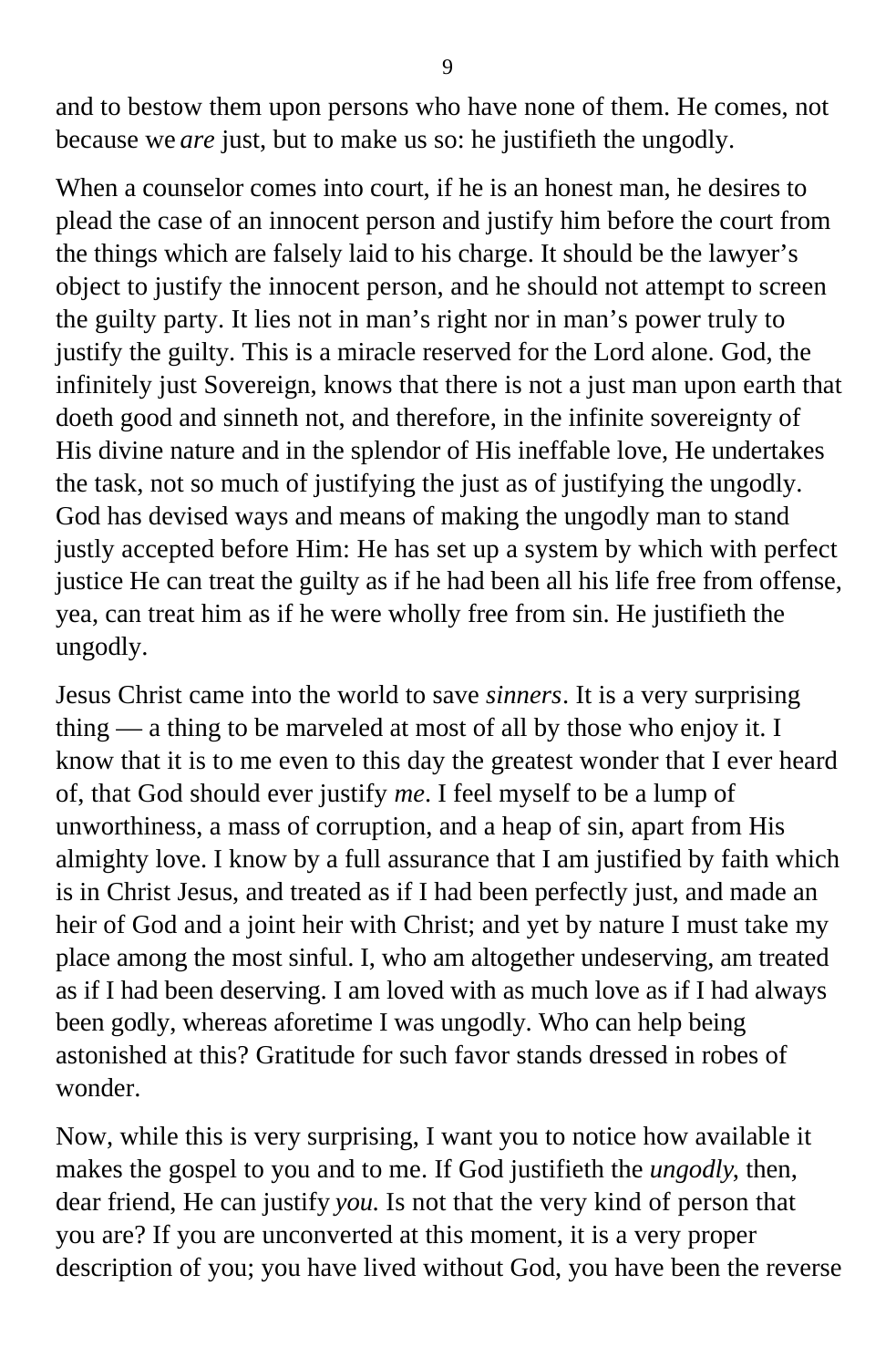and to bestow them upon persons who have none of them. He comes, not because we *are* just, but to make us so: he justifieth the ungodly.

When a counselor comes into court, if he is an honest man, he desires to plead the case of an innocent person and justify him before the court from the things which are falsely laid to his charge. It should be the lawyer's object to justify the innocent person, and he should not attempt to screen the guilty party. It lies not in man's right nor in man's power truly to justify the guilty. This is a miracle reserved for the Lord alone. God, the infinitely just Sovereign, knows that there is not a just man upon earth that doeth good and sinneth not, and therefore, in the infinite sovereignty of His divine nature and in the splendor of His ineffable love, He undertakes the task, not so much of justifying the just as of justifying the ungodly. God has devised ways and means of making the ungodly man to stand justly accepted before Him: He has set up a system by which with perfect justice He can treat the guilty as if he had been all his life free from offense, yea, can treat him as if he were wholly free from sin. He justifieth the ungodly.

Jesus Christ came into the world to save *sinners*. It is a very surprising thing — a thing to be marveled at most of all by those who enjoy it. I know that it is to me even to this day the greatest wonder that I ever heard of, that God should ever justify *me*. I feel myself to be a lump of unworthiness, a mass of corruption, and a heap of sin, apart from His almighty love. I know by a full assurance that I am justified by faith which is in Christ Jesus, and treated as if I had been perfectly just, and made an heir of God and a joint heir with Christ; and yet by nature I must take my place among the most sinful. I, who am altogether undeserving, am treated as if I had been deserving. I am loved with as much love as if I had always been godly, whereas aforetime I was ungodly. Who can help being astonished at this? Gratitude for such favor stands dressed in robes of wonder.

Now, while this is very surprising, I want you to notice how available it makes the gospel to you and to me. If God justifieth the *ungodly*, then, dear friend, He can justify *you*. Is not that the very kind of person that you are? If you are unconverted at this moment, it is a very proper description of you; you have lived without God, you have been the reverse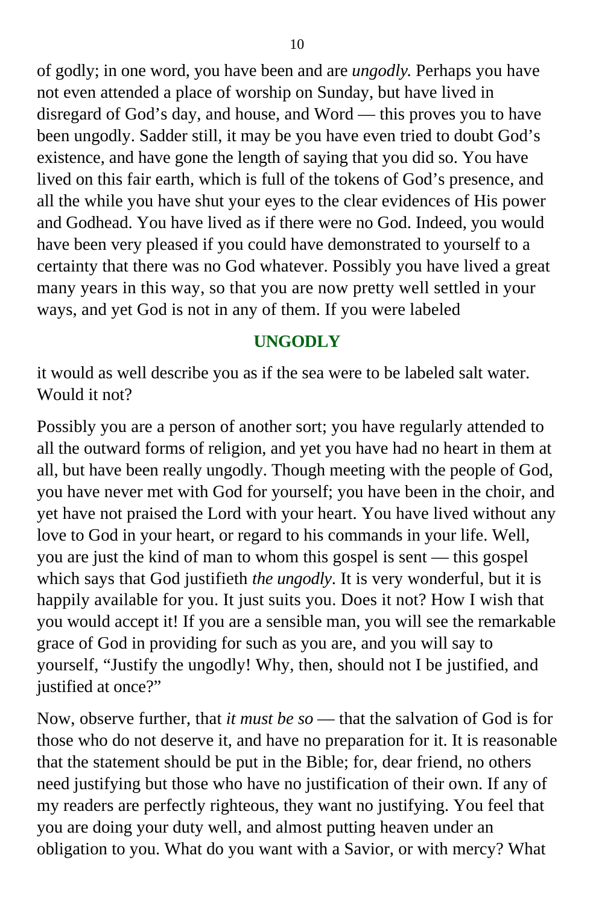of godly; in one word, you have been and are *ungodly.* Perhaps you have not even attended a place of worship on Sunday, but have lived in disregard of God's day, and house, and Word — this proves you to have been ungodly. Sadder still, it may be you have even tried to doubt God's existence, and have gone the length of saying that you did so. You have lived on this fair earth, which is full of the tokens of God's presence, and all the while you have shut your eyes to the clear evidences of His power and Godhead. You have lived as if there were no God. Indeed, you would have been very pleased if you could have demonstrated to yourself to a certainty that there was no God whatever. Possibly you have lived a great many years in this way, so that you are now pretty well settled in your ways, and yet God is not in any of them. If you were labeled

**UNGODLY**

it would as well describe you as if the sea were to be labeled salt water. Would it not?

Possibly you are a person of another sort; you have regularly attended to all the outward forms of religion, and yet you have had no heart in them at all, but have been really ungodly. Though meeting with the people of God, you have never met with God for yourself; you have been in the choir, and yet have not praised the Lord with your heart. You have lived without any love to God in your heart, or regard to his commands in your life. Well, you are just the kind of man to whom this gospel is sent — this gospel which says that God justifieth *the ungodly*. It is very wonderful, but it is happily available for you. It just suits you. Does it not? How I wish that you would accept it! If you are a sensible man, you will see the remarkable grace of God in providing for such as you are, and you will say to yourself, "Justify the ungodly! Why, then, should not I be justified, and justified at once?"

Now, observe further, that *it must be so* — that the salvation of God is for those who do not deserve it, and have no preparation for it. It is reasonable that the statement should be put in the Bible; for, dear friend, no others need justifying but those who have no justification of their own. If any of my readers are perfectly righteous, they want no justifying. You feel that you are doing your duty well, and almost putting heaven under an obligation to you. What do you want with a Savior, or with mercy? What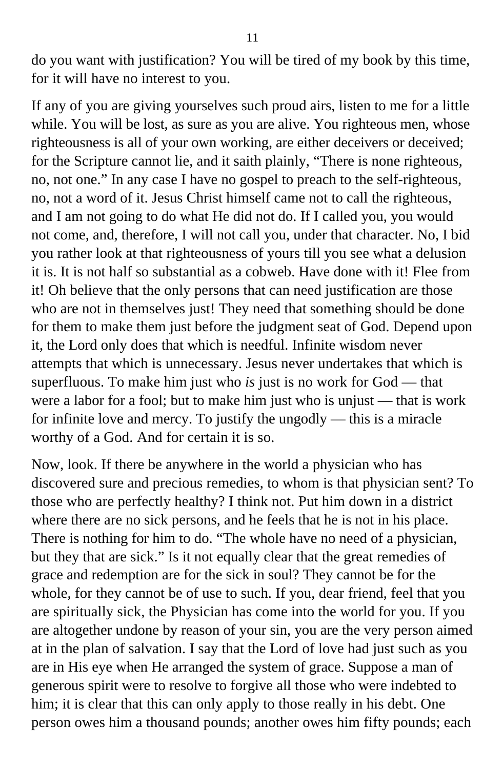do you want with justification? You will be tired of my book by this time, for it will have no interest to you.

If any of you are giving yourselves such proud airs, listen to me for a little while. You will be lost, as sure as you are alive. You righteous men, whose righteousness is all of your own working, are either deceivers or deceived; for the Scripture cannot lie, and it saith plainly, “There is none righteous, no, not one.” In any case I have no gospel to preach to the self-righteous, no, not a word of it. Jesus Christ himself came not to call the righteous, and I am not going to do what He did not do. If I called you, you would not come, and, therefore, I will not call you, under that character. No, I bid you rather look at that righteousness of yours till you see what a delusion it is. It is not half so substantial as a cobweb. Have done with it! Flee from it! Oh believe that the only persons that can need justification are those who are not in themselves just! They need that something should be done for them to make them just before the judgment seat of God. Depend upon it, the Lord only does that which is needful. Infinite wisdom never attempts that which is unnecessary. Jesus never undertakes that which is superfluous. To make him just who *is* just is no work for God — that were a labor for a fool; but to make him just who is unjust — that is work for infinite love and mercy. To justify the ungodly — this is a miracle worthy of a God. And for certain it is so.

Now, look. If there be anywhere in the world a physician who has discovered sure and precious remedies, to whom is that physician sent? To those who are perfectly healthy? I think not. Put him down in a district where there are no sick persons, and he feels that he is not in his place. There is nothing for him to do. “The whole have no need of a physician, but they that are sick.” Is it not equally clear that the great remedies of grace and redemption are for the sick in soul? They cannot be for the whole, for they cannot be of use to such. If you, dear friend, feel that you are spiritually sick, the Physician has come into the world for you. If you are altogether undone by reason of your sin, you are the very person aimed at in the plan of salvation. I say that the Lord of love had just such as you are in His eye when He arranged the system of grace. Suppose a man of generous spirit were to resolve to forgive all those who were indebted to him; it is clear that this can only apply to those really in his debt. One person owes him a thousand pounds; another owes him fifty pounds; each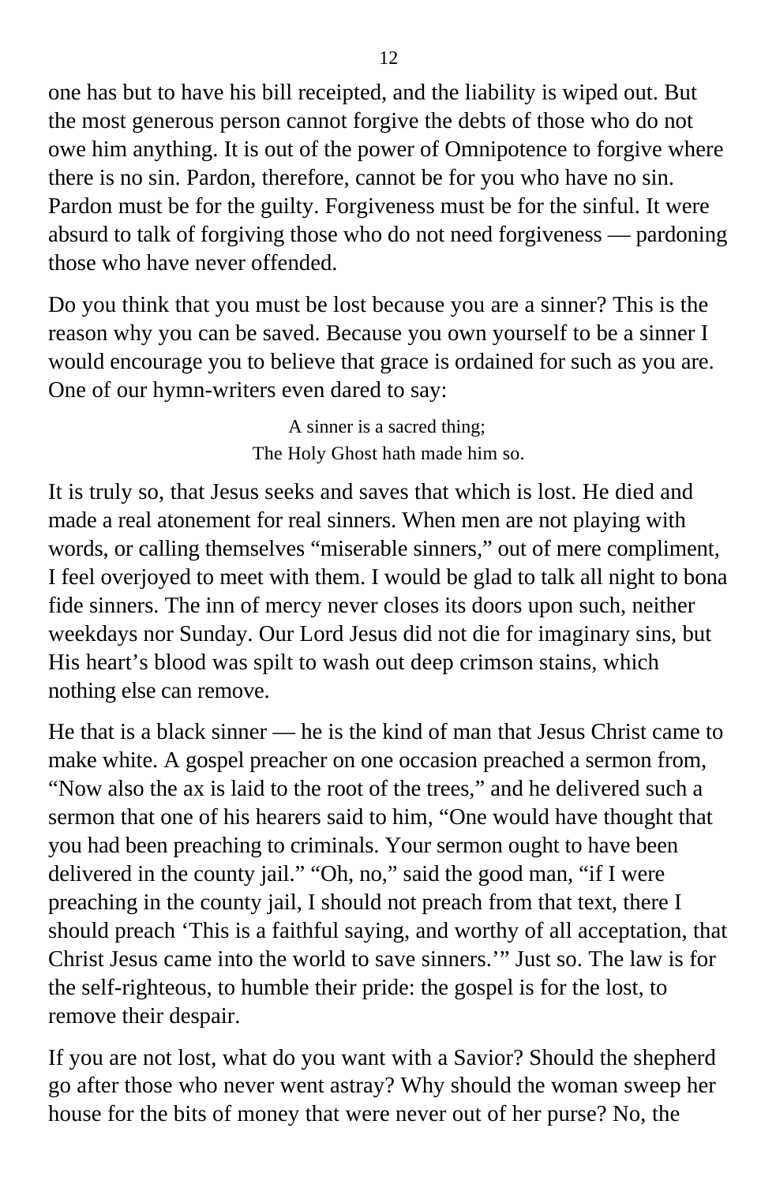one has but to have his bill receipted, and the liability is wiped out. But the most generous person cannot forgive the debts of those who do not owe him anything. It is out of the power of Omnipotence to forgive where there is no sin. Pardon, therefore, cannot be for you who have no sin. Pardon must be for the guilty. Forgiveness must be for the sinful. It were absurd to talk of forgiving those who do not need forgiveness — pardoning those who have never offended.

Do you think that you must be lost because you are a sinner? This is the reason why you can be saved. Because you own yourself to be a sinner I would encourage you to believe that grace is ordained for such as you are. One of our hymn-writers even dared to say:

> A sinner is a sacred thing;
> The Holy Ghost hath made him so.

It is truly so, that Jesus seeks and saves that which is lost. He died and made a real atonement for real sinners. When men are not playing with words, or calling themselves "miserable sinners," out of mere compliment, I feel overjoyed to meet with them. I would be glad to talk all night to bona fide sinners. The inn of mercy never closes its doors upon such, neither weekdays nor Sunday. Our Lord Jesus did not die for imaginary sins, but His heart's blood was spilt to wash out deep crimson stains, which nothing else can remove.

He that is a black sinner — he is the kind of man that Jesus Christ came to make white. A gospel preacher on one occasion preached a sermon from, "Now also the ax is laid to the root of the trees," and he delivered such a sermon that one of his hearers said to him, "One would have thought that you had been preaching to criminals. Your sermon ought to have been delivered in the county jail." "Oh, no," said the good man, "if I were preaching in the county jail, I should not preach from that text, there I should preach 'This is a faithful saying, and worthy of all acceptation, that Christ Jesus came into the world to save sinners.'" Just so. The law is for the self-righteous, to humble their pride: the gospel is for the lost, to remove their despair.

If you are not lost, what do you want with a Savior? Should the shepherd go after those who never went astray? Why should the woman sweep her house for the bits of money that were never out of her purse? No, the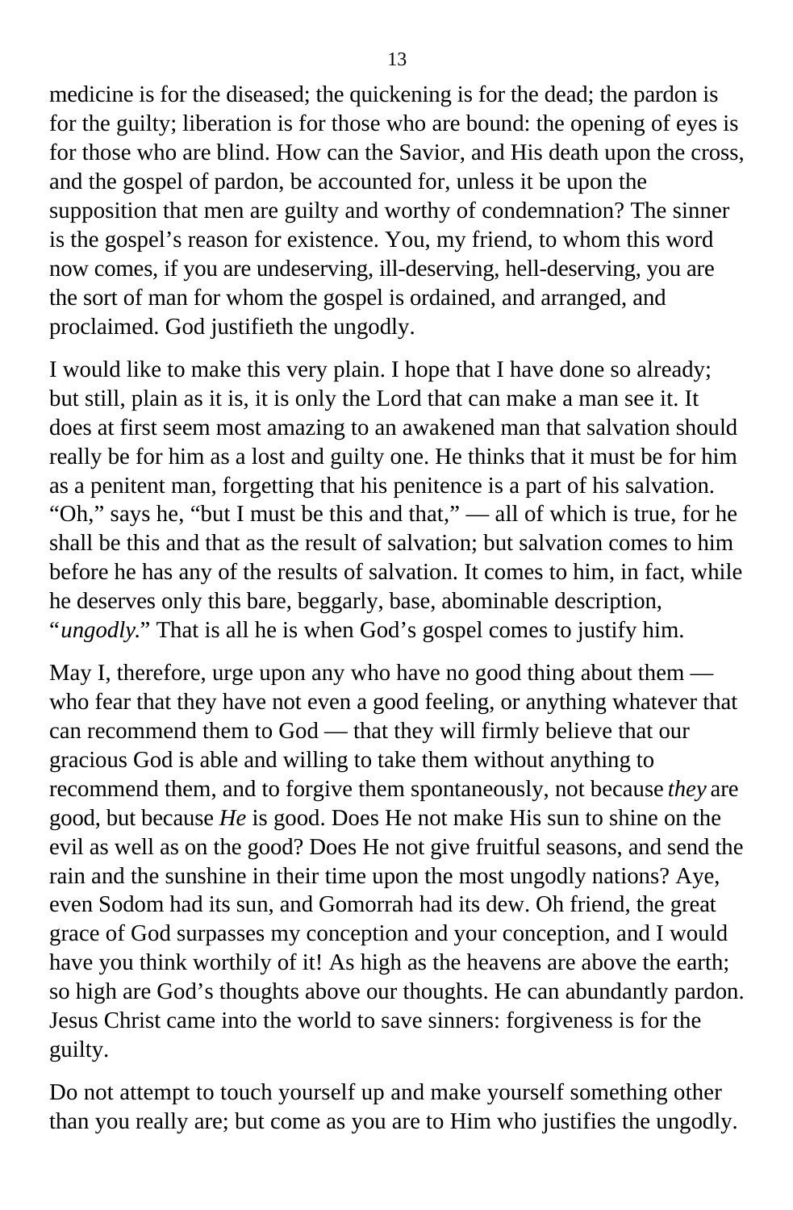medicine is for the diseased; the quickening is for the dead; the pardon is for the guilty; liberation is for those who are bound: the opening of eyes is for those who are blind. How can the Savior, and His death upon the cross, and the gospel of pardon, be accounted for, unless it be upon the supposition that men are guilty and worthy of condemnation? The sinner is the gospel's reason for existence. You, my friend, to whom this word now comes, if you are undeserving, ill-deserving, hell-deserving, you are the sort of man for whom the gospel is ordained, and arranged, and proclaimed. God justifieth the ungodly.

I would like to make this very plain. I hope that I have done so already; but still, plain as it is, it is only the Lord that can make a man see it. It does at first seem most amazing to an awakened man that salvation should really be for him as a lost and guilty one. He thinks that it must be for him as a penitent man, forgetting that his penitence is a part of his salvation. "Oh," says he, "but I must be this and that," — all of which is true, for he shall be this and that as the result of salvation; but salvation comes to him before he has any of the results of salvation. It comes to him, in fact, while he deserves only this bare, beggarly, base, abominable description, "*ungodly.*" That is all he is when God's gospel comes to justify him.

May I, therefore, urge upon any who have no good thing about them — who fear that they have not even a good feeling, or anything whatever that can recommend them to God — that they will firmly believe that our gracious God is able and willing to take them without anything to recommend them, and to forgive them spontaneously, not because *they* are good, but because *He* is good. Does He not make His sun to shine on the evil as well as on the good? Does He not give fruitful seasons, and send the rain and the sunshine in their time upon the most ungodly nations? Aye, even Sodom had its sun, and Gomorrah had its dew. Oh friend, the great grace of God surpasses my conception and your conception, and I would have you think worthily of it! As high as the heavens are above the earth; so high are God's thoughts above our thoughts. He can abundantly pardon. Jesus Christ came into the world to save sinners: forgiveness is for the guilty.

Do not attempt to touch yourself up and make yourself something other than you really are; but come as you are to Him who justifies the ungodly.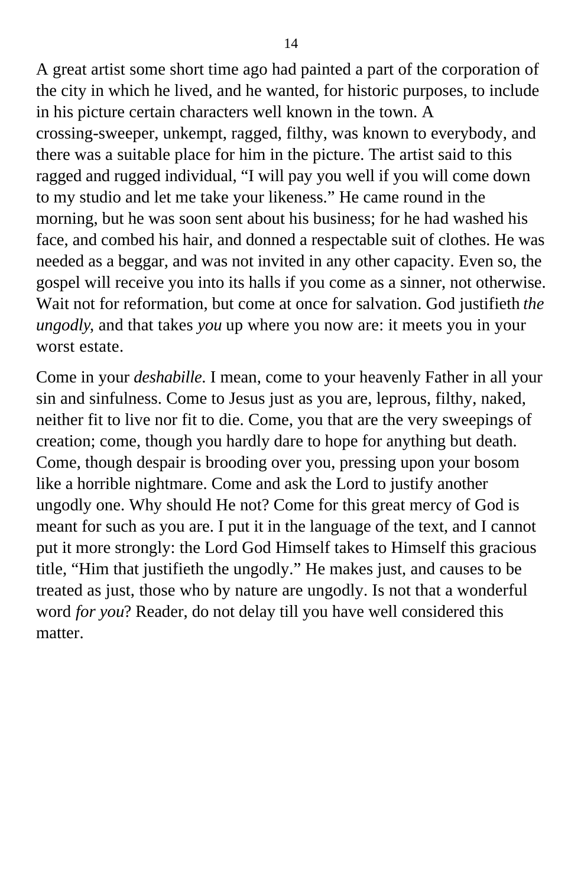A great artist some short time ago had painted a part of the corporation of the city in which he lived, and he wanted, for historic purposes, to include in his picture certain characters well known in the town. A crossing-sweeper, unkempt, ragged, filthy, was known to everybody, and there was a suitable place for him in the picture. The artist said to this ragged and rugged individual, “I will pay you well if you will come down to my studio and let me take your likeness.” He came round in the morning, but he was soon sent about his business; for he had washed his face, and combed his hair, and donned a respectable suit of clothes. He was needed as a beggar, and was not invited in any other capacity. Even so, the gospel will receive you into its halls if you come as a sinner, not otherwise. Wait not for reformation, but come at once for salvation. God justifieth *the ungodly*, and that takes *you* up where you now are: it meets you in your worst estate.

Come in your *deshabille*. I mean, come to your heavenly Father in all your sin and sinfulness. Come to Jesus just as you are, leprous, filthy, naked, neither fit to live nor fit to die. Come, you that are the very sweepings of creation; come, though you hardly dare to hope for anything but death. Come, though despair is brooding over you, pressing upon your bosom like a horrible nightmare. Come and ask the Lord to justify another ungodly one. Why should He not? Come for this great mercy of God is meant for such as you are. I put it in the language of the text, and I cannot put it more strongly: the Lord God Himself takes to Himself this gracious title, “Him that justifieth the ungodly.” He makes just, and causes to be treated as just, those who by nature are ungodly. Is not that a wonderful word *for you*? Reader, do not delay till you have well considered this matter.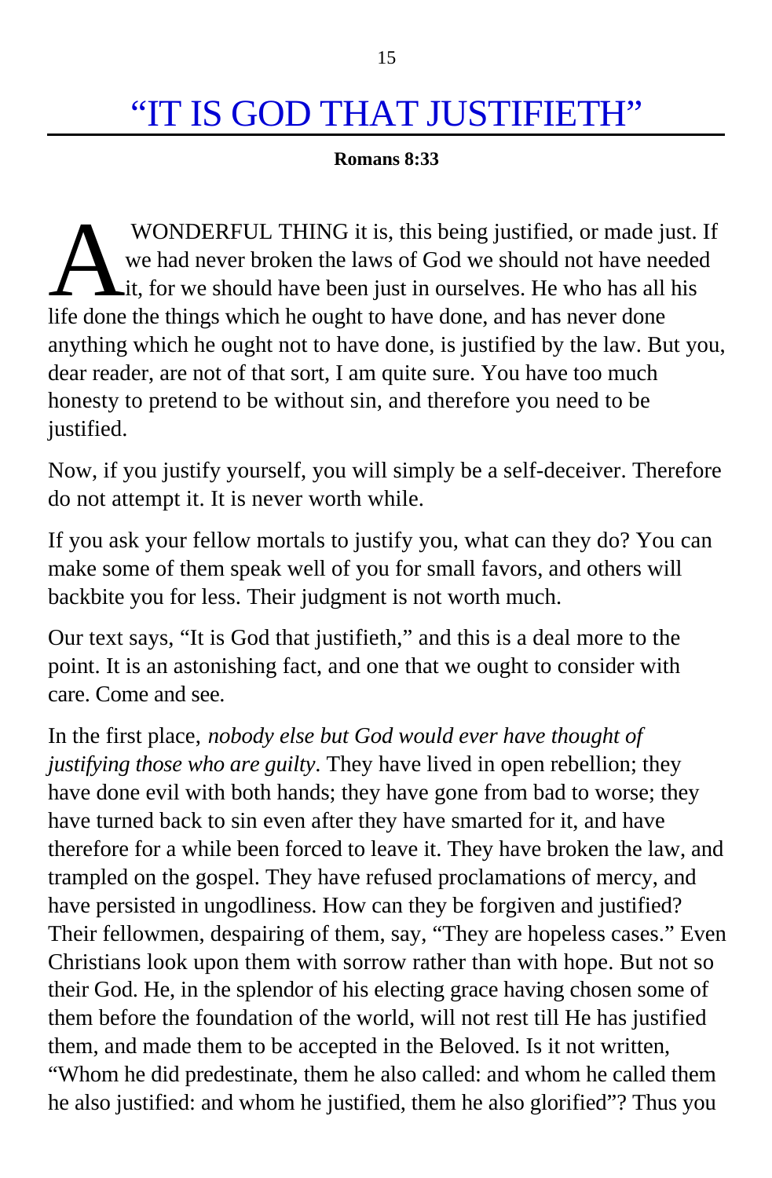# "IT IS GOD THAT JUSTIFIETH"

**Romans 8:33**

A WONDERFUL THING it is, this being justified, or made just. If we had never broken the laws of God we should not have needed it, for we should have been just in ourselves. He who has all his life done the things which he ought to have done, and has never done anything which he ought not to have done, is justified by the law. But you, dear reader, are not of that sort, I am quite sure. You have too much honesty to pretend to be without sin, and therefore you need to be justified.

Now, if you justify yourself, you will simply be a self-deceiver. Therefore do not attempt it. It is never worth while.

If you ask your fellow mortals to justify you, what can they do? You can make some of them speak well of you for small favors, and others will backbite you for less. Their judgment is not worth much.

Our text says, "It is God that justifieth," and this is a deal more to the point. It is an astonishing fact, and one that we ought to consider with care. Come and see.

In the first place, *nobody else but God would ever have thought of justifying those who are guilty*. They have lived in open rebellion; they have done evil with both hands; they have gone from bad to worse; they have turned back to sin even after they have smarted for it, and have therefore for a while been forced to leave it. They have broken the law, and trampled on the gospel. They have refused proclamations of mercy, and have persisted in ungodliness. How can they be forgiven and justified? Their fellowmen, despairing of them, say, "They are hopeless cases." Even Christians look upon them with sorrow rather than with hope. But not so their God. He, in the splendor of his electing grace having chosen some of them before the foundation of the world, will not rest till He has justified them, and made them to be accepted in the Beloved. Is it not written, "Whom he did predestinate, them he also called: and whom he called them he also justified: and whom he justified, them he also glorified"? Thus you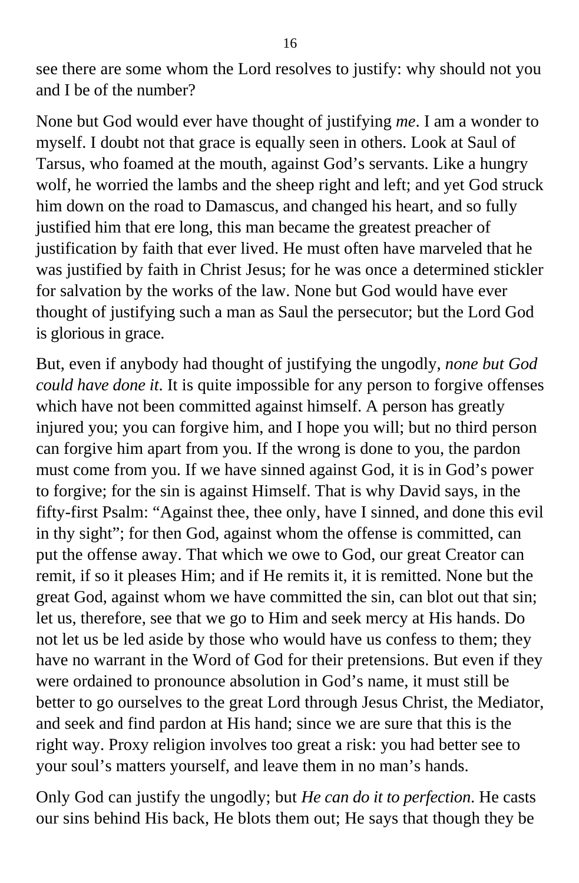see there are some whom the Lord resolves to justify: why should not you and I be of the number?

None but God would ever have thought of justifying *me*. I am a wonder to myself. I doubt not that grace is equally seen in others. Look at Saul of Tarsus, who foamed at the mouth, against God's servants. Like a hungry wolf, he worried the lambs and the sheep right and left; and yet God struck him down on the road to Damascus, and changed his heart, and so fully justified him that ere long, this man became the greatest preacher of justification by faith that ever lived. He must often have marveled that he was justified by faith in Christ Jesus; for he was once a determined stickler for salvation by the works of the law. None but God would have ever thought of justifying such a man as Saul the persecutor; but the Lord God is glorious in grace.

But, even if anybody had thought of justifying the ungodly, *none but God could have done it*. It is quite impossible for any person to forgive offenses which have not been committed against himself. A person has greatly injured you; you can forgive him, and I hope you will; but no third person can forgive him apart from you. If the wrong is done to you, the pardon must come from you. If we have sinned against God, it is in God's power to forgive; for the sin is against Himself. That is why David says, in the fifty-first Psalm: "Against thee, thee only, have I sinned, and done this evil in thy sight"; for then God, against whom the offense is committed, can put the offense away. That which we owe to God, our great Creator can remit, if so it pleases Him; and if He remits it, it is remitted. None but the great God, against whom we have committed the sin, can blot out that sin; let us, therefore, see that we go to Him and seek mercy at His hands. Do not let us be led aside by those who would have us confess to them; they have no warrant in the Word of God for their pretensions. But even if they were ordained to pronounce absolution in God's name, it must still be better to go ourselves to the great Lord through Jesus Christ, the Mediator, and seek and find pardon at His hand; since we are sure that this is the right way. Proxy religion involves too great a risk: you had better see to your soul's matters yourself, and leave them in no man's hands.

Only God can justify the ungodly; but *He can do it to perfection*. He casts our sins behind His back, He blots them out; He says that though they be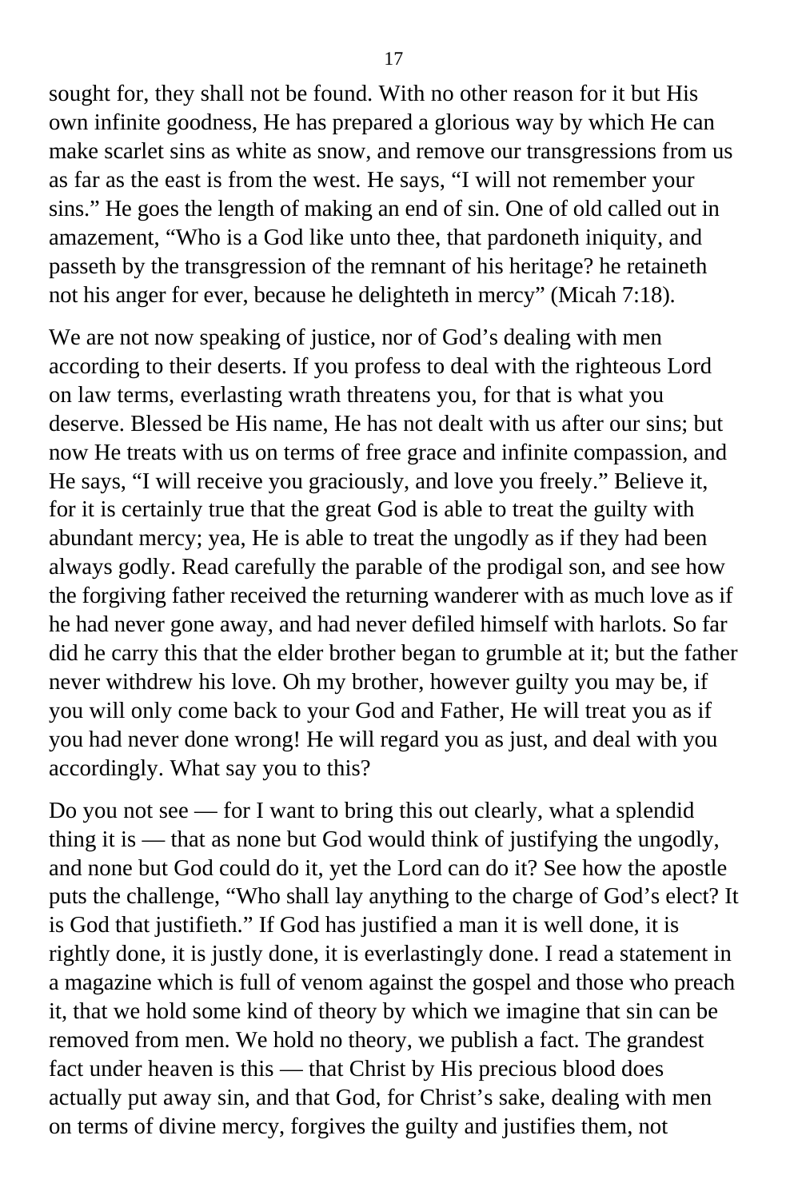sought for, they shall not be found. With no other reason for it but His own infinite goodness, He has prepared a glorious way by which He can make scarlet sins as white as snow, and remove our transgressions from us as far as the east is from the west. He says, "I will not remember your sins." He goes the length of making an end of sin. One of old called out in amazement, "Who is a God like unto thee, that pardoneth iniquity, and passeth by the transgression of the remnant of his heritage? he retaineth not his anger for ever, because he delighteth in mercy" (Micah 7:18).

We are not now speaking of justice, nor of God's dealing with men according to their deserts. If you profess to deal with the righteous Lord on law terms, everlasting wrath threatens you, for that is what you deserve. Blessed be His name, He has not dealt with us after our sins; but now He treats with us on terms of free grace and infinite compassion, and He says, "I will receive you graciously, and love you freely." Believe it, for it is certainly true that the great God is able to treat the guilty with abundant mercy; yea, He is able to treat the ungodly as if they had been always godly. Read carefully the parable of the prodigal son, and see how the forgiving father received the returning wanderer with as much love as if he had never gone away, and had never defiled himself with harlots. So far did he carry this that the elder brother began to grumble at it; but the father never withdrew his love. Oh my brother, however guilty you may be, if you will only come back to your God and Father, He will treat you as if you had never done wrong! He will regard you as just, and deal with you accordingly. What say you to this?

Do you not see — for I want to bring this out clearly, what a splendid thing it is — that as none but God would think of justifying the ungodly, and none but God could do it, yet the Lord can do it? See how the apostle puts the challenge, "Who shall lay anything to the charge of God's elect? It is God that justifieth." If God has justified a man it is well done, it is rightly done, it is justly done, it is everlastingly done. I read a statement in a magazine which is full of venom against the gospel and those who preach it, that we hold some kind of theory by which we imagine that sin can be removed from men. We hold no theory, we publish a fact. The grandest fact under heaven is this — that Christ by His precious blood does actually put away sin, and that God, for Christ's sake, dealing with men on terms of divine mercy, forgives the guilty and justifies them, not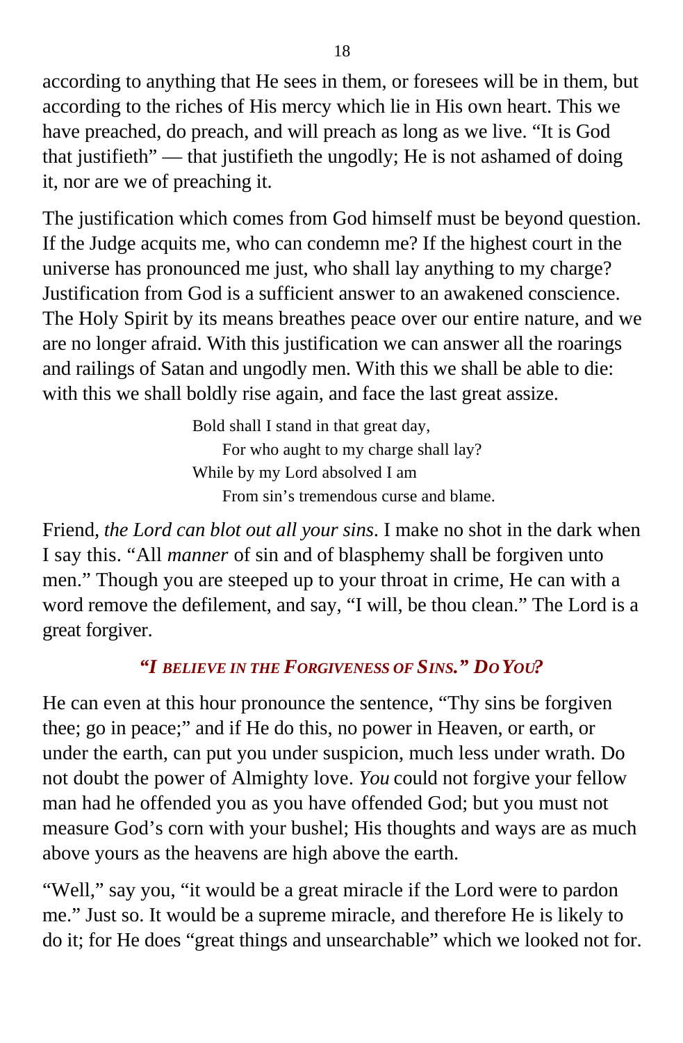according to anything that He sees in them, or foresees will be in them, but according to the riches of His mercy which lie in His own heart. This we have preached, do preach, and will preach as long as we live. "It is God that justifieth" — that justifieth the ungodly; He is not ashamed of doing it, nor are we of preaching it.

The justification which comes from God himself must be beyond question. If the Judge acquits me, who can condemn me? If the highest court in the universe has pronounced me just, who shall lay anything to my charge? Justification from God is a sufficient answer to an awakened conscience. The Holy Spirit by its means breathes peace over our entire nature, and we are no longer afraid. With this justification we can answer all the roarings and railings of Satan and ungodly men. With this we shall be able to die: with this we shall boldly rise again, and face the last great assize.

> Bold shall I stand in that great day,
> For who aught to my charge shall lay?
> While by my Lord absolved I am
> From sin's tremendous curse and blame.

Friend, *the Lord can blot out all your sins*. I make no shot in the dark when I say this. "All *manner* of sin and of blasphemy shall be forgiven unto men." Though you are steeped up to your throat in crime, He can with a word remove the defilement, and say, "I will, be thou clean." The Lord is a great forgiver.

### *"I believe in the Forgiveness of Sins." Do You?*

He can even at this hour pronounce the sentence, "Thy sins be forgiven thee; go in peace;" and if He do this, no power in Heaven, or earth, or under the earth, can put you under suspicion, much less under wrath. Do not doubt the power of Almighty love. *You* could not forgive your fellow man had he offended you as you have offended God; but you must not measure God's corn with your bushel; His thoughts and ways are as much above yours as the heavens are high above the earth.

"Well," say you, "it would be a great miracle if the Lord were to pardon me." Just so. It would be a supreme miracle, and therefore He is likely to do it; for He does "great things and unsearchable" which we looked not for.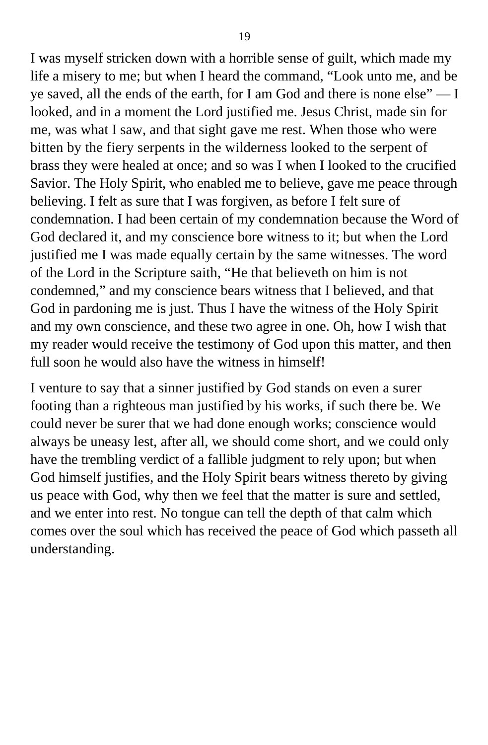I was myself stricken down with a horrible sense of guilt, which made my life a misery to me; but when I heard the command, "Look unto me, and be ye saved, all the ends of the earth, for I am God and there is none else" — I looked, and in a moment the Lord justified me. Jesus Christ, made sin for me, was what I saw, and that sight gave me rest. When those who were bitten by the fiery serpents in the wilderness looked to the serpent of brass they were healed at once; and so was I when I looked to the crucified Savior. The Holy Spirit, who enabled me to believe, gave me peace through believing. I felt as sure that I was forgiven, as before I felt sure of condemnation. I had been certain of my condemnation because the Word of God declared it, and my conscience bore witness to it; but when the Lord justified me I was made equally certain by the same witnesses. The word of the Lord in the Scripture saith, "He that believeth on him is not condemned," and my conscience bears witness that I believed, and that God in pardoning me is just. Thus I have the witness of the Holy Spirit and my own conscience, and these two agree in one. Oh, how I wish that my reader would receive the testimony of God upon this matter, and then full soon he would also have the witness in himself!

I venture to say that a sinner justified by God stands on even a surer footing than a righteous man justified by his works, if such there be. We could never be surer that we had done enough works; conscience would always be uneasy lest, after all, we should come short, and we could only have the trembling verdict of a fallible judgment to rely upon; but when God himself justifies, and the Holy Spirit bears witness thereto by giving us peace with God, why then we feel that the matter is sure and settled, and we enter into rest. No tongue can tell the depth of that calm which comes over the soul which has received the peace of God which passeth all understanding.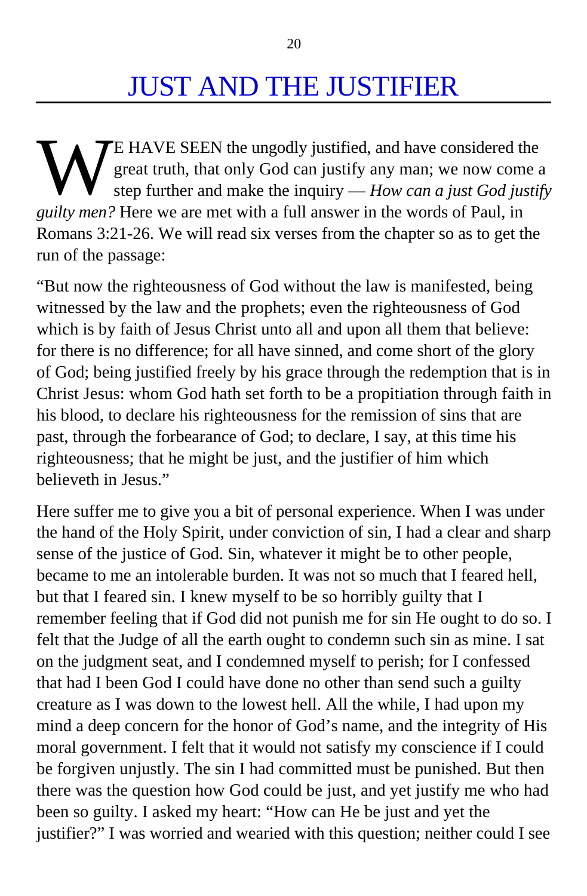# JUST AND THE JUSTIFIER

WE HAVE SEEN the ungodly justified, and have considered the great truth, that only God can justify any man; we now come a step further and make the inquiry — *How can a just God justify guilty men?* Here we are met with a full answer in the words of Paul, in Romans 3:21-26. We will read six verses from the chapter so as to get the run of the passage:

"But now the righteousness of God without the law is manifested, being witnessed by the law and the prophets; even the righteousness of God which is by faith of Jesus Christ unto all and upon all them that believe: for there is no difference; for all have sinned, and come short of the glory of God; being justified freely by his grace through the redemption that is in Christ Jesus: whom God hath set forth to be a propitiation through faith in his blood, to declare his righteousness for the remission of sins that are past, through the forbearance of God; to declare, I say, at this time his righteousness; that he might be just, and the justifier of him which believeth in Jesus."

Here suffer me to give you a bit of personal experience. When I was under the hand of the Holy Spirit, under conviction of sin, I had a clear and sharp sense of the justice of God. Sin, whatever it might be to other people, became to me an intolerable burden. It was not so much that I feared hell, but that I feared sin. I knew myself to be so horribly guilty that I remember feeling that if God did not punish me for sin He ought to do so. I felt that the Judge of all the earth ought to condemn such sin as mine. I sat on the judgment seat, and I condemned myself to perish; for I confessed that had I been God I could have done no other than send such a guilty creature as I was down to the lowest hell. All the while, I had upon my mind a deep concern for the honor of God's name, and the integrity of His moral government. I felt that it would not satisfy my conscience if I could be forgiven unjustly. The sin I had committed must be punished. But then there was the question how God could be just, and yet justify me who had been so guilty. I asked my heart: "How can He be just and yet the justifier?" I was worried and wearied with this question; neither could I see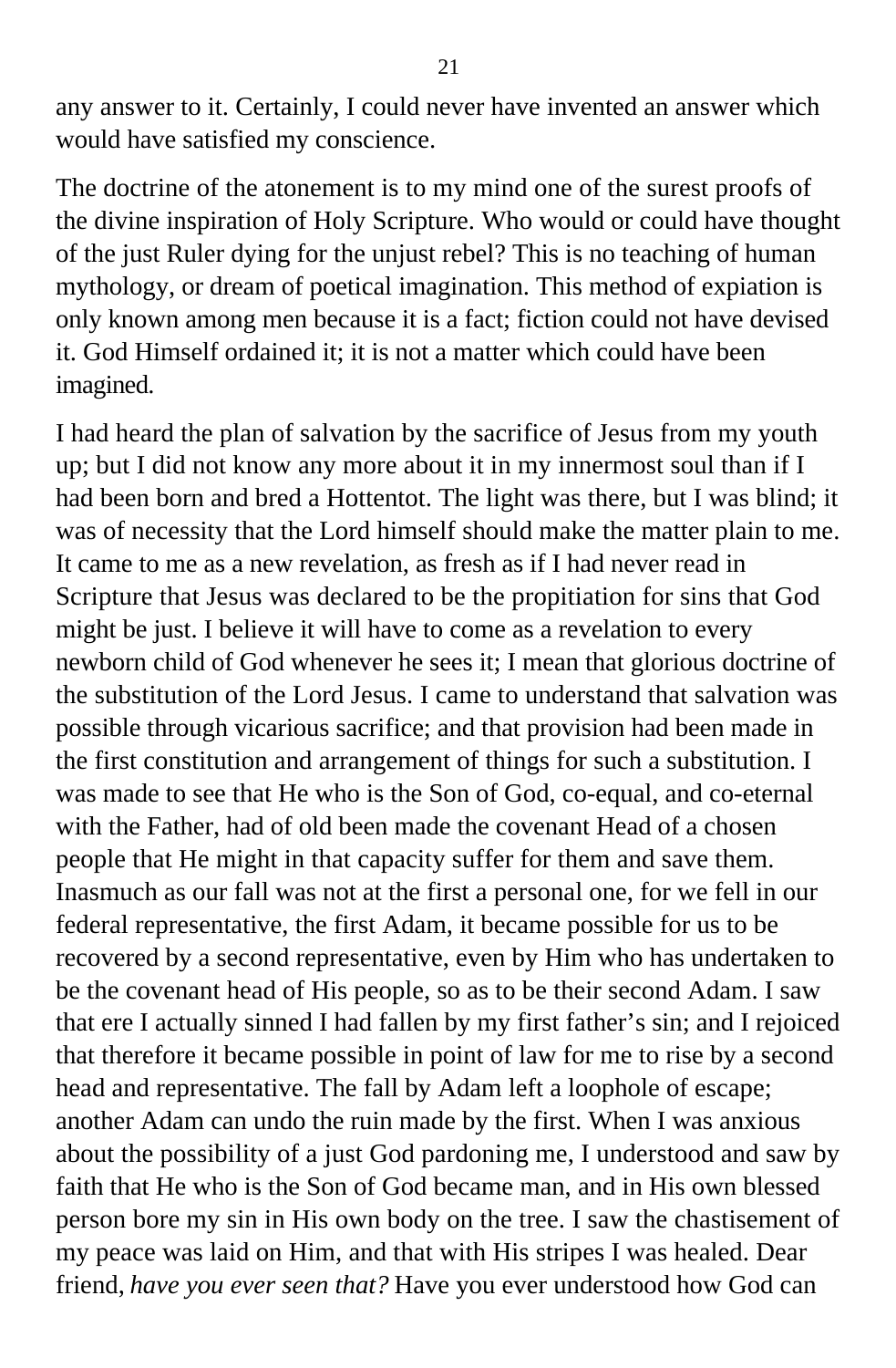any answer to it. Certainly, I could never have invented an answer which would have satisfied my conscience.

The doctrine of the atonement is to my mind one of the surest proofs of the divine inspiration of Holy Scripture. Who would or could have thought of the just Ruler dying for the unjust rebel? This is no teaching of human mythology, or dream of poetical imagination. This method of expiation is only known among men because it is a fact; fiction could not have devised it. God Himself ordained it; it is not a matter which could have been imagined.

I had heard the plan of salvation by the sacrifice of Jesus from my youth up; but I did not know any more about it in my innermost soul than if I had been born and bred a Hottentot. The light was there, but I was blind; it was of necessity that the Lord himself should make the matter plain to me. It came to me as a new revelation, as fresh as if I had never read in Scripture that Jesus was declared to be the propitiation for sins that God might be just. I believe it will have to come as a revelation to every newborn child of God whenever he sees it; I mean that glorious doctrine of the substitution of the Lord Jesus. I came to understand that salvation was possible through vicarious sacrifice; and that provision had been made in the first constitution and arrangement of things for such a substitution. I was made to see that He who is the Son of God, co-equal, and co-eternal with the Father, had of old been made the covenant Head of a chosen people that He might in that capacity suffer for them and save them. Inasmuch as our fall was not at the first a personal one, for we fell in our federal representative, the first Adam, it became possible for us to be recovered by a second representative, even by Him who has undertaken to be the covenant head of His people, so as to be their second Adam. I saw that ere I actually sinned I had fallen by my first father's sin; and I rejoiced that therefore it became possible in point of law for me to rise by a second head and representative. The fall by Adam left a loophole of escape; another Adam can undo the ruin made by the first. When I was anxious about the possibility of a just God pardoning me, I understood and saw by faith that He who is the Son of God became man, and in His own blessed person bore my sin in His own body on the tree. I saw the chastisement of my peace was laid on Him, and that with His stripes I was healed. Dear friend, *have you ever seen that?* Have you ever understood how God can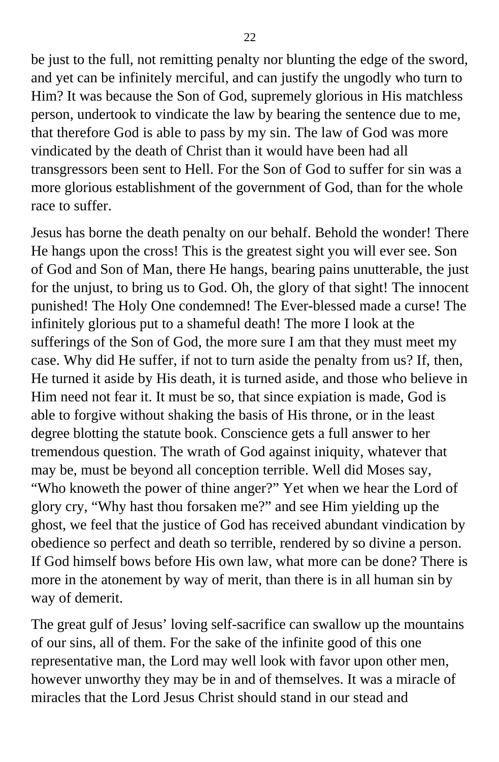be just to the full, not remitting penalty nor blunting the edge of the sword, and yet can be infinitely merciful, and can justify the ungodly who turn to Him? It was because the Son of God, supremely glorious in His matchless person, undertook to vindicate the law by bearing the sentence due to me, that therefore God is able to pass by my sin. The law of God was more vindicated by the death of Christ than it would have been had all transgressors been sent to Hell. For the Son of God to suffer for sin was a more glorious establishment of the government of God, than for the whole race to suffer.

Jesus has borne the death penalty on our behalf. Behold the wonder! There He hangs upon the cross! This is the greatest sight you will ever see. Son of God and Son of Man, there He hangs, bearing pains unutterable, the just for the unjust, to bring us to God. Oh, the glory of that sight! The innocent punished! The Holy One condemned! The Ever-blessed made a curse! The infinitely glorious put to a shameful death! The more I look at the sufferings of the Son of God, the more sure I am that they must meet my case. Why did He suffer, if not to turn aside the penalty from us? If, then, He turned it aside by His death, it is turned aside, and those who believe in Him need not fear it. It must be so, that since expiation is made, God is able to forgive without shaking the basis of His throne, or in the least degree blotting the statute book. Conscience gets a full answer to her tremendous question. The wrath of God against iniquity, whatever that may be, must be beyond all conception terrible. Well did Moses say, “Who knoweth the power of thine anger?” Yet when we hear the Lord of glory cry, “Why hast thou forsaken me?” and see Him yielding up the ghost, we feel that the justice of God has received abundant vindication by obedience so perfect and death so terrible, rendered by so divine a person. If God himself bows before His own law, what more can be done? There is more in the atonement by way of merit, than there is in all human sin by way of demerit.

The great gulf of Jesus’ loving self-sacrifice can swallow up the mountains of our sins, all of them. For the sake of the infinite good of this one representative man, the Lord may well look with favor upon other men, however unworthy they may be in and of themselves. It was a miracle of miracles that the Lord Jesus Christ should stand in our stead and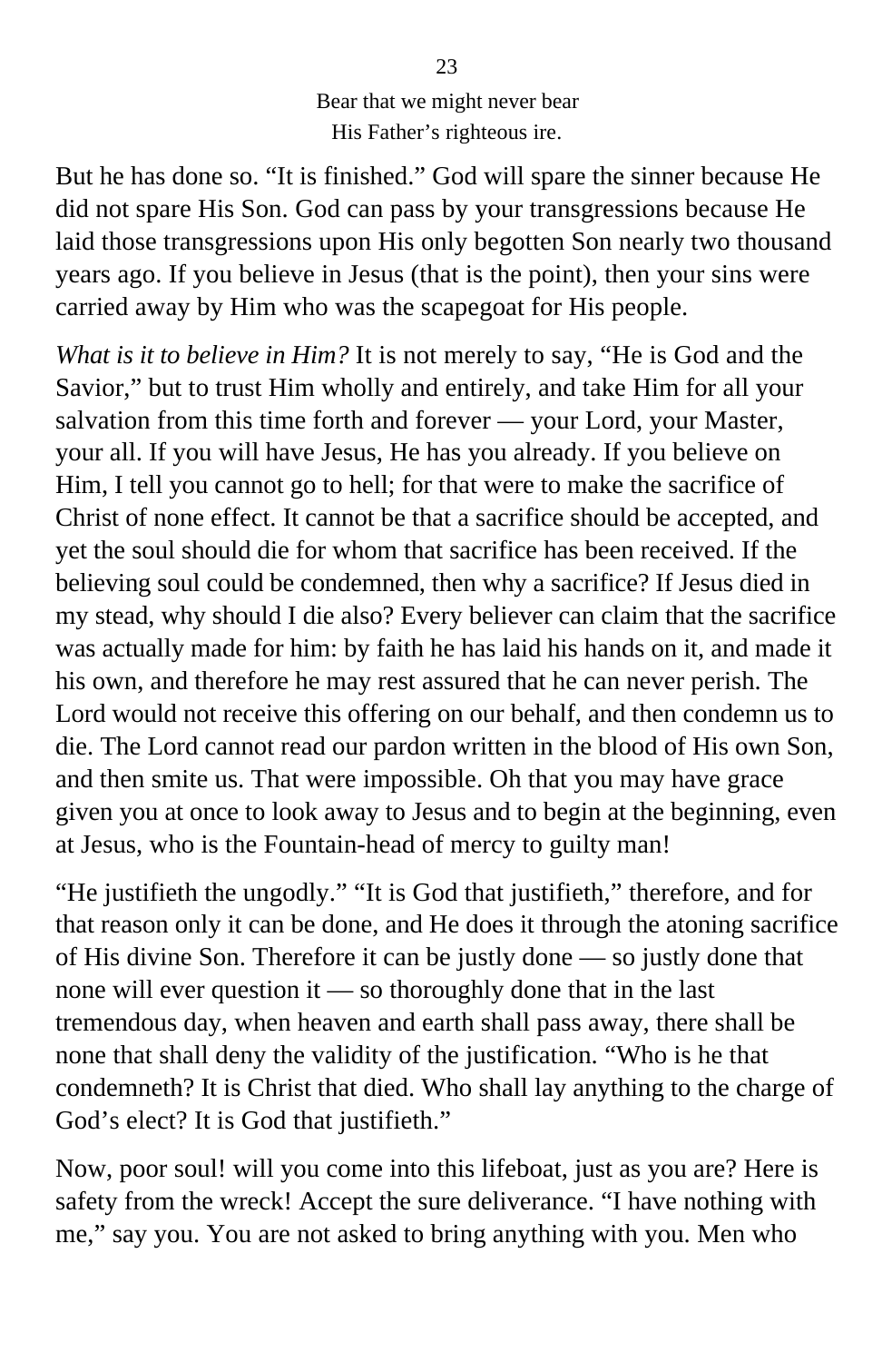Bear that we might never bear  
His Father's righteous ire.

But he has done so. "It is finished." God will spare the sinner because He did not spare His Son. God can pass by your transgressions because He laid those transgressions upon His only begotten Son nearly two thousand years ago. If you believe in Jesus (that is the point), then your sins were carried away by Him who was the scapegoat for His people.

*What is it to believe in Him?* It is not merely to say, "He is God and the Savior," but to trust Him wholly and entirely, and take Him for all your salvation from this time forth and forever — your Lord, your Master, your all. If you will have Jesus, He has you already. If you believe on Him, I tell you cannot go to hell; for that were to make the sacrifice of Christ of none effect. It cannot be that a sacrifice should be accepted, and yet the soul should die for whom that sacrifice has been received. If the believing soul could be condemned, then why a sacrifice? If Jesus died in my stead, why should I die also? Every believer can claim that the sacrifice was actually made for him: by faith he has laid his hands on it, and made it his own, and therefore he may rest assured that he can never perish. The Lord would not receive this offering on our behalf, and then condemn us to die. The Lord cannot read our pardon written in the blood of His own Son, and then smite us. That were impossible. Oh that you may have grace given you at once to look away to Jesus and to begin at the beginning, even at Jesus, who is the Fountain-head of mercy to guilty man!

"He justifieth the ungodly." "It is God that justifieth," therefore, and for that reason only it can be done, and He does it through the atoning sacrifice of His divine Son. Therefore it can be justly done — so justly done that none will ever question it — so thoroughly done that in the last tremendous day, when heaven and earth shall pass away, there shall be none that shall deny the validity of the justification. "Who is he that condemneth? It is Christ that died. Who shall lay anything to the charge of God's elect? It is God that justifieth."

Now, poor soul! will you come into this lifeboat, just as you are? Here is safety from the wreck! Accept the sure deliverance. "I have nothing with me," say you. You are not asked to bring anything with you. Men who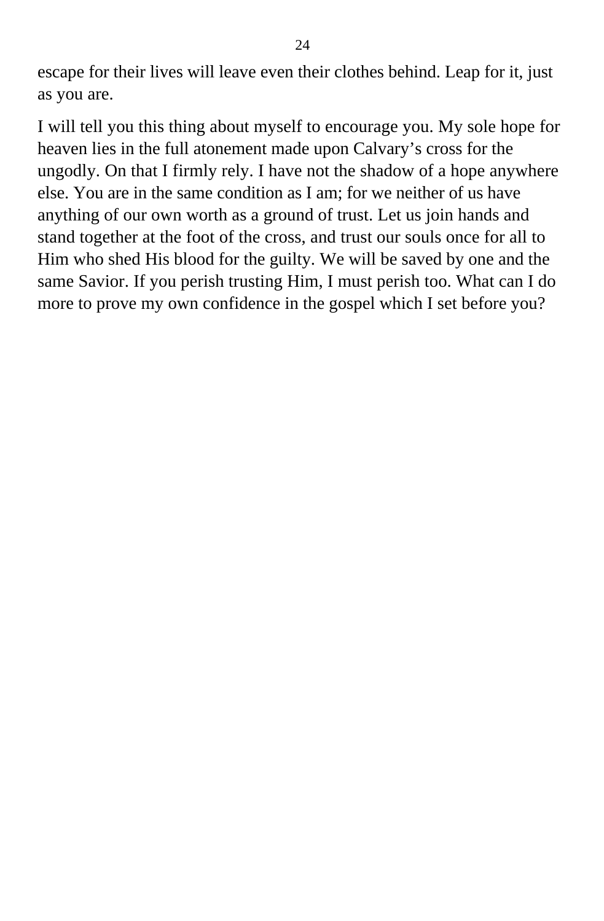escape for their lives will leave even their clothes behind. Leap for it, just as you are.

I will tell you this thing about myself to encourage you. My sole hope for heaven lies in the full atonement made upon Calvary's cross for the ungodly. On that I firmly rely. I have not the shadow of a hope anywhere else. You are in the same condition as I am; for we neither of us have anything of our own worth as a ground of trust. Let us join hands and stand together at the foot of the cross, and trust our souls once for all to Him who shed His blood for the guilty. We will be saved by one and the same Savior. If you perish trusting Him, I must perish too. What can I do more to prove my own confidence in the gospel which I set before you?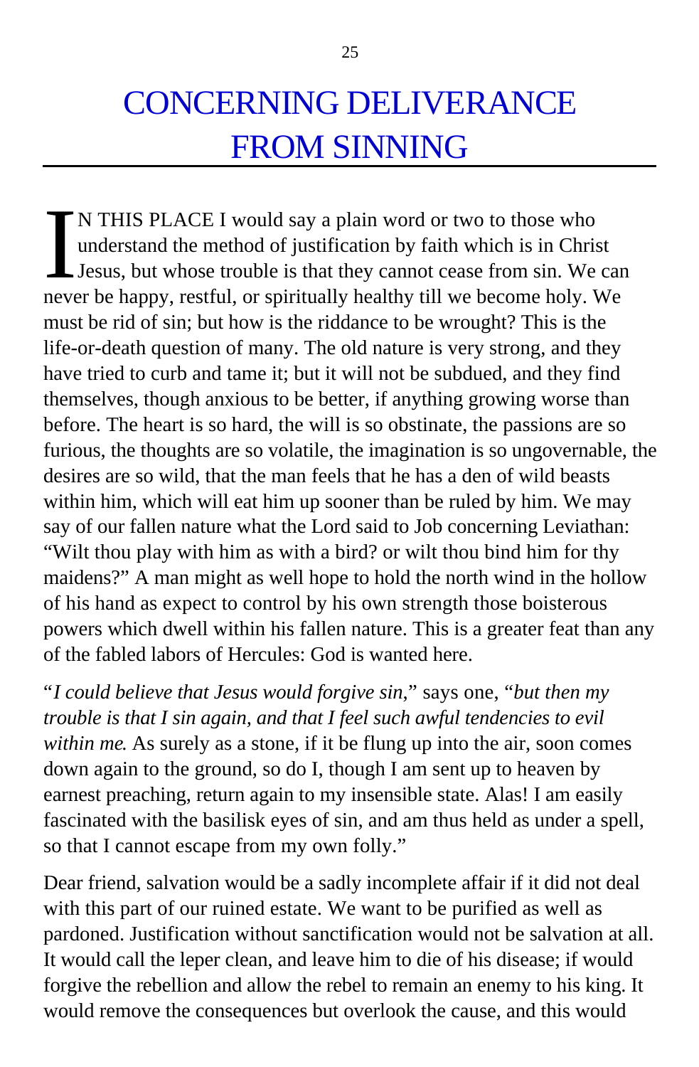# CONCERNING DELIVERANCE FROM SINNING

IN THIS PLACE I would say a plain word or two to those who understand the method of justification by faith which is in Christ Jesus, but whose trouble is that they cannot cease from sin. We can never be happy, restful, or spiritually healthy till we become holy. We must be rid of sin; but how is the riddance to be wrought? This is the life-or-death question of many. The old nature is very strong, and they have tried to curb and tame it; but it will not be subdued, and they find themselves, though anxious to be better, if anything growing worse than before. The heart is so hard, the will is so obstinate, the passions are so furious, the thoughts are so volatile, the imagination is so ungovernable, the desires are so wild, that the man feels that he has a den of wild beasts within him, which will eat him up sooner than be ruled by him. We may say of our fallen nature what the Lord said to Job concerning Leviathan: "Wilt thou play with him as with a bird? or wilt thou bind him for thy maidens?" A man might as well hope to hold the north wind in the hollow of his hand as expect to control by his own strength those boisterous powers which dwell within his fallen nature. This is a greater feat than any of the fabled labors of Hercules: God is wanted here.

"*I could believe that Jesus would forgive sin*," says one, "*but then my trouble is that I sin again, and that I feel such awful tendencies to evil within me*. As surely as a stone, if it be flung up into the air, soon comes down again to the ground, so do I, though I am sent up to heaven by earnest preaching, return again to my insensible state. Alas! I am easily fascinated with the basilisk eyes of sin, and am thus held as under a spell, so that I cannot escape from my own folly."

Dear friend, salvation would be a sadly incomplete affair if it did not deal with this part of our ruined estate. We want to be purified as well as pardoned. Justification without sanctification would not be salvation at all. It would call the leper clean, and leave him to die of his disease; if would forgive the rebellion and allow the rebel to remain an enemy to his king. It would remove the consequences but overlook the cause, and this would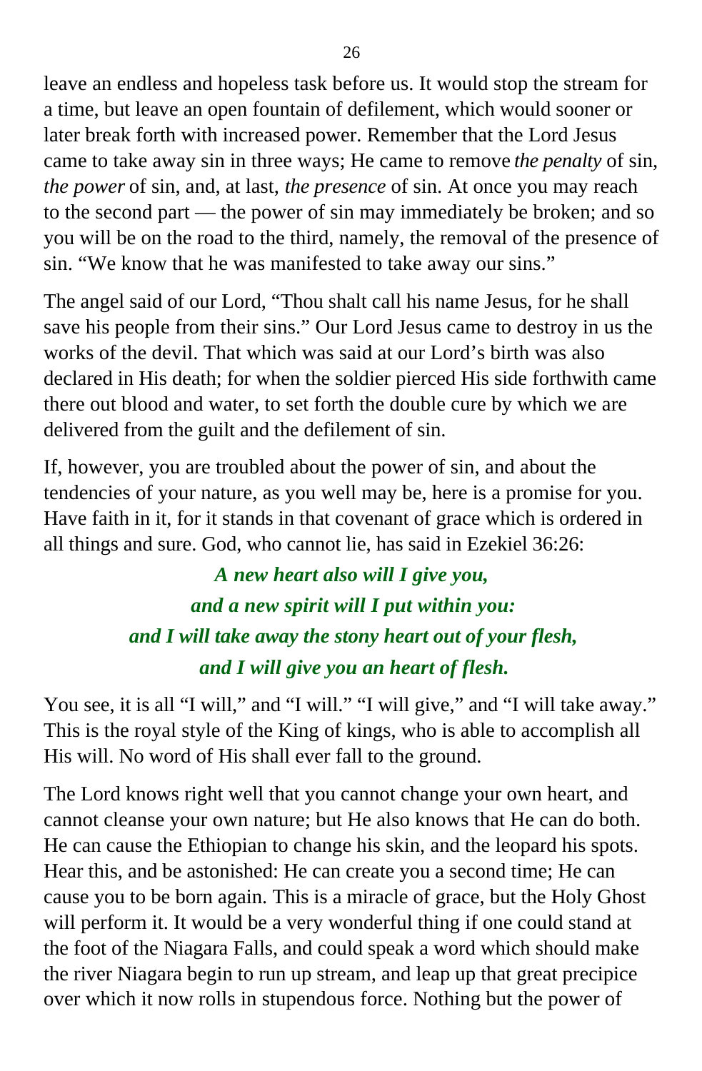leave an endless and hopeless task before us. It would stop the stream for a time, but leave an open fountain of defilement, which would sooner or later break forth with increased power. Remember that the Lord Jesus came to take away sin in three ways; He came to remove *the penalty* of sin, *the power* of sin, and, at last, *the presence* of sin. At once you may reach to the second part — the power of sin may immediately be broken; and so you will be on the road to the third, namely, the removal of the presence of sin. "We know that he was manifested to take away our sins."

The angel said of our Lord, "Thou shalt call his name Jesus, for he shall save his people from their sins." Our Lord Jesus came to destroy in us the works of the devil. That which was said at our Lord's birth was also declared in His death; for when the soldier pierced His side forthwith came there out blood and water, to set forth the double cure by which we are delivered from the guilt and the defilement of sin.

If, however, you are troubled about the power of sin, and about the tendencies of your nature, as you well may be, here is a promise for you. Have faith in it, for it stands in that covenant of grace which is ordered in all things and sure. God, who cannot lie, has said in Ezekiel 36:26:

***A new heart also will I give you,***
***and a new spirit will I put within you:***
***and I will take away the stony heart out of your flesh,***
***and I will give you an heart of flesh.***

You see, it is all "I will," and "I will." "I will give," and "I will take away." This is the royal style of the King of kings, who is able to accomplish all His will. No word of His shall ever fall to the ground.

The Lord knows right well that you cannot change your own heart, and cannot cleanse your own nature; but He also knows that He can do both. He can cause the Ethiopian to change his skin, and the leopard his spots. Hear this, and be astonished: He can create you a second time; He can cause you to be born again. This is a miracle of grace, but the Holy Ghost will perform it. It would be a very wonderful thing if one could stand at the foot of the Niagara Falls, and could speak a word which should make the river Niagara begin to run up stream, and leap up that great precipice over which it now rolls in stupendous force. Nothing but the power of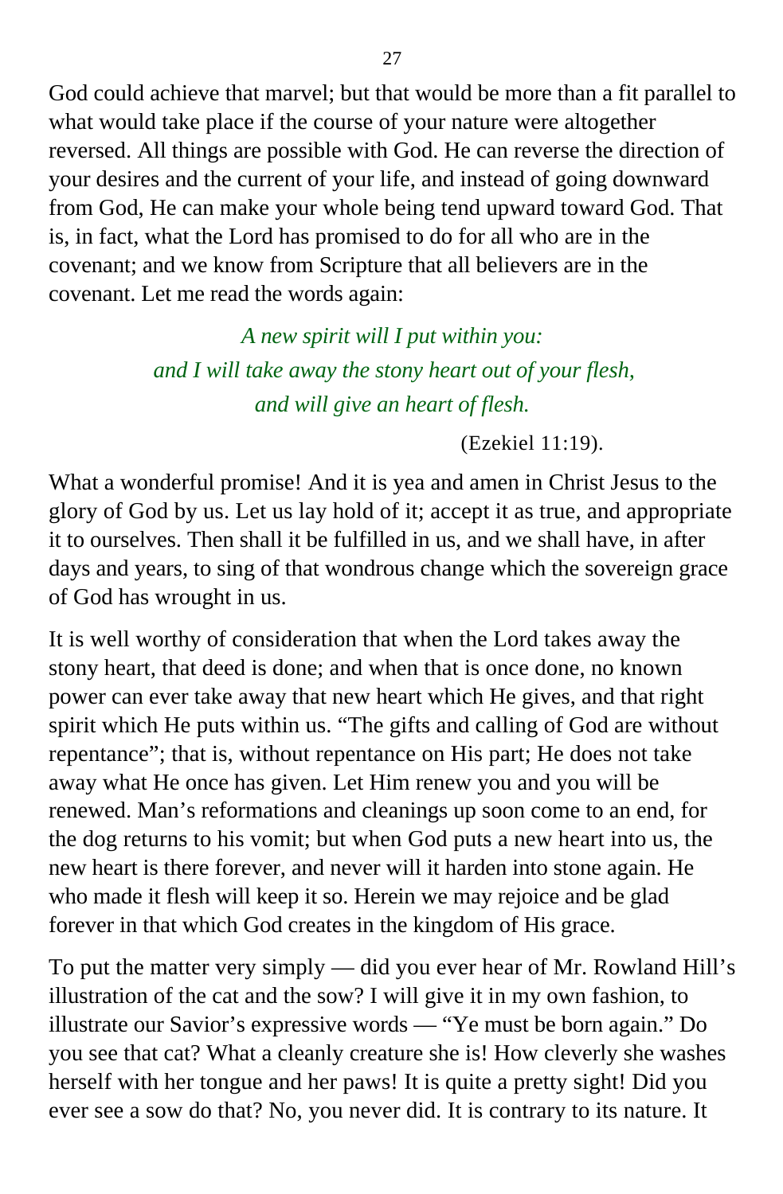God could achieve that marvel; but that would be more than a fit parallel to what would take place if the course of your nature were altogether reversed. All things are possible with God. He can reverse the direction of your desires and the current of your life, and instead of going downward from God, He can make your whole being tend upward toward God. That is, in fact, what the Lord has promised to do for all who are in the covenant; and we know from Scripture that all believers are in the covenant. Let me read the words again:

*A new spirit will I put within you:*
*and I will take away the stony heart out of your flesh,*
*and will give an heart of flesh.*

(Ezekiel 11:19).

What a wonderful promise! And it is yea and amen in Christ Jesus to the glory of God by us. Let us lay hold of it; accept it as true, and appropriate it to ourselves. Then shall it be fulfilled in us, and we shall have, in after days and years, to sing of that wondrous change which the sovereign grace of God has wrought in us.

It is well worthy of consideration that when the Lord takes away the stony heart, that deed is done; and when that is once done, no known power can ever take away that new heart which He gives, and that right spirit which He puts within us. "The gifts and calling of God are without repentance"; that is, without repentance on His part; He does not take away what He once has given. Let Him renew you and you will be renewed. Man's reformations and cleanings up soon come to an end, for the dog returns to his vomit; but when God puts a new heart into us, the new heart is there forever, and never will it harden into stone again. He who made it flesh will keep it so. Herein we may rejoice and be glad forever in that which God creates in the kingdom of His grace.

To put the matter very simply — did you ever hear of Mr. Rowland Hill's illustration of the cat and the sow? I will give it in my own fashion, to illustrate our Savior's expressive words — "Ye must be born again." Do you see that cat? What a cleanly creature she is! How cleverly she washes herself with her tongue and her paws! It is quite a pretty sight! Did you ever see a sow do that? No, you never did. It is contrary to its nature. It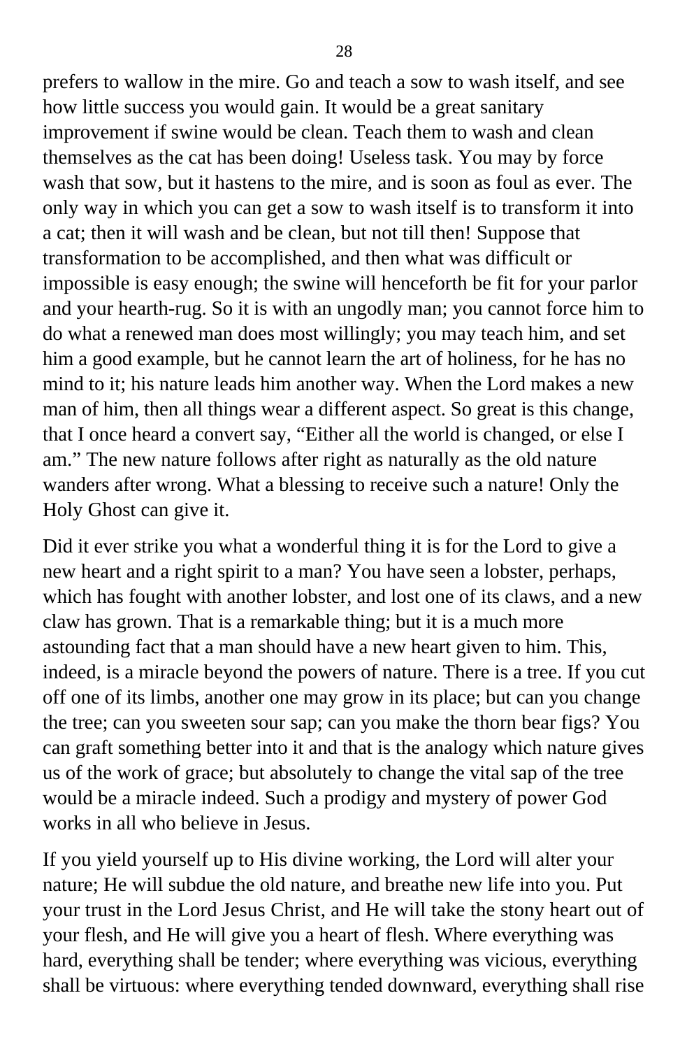prefers to wallow in the mire. Go and teach a sow to wash itself, and see how little success you would gain. It would be a great sanitary improvement if swine would be clean. Teach them to wash and clean themselves as the cat has been doing! Useless task. You may by force wash that sow, but it hastens to the mire, and is soon as foul as ever. The only way in which you can get a sow to wash itself is to transform it into a cat; then it will wash and be clean, but not till then! Suppose that transformation to be accomplished, and then what was difficult or impossible is easy enough; the swine will henceforth be fit for your parlor and your hearth-rug. So it is with an ungodly man; you cannot force him to do what a renewed man does most willingly; you may teach him, and set him a good example, but he cannot learn the art of holiness, for he has no mind to it; his nature leads him another way. When the Lord makes a new man of him, then all things wear a different aspect. So great is this change, that I once heard a convert say, "Either all the world is changed, or else I am." The new nature follows after right as naturally as the old nature wanders after wrong. What a blessing to receive such a nature! Only the Holy Ghost can give it.

Did it ever strike you what a wonderful thing it is for the Lord to give a new heart and a right spirit to a man? You have seen a lobster, perhaps, which has fought with another lobster, and lost one of its claws, and a new claw has grown. That is a remarkable thing; but it is a much more astounding fact that a man should have a new heart given to him. This, indeed, is a miracle beyond the powers of nature. There is a tree. If you cut off one of its limbs, another one may grow in its place; but can you change the tree; can you sweeten sour sap; can you make the thorn bear figs? You can graft something better into it and that is the analogy which nature gives us of the work of grace; but absolutely to change the vital sap of the tree would be a miracle indeed. Such a prodigy and mystery of power God works in all who believe in Jesus.

If you yield yourself up to His divine working, the Lord will alter your nature; He will subdue the old nature, and breathe new life into you. Put your trust in the Lord Jesus Christ, and He will take the stony heart out of your flesh, and He will give you a heart of flesh. Where everything was hard, everything shall be tender; where everything was vicious, everything shall be virtuous: where everything tended downward, everything shall rise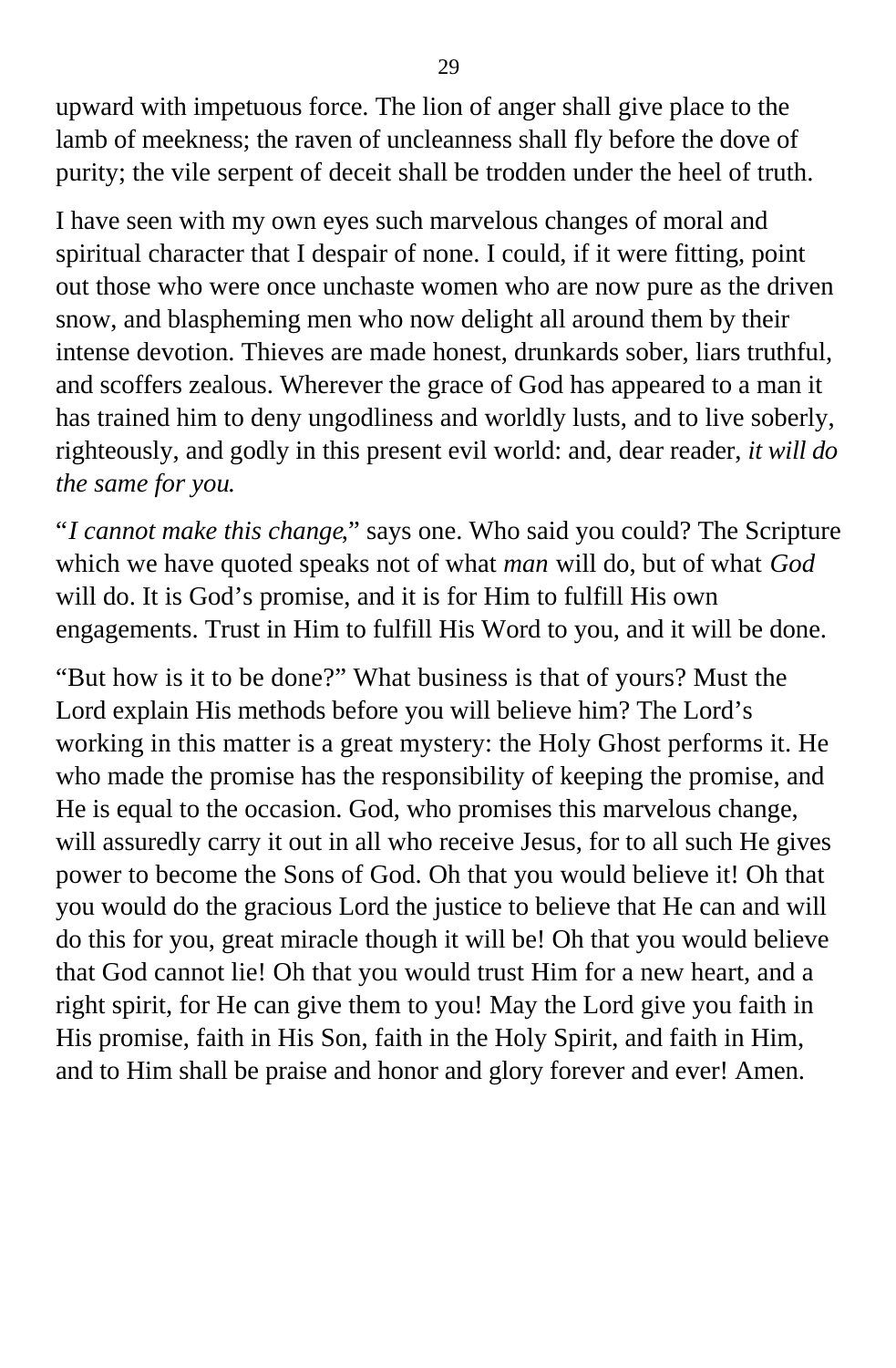upward with impetuous force. The lion of anger shall give place to the lamb of meekness; the raven of uncleanness shall fly before the dove of purity; the vile serpent of deceit shall be trodden under the heel of truth.

I have seen with my own eyes such marvelous changes of moral and spiritual character that I despair of none. I could, if it were fitting, point out those who were once unchaste women who are now pure as the driven snow, and blaspheming men who now delight all around them by their intense devotion. Thieves are made honest, drunkards sober, liars truthful, and scoffers zealous. Wherever the grace of God has appeared to a man it has trained him to deny ungodliness and worldly lusts, and to live soberly, righteously, and godly in this present evil world: and, dear reader, *it will do the same for you.*

"*I cannot make this change*," says one. Who said you could? The Scripture which we have quoted speaks not of what *man* will do, but of what *God* will do. It is God's promise, and it is for Him to fulfill His own engagements. Trust in Him to fulfill His Word to you, and it will be done.

"But how is it to be done?" What business is that of yours? Must the Lord explain His methods before you will believe him? The Lord's working in this matter is a great mystery: the Holy Ghost performs it. He who made the promise has the responsibility of keeping the promise, and He is equal to the occasion. God, who promises this marvelous change, will assuredly carry it out in all who receive Jesus, for to all such He gives power to become the Sons of God. Oh that you would believe it! Oh that you would do the gracious Lord the justice to believe that He can and will do this for you, great miracle though it will be! Oh that you would believe that God cannot lie! Oh that you would trust Him for a new heart, and a right spirit, for He can give them to you! May the Lord give you faith in His promise, faith in His Son, faith in the Holy Spirit, and faith in Him, and to Him shall be praise and honor and glory forever and ever! Amen.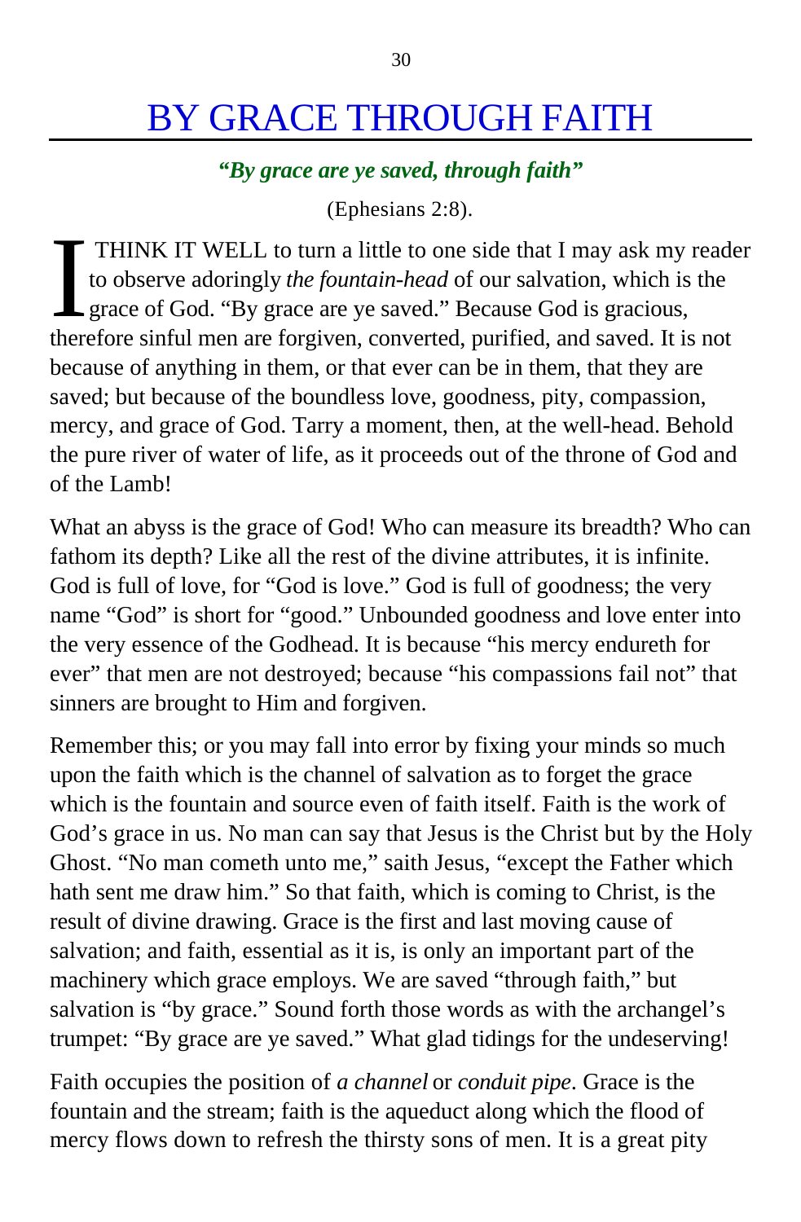# BY GRACE THROUGH FAITH

***"By grace are ye saved, through faith"***

(Ephesians 2:8).

I THINK IT WELL to turn a little to one side that I may ask my reader to observe adoringly *the fountain-head* of our salvation, which is the grace of God. "By grace are ye saved." Because God is gracious, therefore sinful men are forgiven, converted, purified, and saved. It is not because of anything in them, or that ever can be in them, that they are saved; but because of the boundless love, goodness, pity, compassion, mercy, and grace of God. Tarry a moment, then, at the well-head. Behold the pure river of water of life, as it proceeds out of the throne of God and of the Lamb!

What an abyss is the grace of God! Who can measure its breadth? Who can fathom its depth? Like all the rest of the divine attributes, it is infinite. God is full of love, for "God is love." God is full of goodness; the very name "God" is short for "good." Unbounded goodness and love enter into the very essence of the Godhead. It is because "his mercy endureth for ever" that men are not destroyed; because "his compassions fail not" that sinners are brought to Him and forgiven.

Remember this; or you may fall into error by fixing your minds so much upon the faith which is the channel of salvation as to forget the grace which is the fountain and source even of faith itself. Faith is the work of God's grace in us. No man can say that Jesus is the Christ but by the Holy Ghost. "No man cometh unto me," saith Jesus, "except the Father which hath sent me draw him." So that faith, which is coming to Christ, is the result of divine drawing. Grace is the first and last moving cause of salvation; and faith, essential as it is, is only an important part of the machinery which grace employs. We are saved "through faith," but salvation is "by grace." Sound forth those words as with the archangel's trumpet: "By grace are ye saved." What glad tidings for the undeserving!

Faith occupies the position of *a channel* or *conduit pipe*. Grace is the fountain and the stream; faith is the aqueduct along which the flood of mercy flows down to refresh the thirsty sons of men. It is a great pity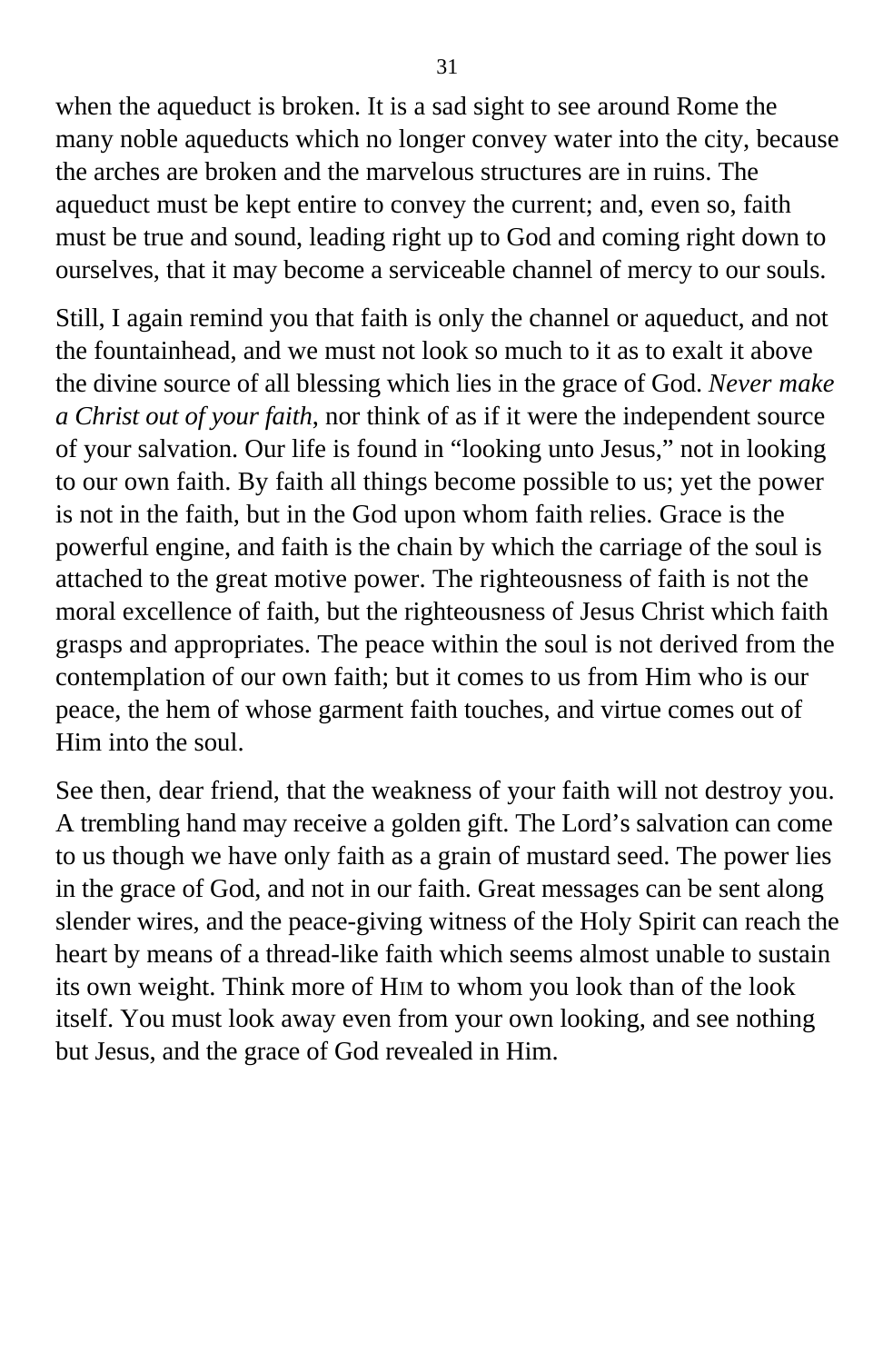when the aqueduct is broken. It is a sad sight to see around Rome the many noble aqueducts which no longer convey water into the city, because the arches are broken and the marvelous structures are in ruins. The aqueduct must be kept entire to convey the current; and, even so, faith must be true and sound, leading right up to God and coming right down to ourselves, that it may become a serviceable channel of mercy to our souls.

Still, I again remind you that faith is only the channel or aqueduct, and not the fountainhead, and we must not look so much to it as to exalt it above the divine source of all blessing which lies in the grace of God. *Never make a Christ out of your faith*, nor think of as if it were the independent source of your salvation. Our life is found in "looking unto Jesus," not in looking to our own faith. By faith all things become possible to us; yet the power is not in the faith, but in the God upon whom faith relies. Grace is the powerful engine, and faith is the chain by which the carriage of the soul is attached to the great motive power. The righteousness of faith is not the moral excellence of faith, but the righteousness of Jesus Christ which faith grasps and appropriates. The peace within the soul is not derived from the contemplation of our own faith; but it comes to us from Him who is our peace, the hem of whose garment faith touches, and virtue comes out of Him into the soul.

See then, dear friend, that the weakness of your faith will not destroy you. A trembling hand may receive a golden gift. The Lord's salvation can come to us though we have only faith as a grain of mustard seed. The power lies in the grace of God, and not in our faith. Great messages can be sent along slender wires, and the peace-giving witness of the Holy Spirit can reach the heart by means of a thread-like faith which seems almost unable to sustain its own weight. Think more of HIM to whom you look than of the look itself. You must look away even from your own looking, and see nothing but Jesus, and the grace of God revealed in Him.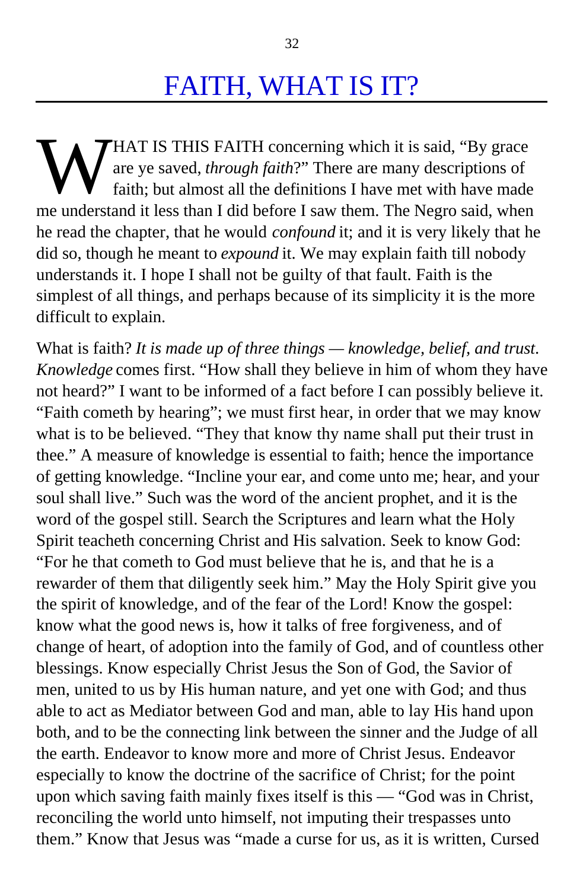# FAITH, WHAT IS IT?

WHAT IS THIS FAITH concerning which it is said, "By grace are ye saved, *through faith*?" There are many descriptions of faith; but almost all the definitions I have met with have made me understand it less than I did before I saw them. The Negro said, when he read the chapter, that he would *confound* it; and it is very likely that he did so, though he meant to *expound* it. We may explain faith till nobody understands it. I hope I shall not be guilty of that fault. Faith is the simplest of all things, and perhaps because of its simplicity it is the more difficult to explain.

What is faith? *It is made up of three things — knowledge, belief, and trust. Knowledge* comes first. "How shall they believe in him of whom they have not heard?" I want to be informed of a fact before I can possibly believe it. "Faith cometh by hearing"; we must first hear, in order that we may know what is to be believed. "They that know thy name shall put their trust in thee." A measure of knowledge is essential to faith; hence the importance of getting knowledge. "Incline your ear, and come unto me; hear, and your soul shall live." Such was the word of the ancient prophet, and it is the word of the gospel still. Search the Scriptures and learn what the Holy Spirit teacheth concerning Christ and His salvation. Seek to know God: "For he that cometh to God must believe that he is, and that he is a rewarder of them that diligently seek him." May the Holy Spirit give you the spirit of knowledge, and of the fear of the Lord! Know the gospel: know what the good news is, how it talks of free forgiveness, and of change of heart, of adoption into the family of God, and of countless other blessings. Know especially Christ Jesus the Son of God, the Savior of men, united to us by His human nature, and yet one with God; and thus able to act as Mediator between God and man, able to lay His hand upon both, and to be the connecting link between the sinner and the Judge of all the earth. Endeavor to know more and more of Christ Jesus. Endeavor especially to know the doctrine of the sacrifice of Christ; for the point upon which saving faith mainly fixes itself is this — "God was in Christ, reconciling the world unto himself, not imputing their trespasses unto them." Know that Jesus was "made a curse for us, as it is written, Cursed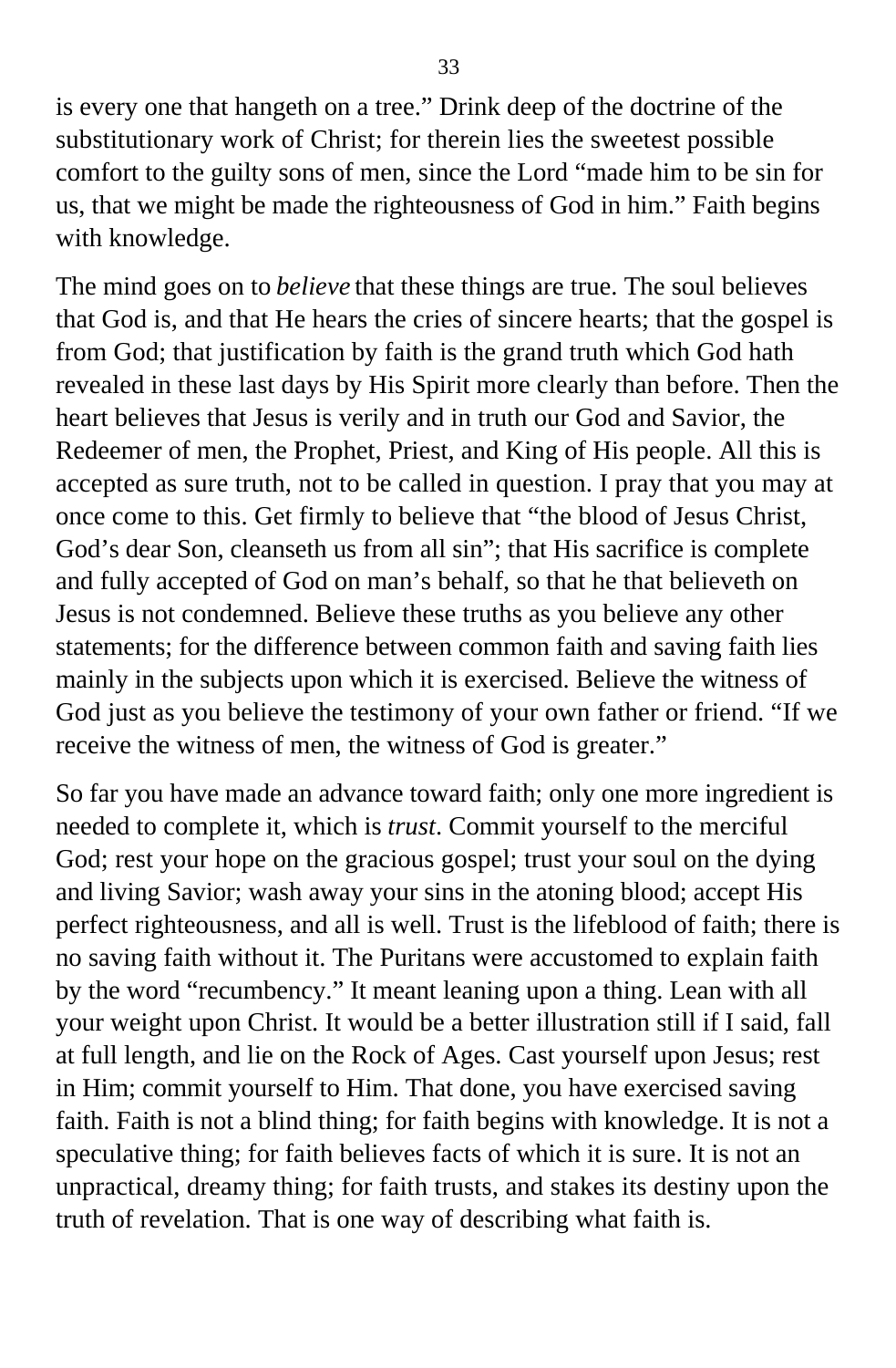is every one that hangeth on a tree." Drink deep of the doctrine of the substitutionary work of Christ; for therein lies the sweetest possible comfort to the guilty sons of men, since the Lord "made him to be sin for us, that we might be made the righteousness of God in him." Faith begins with knowledge.

The mind goes on to *believe* that these things are true. The soul believes that God is, and that He hears the cries of sincere hearts; that the gospel is from God; that justification by faith is the grand truth which God hath revealed in these last days by His Spirit more clearly than before. Then the heart believes that Jesus is verily and in truth our God and Savior, the Redeemer of men, the Prophet, Priest, and King of His people. All this is accepted as sure truth, not to be called in question. I pray that you may at once come to this. Get firmly to believe that "the blood of Jesus Christ, God's dear Son, cleanseth us from all sin"; that His sacrifice is complete and fully accepted of God on man's behalf, so that he that believeth on Jesus is not condemned. Believe these truths as you believe any other statements; for the difference between common faith and saving faith lies mainly in the subjects upon which it is exercised. Believe the witness of God just as you believe the testimony of your own father or friend. "If we receive the witness of men, the witness of God is greater."

So far you have made an advance toward faith; only one more ingredient is needed to complete it, which is *trust*. Commit yourself to the merciful God; rest your hope on the gracious gospel; trust your soul on the dying and living Savior; wash away your sins in the atoning blood; accept His perfect righteousness, and all is well. Trust is the lifeblood of faith; there is no saving faith without it. The Puritans were accustomed to explain faith by the word "recumbency." It meant leaning upon a thing. Lean with all your weight upon Christ. It would be a better illustration still if I said, fall at full length, and lie on the Rock of Ages. Cast yourself upon Jesus; rest in Him; commit yourself to Him. That done, you have exercised saving faith. Faith is not a blind thing; for faith begins with knowledge. It is not a speculative thing; for faith believes facts of which it is sure. It is not an unpractical, dreamy thing; for faith trusts, and stakes its destiny upon the truth of revelation. That is one way of describing what faith is.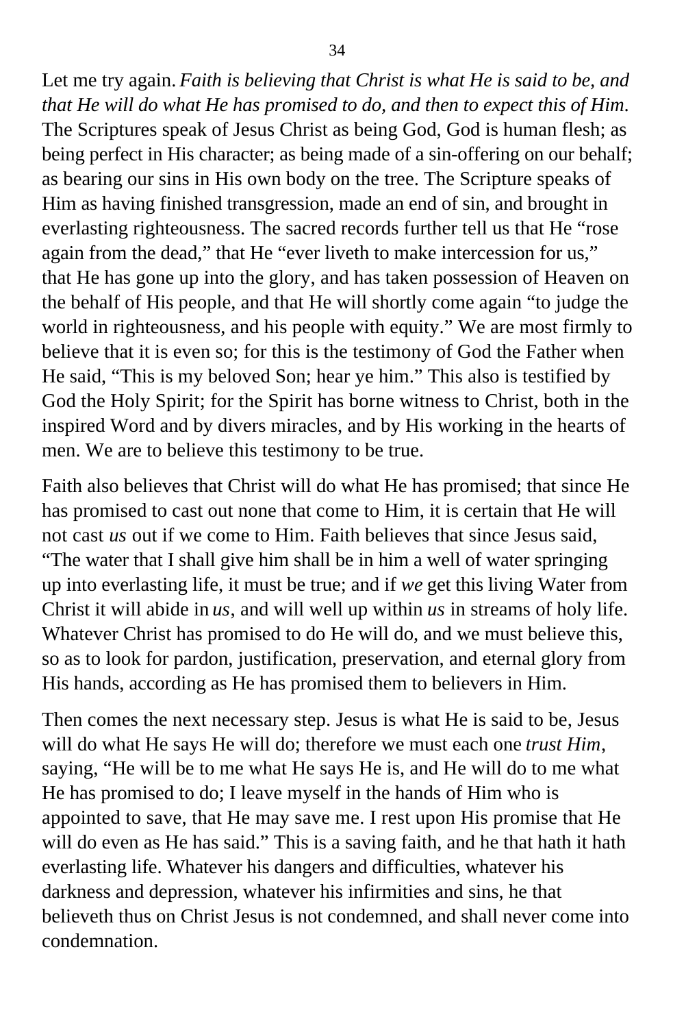Let me try again. *Faith is believing that Christ is what He is said to be, and that He will do what He has promised to do, and then to expect this of Him.* The Scriptures speak of Jesus Christ as being God, God is human flesh; as being perfect in His character; as being made of a sin-offering on our behalf; as bearing our sins in His own body on the tree. The Scripture speaks of Him as having finished transgression, made an end of sin, and brought in everlasting righteousness. The sacred records further tell us that He "rose again from the dead," that He "ever liveth to make intercession for us," that He has gone up into the glory, and has taken possession of Heaven on the behalf of His people, and that He will shortly come again "to judge the world in righteousness, and his people with equity." We are most firmly to believe that it is even so; for this is the testimony of God the Father when He said, "This is my beloved Son; hear ye him." This also is testified by God the Holy Spirit; for the Spirit has borne witness to Christ, both in the inspired Word and by divers miracles, and by His working in the hearts of men. We are to believe this testimony to be true.

Faith also believes that Christ will do what He has promised; that since He has promised to cast out none that come to Him, it is certain that He will not cast *us* out if we come to Him. Faith believes that since Jesus said, "The water that I shall give him shall be in him a well of water springing up into everlasting life, it must be true; and if *we* get this living Water from Christ it will abide in *us*, and will well up within *us* in streams of holy life. Whatever Christ has promised to do He will do, and we must believe this, so as to look for pardon, justification, preservation, and eternal glory from His hands, according as He has promised them to believers in Him.

Then comes the next necessary step. Jesus is what He is said to be, Jesus will do what He says He will do; therefore we must each one *trust Him*, saying, "He will be to me what He says He is, and He will do to me what He has promised to do; I leave myself in the hands of Him who is appointed to save, that He may save me. I rest upon His promise that He will do even as He has said." This is a saving faith, and he that hath it hath everlasting life. Whatever his dangers and difficulties, whatever his darkness and depression, whatever his infirmities and sins, he that believeth thus on Christ Jesus is not condemned, and shall never come into condemnation.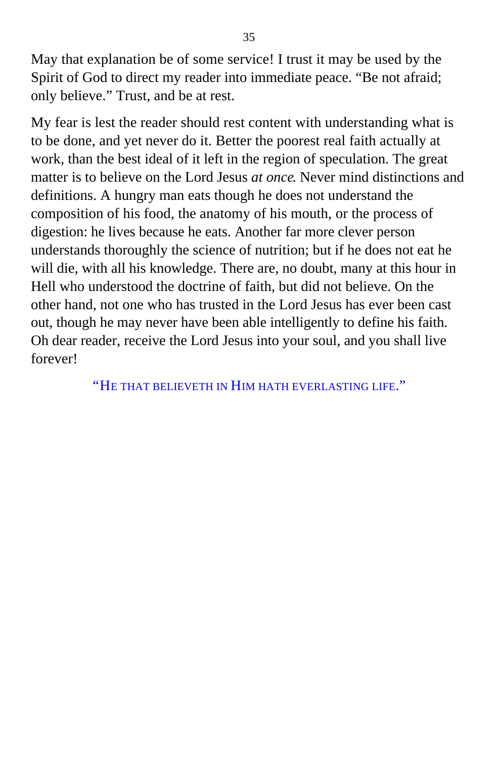May that explanation be of some service! I trust it may be used by the Spirit of God to direct my reader into immediate peace. "Be not afraid; only believe." Trust, and be at rest.

My fear is lest the reader should rest content with understanding what is to be done, and yet never do it. Better the poorest real faith actually at work, than the best ideal of it left in the region of speculation. The great matter is to believe on the Lord Jesus *at once*. Never mind distinctions and definitions. A hungry man eats though he does not understand the composition of his food, the anatomy of his mouth, or the process of digestion: he lives because he eats. Another far more clever person understands thoroughly the science of nutrition; but if he does not eat he will die, with all his knowledge. There are, no doubt, many at this hour in Hell who understood the doctrine of faith, but did not believe. On the other hand, not one who has trusted in the Lord Jesus has ever been cast out, though he may never have been able intelligently to define his faith. Oh dear reader, receive the Lord Jesus into your soul, and you shall live forever!

"HE THAT BELIEVETH IN HIM HATH EVERLASTING LIFE."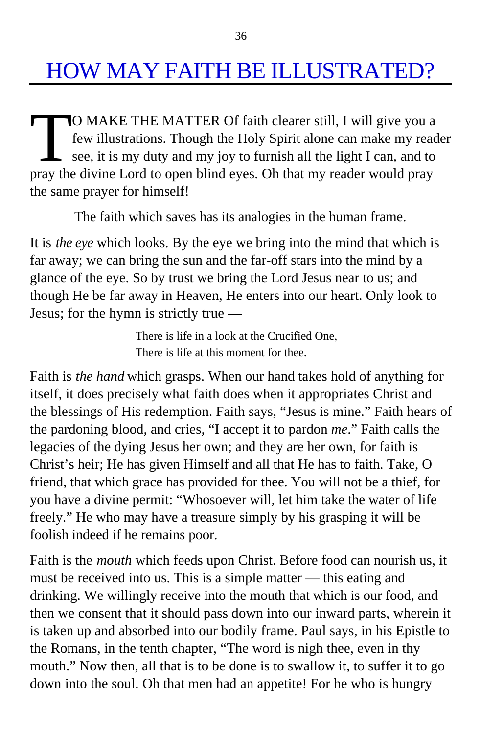# HOW MAY FAITH BE ILLUSTRATED?

TO MAKE THE MATTER Of faith clearer still, I will give you a few illustrations. Though the Holy Spirit alone can make my reader see, it is my duty and my joy to furnish all the light I can, and to pray the divine Lord to open blind eyes. Oh that my reader would pray the same prayer for himself!

The faith which saves has its analogies in the human frame.

It is *the eye* which looks. By the eye we bring into the mind that which is far away; we can bring the sun and the far-off stars into the mind by a glance of the eye. So by trust we bring the Lord Jesus near to us; and though He be far away in Heaven, He enters into our heart. Only look to Jesus; for the hymn is strictly true —

> There is life in a look at the Crucified One,
> There is life at this moment for thee.

Faith is *the hand* which grasps. When our hand takes hold of anything for itself, it does precisely what faith does when it appropriates Christ and the blessings of His redemption. Faith says, "Jesus is mine." Faith hears of the pardoning blood, and cries, "I accept it to pardon *me*." Faith calls the legacies of the dying Jesus her own; and they are her own, for faith is Christ's heir; He has given Himself and all that He has to faith. Take, O friend, that which grace has provided for thee. You will not be a thief, for you have a divine permit: "Whosoever will, let him take the water of life freely." He who may have a treasure simply by his grasping it will be foolish indeed if he remains poor.

Faith is the *mouth* which feeds upon Christ. Before food can nourish us, it must be received into us. This is a simple matter — this eating and drinking. We willingly receive into the mouth that which is our food, and then we consent that it should pass down into our inward parts, wherein it is taken up and absorbed into our bodily frame. Paul says, in his Epistle to the Romans, in the tenth chapter, "The word is nigh thee, even in thy mouth." Now then, all that is to be done is to swallow it, to suffer it to go down into the soul. Oh that men had an appetite! For he who is hungry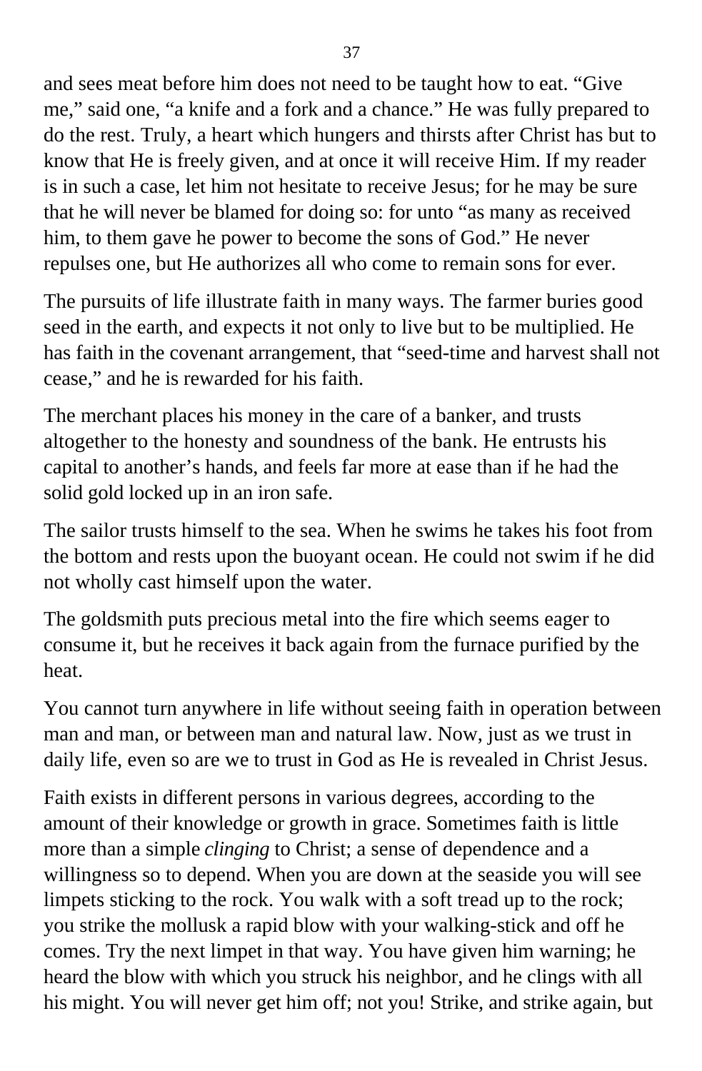and sees meat before him does not need to be taught how to eat. "Give me," said one, "a knife and a fork and a chance." He was fully prepared to do the rest. Truly, a heart which hungers and thirsts after Christ has but to know that He is freely given, and at once it will receive Him. If my reader is in such a case, let him not hesitate to receive Jesus; for he may be sure that he will never be blamed for doing so: for unto "as many as received him, to them gave he power to become the sons of God." He never repulses one, but He authorizes all who come to remain sons for ever.

The pursuits of life illustrate faith in many ways. The farmer buries good seed in the earth, and expects it not only to live but to be multiplied. He has faith in the covenant arrangement, that "seed-time and harvest shall not cease," and he is rewarded for his faith.

The merchant places his money in the care of a banker, and trusts altogether to the honesty and soundness of the bank. He entrusts his capital to another's hands, and feels far more at ease than if he had the solid gold locked up in an iron safe.

The sailor trusts himself to the sea. When he swims he takes his foot from the bottom and rests upon the buoyant ocean. He could not swim if he did not wholly cast himself upon the water.

The goldsmith puts precious metal into the fire which seems eager to consume it, but he receives it back again from the furnace purified by the heat.

You cannot turn anywhere in life without seeing faith in operation between man and man, or between man and natural law. Now, just as we trust in daily life, even so are we to trust in God as He is revealed in Christ Jesus.

Faith exists in different persons in various degrees, according to the amount of their knowledge or growth in grace. Sometimes faith is little more than a simple *clinging* to Christ; a sense of dependence and a willingness so to depend. When you are down at the seaside you will see limpets sticking to the rock. You walk with a soft tread up to the rock; you strike the mollusk a rapid blow with your walking-stick and off he comes. Try the next limpet in that way. You have given him warning; he heard the blow with which you struck his neighbor, and he clings with all his might. You will never get him off; not you! Strike, and strike again, but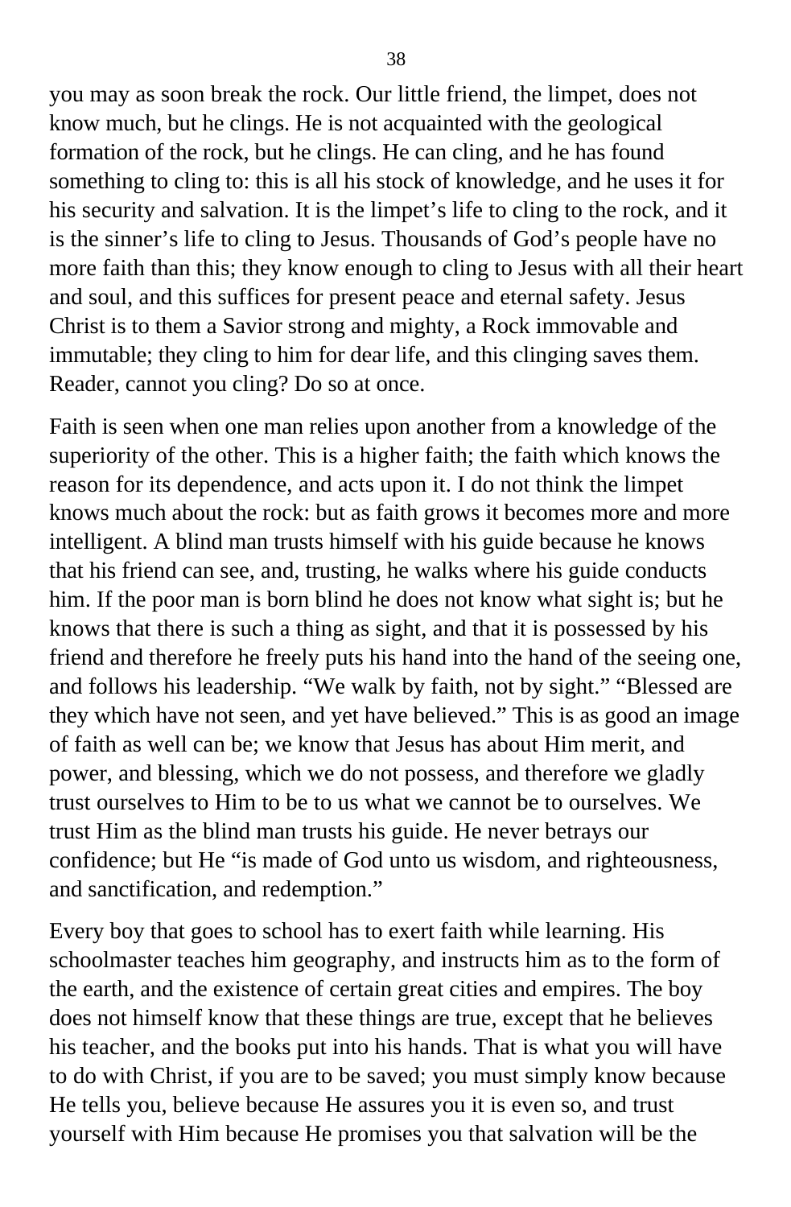you may as soon break the rock. Our little friend, the limpet, does not know much, but he clings. He is not acquainted with the geological formation of the rock, but he clings. He can cling, and he has found something to cling to: this is all his stock of knowledge, and he uses it for his security and salvation. It is the limpet's life to cling to the rock, and it is the sinner's life to cling to Jesus. Thousands of God's people have no more faith than this; they know enough to cling to Jesus with all their heart and soul, and this suffices for present peace and eternal safety. Jesus Christ is to them a Savior strong and mighty, a Rock immovable and immutable; they cling to him for dear life, and this clinging saves them. Reader, cannot you cling? Do so at once.

Faith is seen when one man relies upon another from a knowledge of the superiority of the other. This is a higher faith; the faith which knows the reason for its dependence, and acts upon it. I do not think the limpet knows much about the rock: but as faith grows it becomes more and more intelligent. A blind man trusts himself with his guide because he knows that his friend can see, and, trusting, he walks where his guide conducts him. If the poor man is born blind he does not know what sight is; but he knows that there is such a thing as sight, and that it is possessed by his friend and therefore he freely puts his hand into the hand of the seeing one, and follows his leadership. "We walk by faith, not by sight." "Blessed are they which have not seen, and yet have believed." This is as good an image of faith as well can be; we know that Jesus has about Him merit, and power, and blessing, which we do not possess, and therefore we gladly trust ourselves to Him to be to us what we cannot be to ourselves. We trust Him as the blind man trusts his guide. He never betrays our confidence; but He "is made of God unto us wisdom, and righteousness, and sanctification, and redemption."

Every boy that goes to school has to exert faith while learning. His schoolmaster teaches him geography, and instructs him as to the form of the earth, and the existence of certain great cities and empires. The boy does not himself know that these things are true, except that he believes his teacher, and the books put into his hands. That is what you will have to do with Christ, if you are to be saved; you must simply know because He tells you, believe because He assures you it is even so, and trust yourself with Him because He promises you that salvation will be the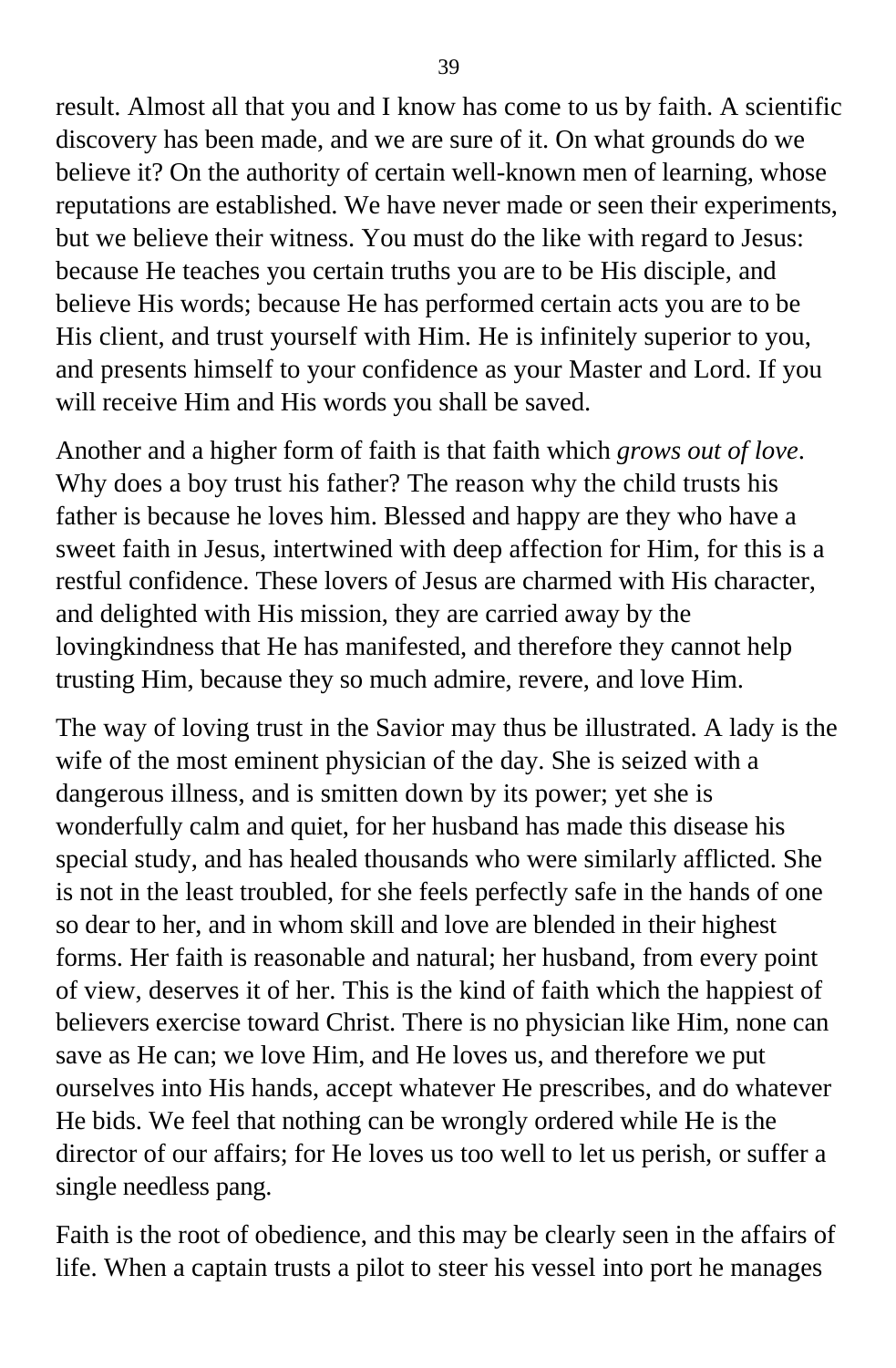result. Almost all that you and I know has come to us by faith. A scientific discovery has been made, and we are sure of it. On what grounds do we believe it? On the authority of certain well-known men of learning, whose reputations are established. We have never made or seen their experiments, but we believe their witness. You must do the like with regard to Jesus: because He teaches you certain truths you are to be His disciple, and believe His words; because He has performed certain acts you are to be His client, and trust yourself with Him. He is infinitely superior to you, and presents himself to your confidence as your Master and Lord. If you will receive Him and His words you shall be saved.

Another and a higher form of faith is that faith which *grows out of love*. Why does a boy trust his father? The reason why the child trusts his father is because he loves him. Blessed and happy are they who have a sweet faith in Jesus, intertwined with deep affection for Him, for this is a restful confidence. These lovers of Jesus are charmed with His character, and delighted with His mission, they are carried away by the lovingkindness that He has manifested, and therefore they cannot help trusting Him, because they so much admire, revere, and love Him.

The way of loving trust in the Savior may thus be illustrated. A lady is the wife of the most eminent physician of the day. She is seized with a dangerous illness, and is smitten down by its power; yet she is wonderfully calm and quiet, for her husband has made this disease his special study, and has healed thousands who were similarly afflicted. She is not in the least troubled, for she feels perfectly safe in the hands of one so dear to her, and in whom skill and love are blended in their highest forms. Her faith is reasonable and natural; her husband, from every point of view, deserves it of her. This is the kind of faith which the happiest of believers exercise toward Christ. There is no physician like Him, none can save as He can; we love Him, and He loves us, and therefore we put ourselves into His hands, accept whatever He prescribes, and do whatever He bids. We feel that nothing can be wrongly ordered while He is the director of our affairs; for He loves us too well to let us perish, or suffer a single needless pang.

Faith is the root of obedience, and this may be clearly seen in the affairs of life. When a captain trusts a pilot to steer his vessel into port he manages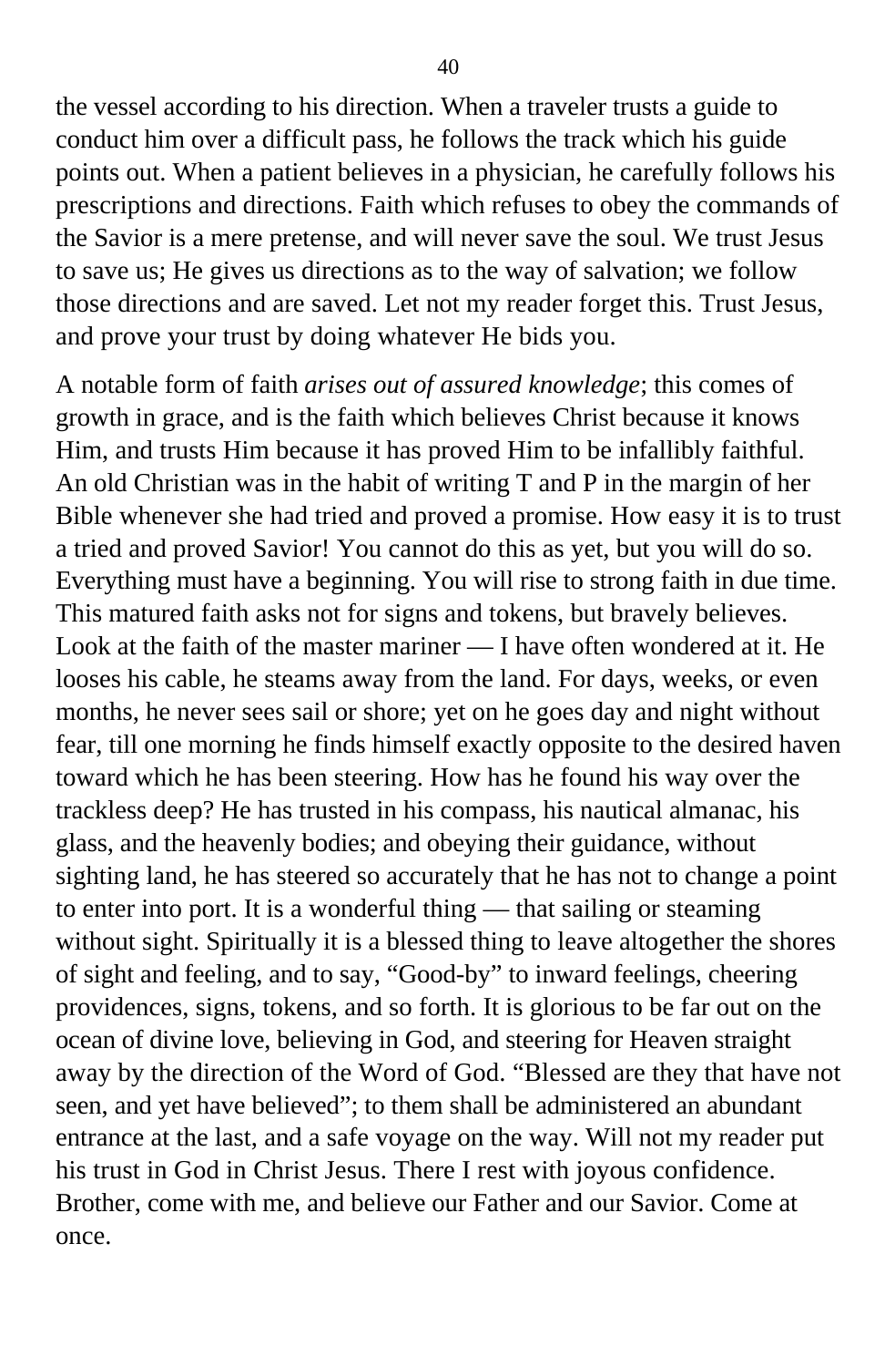the vessel according to his direction. When a traveler trusts a guide to conduct him over a difficult pass, he follows the track which his guide points out. When a patient believes in a physician, he carefully follows his prescriptions and directions. Faith which refuses to obey the commands of the Savior is a mere pretense, and will never save the soul. We trust Jesus to save us; He gives us directions as to the way of salvation; we follow those directions and are saved. Let not my reader forget this. Trust Jesus, and prove your trust by doing whatever He bids you.

A notable form of faith *arises out of assured knowledge*; this comes of growth in grace, and is the faith which believes Christ because it knows Him, and trusts Him because it has proved Him to be infallibly faithful. An old Christian was in the habit of writing T and P in the margin of her Bible whenever she had tried and proved a promise. How easy it is to trust a tried and proved Savior! You cannot do this as yet, but you will do so. Everything must have a beginning. You will rise to strong faith in due time. This matured faith asks not for signs and tokens, but bravely believes. Look at the faith of the master mariner — I have often wondered at it. He looses his cable, he steams away from the land. For days, weeks, or even months, he never sees sail or shore; yet on he goes day and night without fear, till one morning he finds himself exactly opposite to the desired haven toward which he has been steering. How has he found his way over the trackless deep? He has trusted in his compass, his nautical almanac, his glass, and the heavenly bodies; and obeying their guidance, without sighting land, he has steered so accurately that he has not to change a point to enter into port. It is a wonderful thing — that sailing or steaming without sight. Spiritually it is a blessed thing to leave altogether the shores of sight and feeling, and to say, "Good-by" to inward feelings, cheering providences, signs, tokens, and so forth. It is glorious to be far out on the ocean of divine love, believing in God, and steering for Heaven straight away by the direction of the Word of God. "Blessed are they that have not seen, and yet have believed"; to them shall be administered an abundant entrance at the last, and a safe voyage on the way. Will not my reader put his trust in God in Christ Jesus. There I rest with joyous confidence. Brother, come with me, and believe our Father and our Savior. Come at once.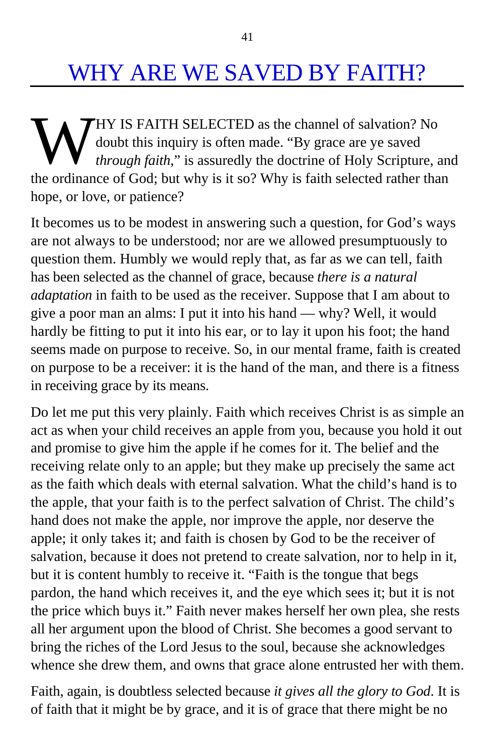# WHY ARE WE SAVED BY FAITH?

WHY IS FAITH SELECTED as the channel of salvation? No doubt this inquiry is often made. "By grace are ye saved *through faith*," is assuredly the doctrine of Holy Scripture, and the ordinance of God; but why is it so? Why is faith selected rather than hope, or love, or patience?

It becomes us to be modest in answering such a question, for God's ways are not always to be understood; nor are we allowed presumptuously to question them. Humbly we would reply that, as far as we can tell, faith has been selected as the channel of grace, because *there is a natural adaptation* in faith to be used as the receiver. Suppose that I am about to give a poor man an alms: I put it into his hand — why? Well, it would hardly be fitting to put it into his ear, or to lay it upon his foot; the hand seems made on purpose to receive. So, in our mental frame, faith is created on purpose to be a receiver: it is the hand of the man, and there is a fitness in receiving grace by its means.

Do let me put this very plainly. Faith which receives Christ is as simple an act as when your child receives an apple from you, because you hold it out and promise to give him the apple if he comes for it. The belief and the receiving relate only to an apple; but they make up precisely the same act as the faith which deals with eternal salvation. What the child's hand is to the apple, that your faith is to the perfect salvation of Christ. The child's hand does not make the apple, nor improve the apple, nor deserve the apple; it only takes it; and faith is chosen by God to be the receiver of salvation, because it does not pretend to create salvation, nor to help in it, but it is content humbly to receive it. "Faith is the tongue that begs pardon, the hand which receives it, and the eye which sees it; but it is not the price which buys it." Faith never makes herself her own plea, she rests all her argument upon the blood of Christ. She becomes a good servant to bring the riches of the Lord Jesus to the soul, because she acknowledges whence she drew them, and owns that grace alone entrusted her with them.

Faith, again, is doubtless selected because *it gives all the glory to God*. It is of faith that it might be by grace, and it is of grace that there might be no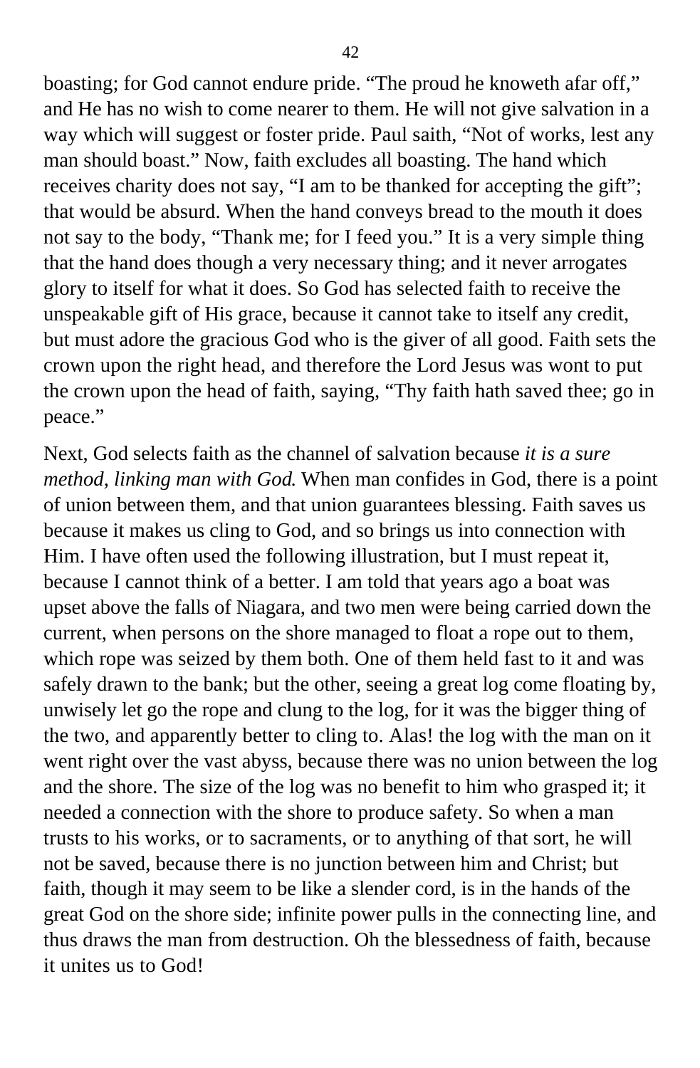boasting; for God cannot endure pride. “The proud he knoweth afar off,” and He has no wish to come nearer to them. He will not give salvation in a way which will suggest or foster pride. Paul saith, “Not of works, lest any man should boast.” Now, faith excludes all boasting. The hand which receives charity does not say, “I am to be thanked for accepting the gift”; that would be absurd. When the hand conveys bread to the mouth it does not say to the body, “Thank me; for I feed you.” It is a very simple thing that the hand does though a very necessary thing; and it never arrogates glory to itself for what it does. So God has selected faith to receive the unspeakable gift of His grace, because it cannot take to itself any credit, but must adore the gracious God who is the giver of all good. Faith sets the crown upon the right head, and therefore the Lord Jesus was wont to put the crown upon the head of faith, saying, “Thy faith hath saved thee; go in peace.”

Next, God selects faith as the channel of salvation because *it is a sure method, linking man with God.* When man confides in God, there is a point of union between them, and that union guarantees blessing. Faith saves us because it makes us cling to God, and so brings us into connection with Him. I have often used the following illustration, but I must repeat it, because I cannot think of a better. I am told that years ago a boat was upset above the falls of Niagara, and two men were being carried down the current, when persons on the shore managed to float a rope out to them, which rope was seized by them both. One of them held fast to it and was safely drawn to the bank; but the other, seeing a great log come floating by, unwisely let go the rope and clung to the log, for it was the bigger thing of the two, and apparently better to cling to. Alas! the log with the man on it went right over the vast abyss, because there was no union between the log and the shore. The size of the log was no benefit to him who grasped it; it needed a connection with the shore to produce safety. So when a man trusts to his works, or to sacraments, or to anything of that sort, he will not be saved, because there is no junction between him and Christ; but faith, though it may seem to be like a slender cord, is in the hands of the great God on the shore side; infinite power pulls in the connecting line, and thus draws the man from destruction. Oh the blessedness of faith, because it unites us to God!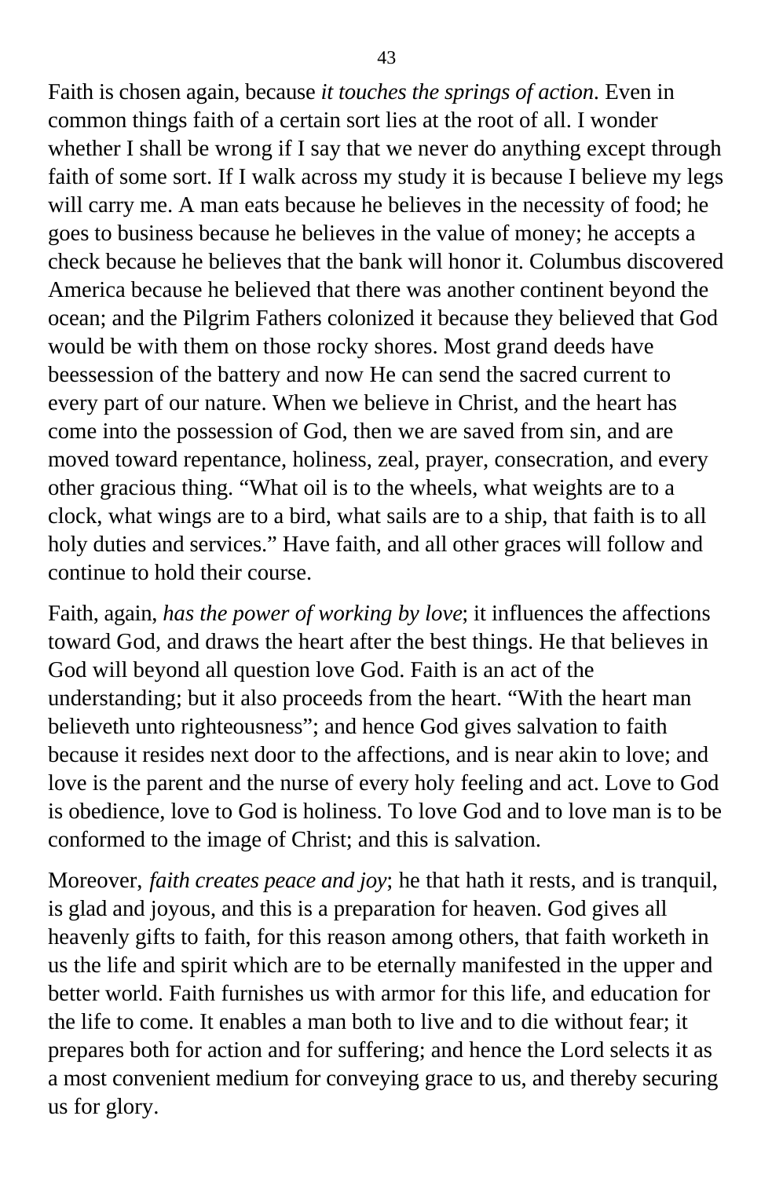Faith is chosen again, because *it touches the springs of action*. Even in common things faith of a certain sort lies at the root of all. I wonder whether I shall be wrong if I say that we never do anything except through faith of some sort. If I walk across my study it is because I believe my legs will carry me. A man eats because he believes in the necessity of food; he goes to business because he believes in the value of money; he accepts a check because he believes that the bank will honor it. Columbus discovered America because he believed that there was another continent beyond the ocean; and the Pilgrim Fathers colonized it because they believed that God would be with them on those rocky shores. Most grand deeds have beessession of the battery and now He can send the sacred current to every part of our nature. When we believe in Christ, and the heart has come into the possession of God, then we are saved from sin, and are moved toward repentance, holiness, zeal, prayer, consecration, and every other gracious thing. "What oil is to the wheels, what weights are to a clock, what wings are to a bird, what sails are to a ship, that faith is to all holy duties and services." Have faith, and all other graces will follow and continue to hold their course.

Faith, again, *has the power of working by love*; it influences the affections toward God, and draws the heart after the best things. He that believes in God will beyond all question love God. Faith is an act of the understanding; but it also proceeds from the heart. "With the heart man believeth unto righteousness"; and hence God gives salvation to faith because it resides next door to the affections, and is near akin to love; and love is the parent and the nurse of every holy feeling and act. Love to God is obedience, love to God is holiness. To love God and to love man is to be conformed to the image of Christ; and this is salvation.

Moreover, *faith creates peace and joy*; he that hath it rests, and is tranquil, is glad and joyous, and this is a preparation for heaven. God gives all heavenly gifts to faith, for this reason among others, that faith worketh in us the life and spirit which are to be eternally manifested in the upper and better world. Faith furnishes us with armor for this life, and education for the life to come. It enables a man both to live and to die without fear; it prepares both for action and for suffering; and hence the Lord selects it as a most convenient medium for conveying grace to us, and thereby securing us for glory.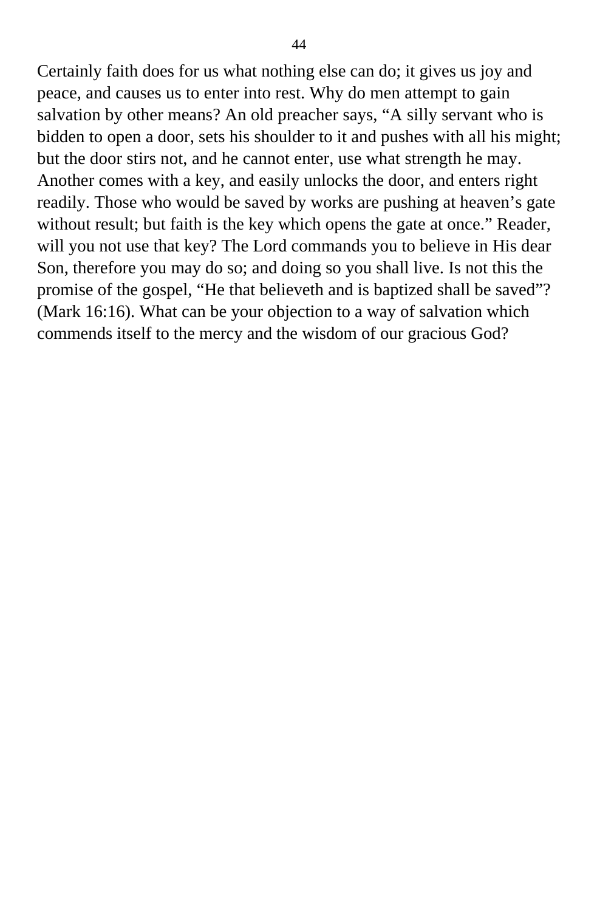Certainly faith does for us what nothing else can do; it gives us joy and peace, and causes us to enter into rest. Why do men attempt to gain salvation by other means? An old preacher says, “A silly servant who is bidden to open a door, sets his shoulder to it and pushes with all his might; but the door stirs not, and he cannot enter, use what strength he may. Another comes with a key, and easily unlocks the door, and enters right readily. Those who would be saved by works are pushing at heaven’s gate without result; but faith is the key which opens the gate at once.” Reader, will you not use that key? The Lord commands you to believe in His dear Son, therefore you may do so; and doing so you shall live. Is not this the promise of the gospel, “He that believeth and is baptized shall be saved”? (Mark 16:16). What can be your objection to a way of salvation which commends itself to the mercy and the wisdom of our gracious God?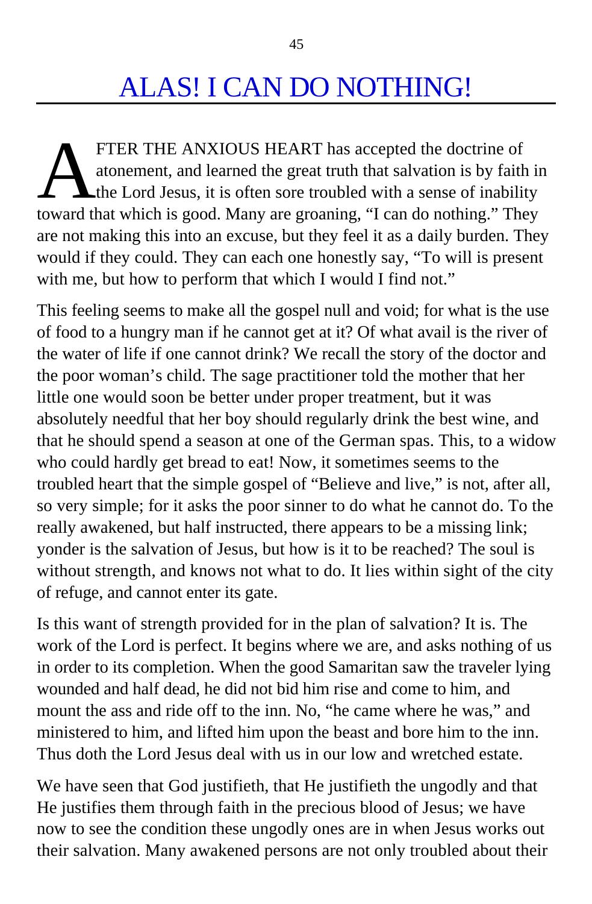# ALAS! I CAN DO NOTHING!

AFTER THE ANXIOUS HEART has accepted the doctrine of atonement, and learned the great truth that salvation is by faith in the Lord Jesus, it is often sore troubled with a sense of inability toward that which is good. Many are groaning, "I can do nothing." They are not making this into an excuse, but they feel it as a daily burden. They would if they could. They can each one honestly say, "To will is present with me, but how to perform that which I would I find not."

This feeling seems to make all the gospel null and void; for what is the use of food to a hungry man if he cannot get at it? Of what avail is the river of the water of life if one cannot drink? We recall the story of the doctor and the poor woman's child. The sage practitioner told the mother that her little one would soon be better under proper treatment, but it was absolutely needful that her boy should regularly drink the best wine, and that he should spend a season at one of the German spas. This, to a widow who could hardly get bread to eat! Now, it sometimes seems to the troubled heart that the simple gospel of "Believe and live," is not, after all, so very simple; for it asks the poor sinner to do what he cannot do. To the really awakened, but half instructed, there appears to be a missing link; yonder is the salvation of Jesus, but how is it to be reached? The soul is without strength, and knows not what to do. It lies within sight of the city of refuge, and cannot enter its gate.

Is this want of strength provided for in the plan of salvation? It is. The work of the Lord is perfect. It begins where we are, and asks nothing of us in order to its completion. When the good Samaritan saw the traveler lying wounded and half dead, he did not bid him rise and come to him, and mount the ass and ride off to the inn. No, "he came where he was," and ministered to him, and lifted him upon the beast and bore him to the inn. Thus doth the Lord Jesus deal with us in our low and wretched estate.

We have seen that God justifieth, that He justifieth the ungodly and that He justifies them through faith in the precious blood of Jesus; we have now to see the condition these ungodly ones are in when Jesus works out their salvation. Many awakened persons are not only troubled about their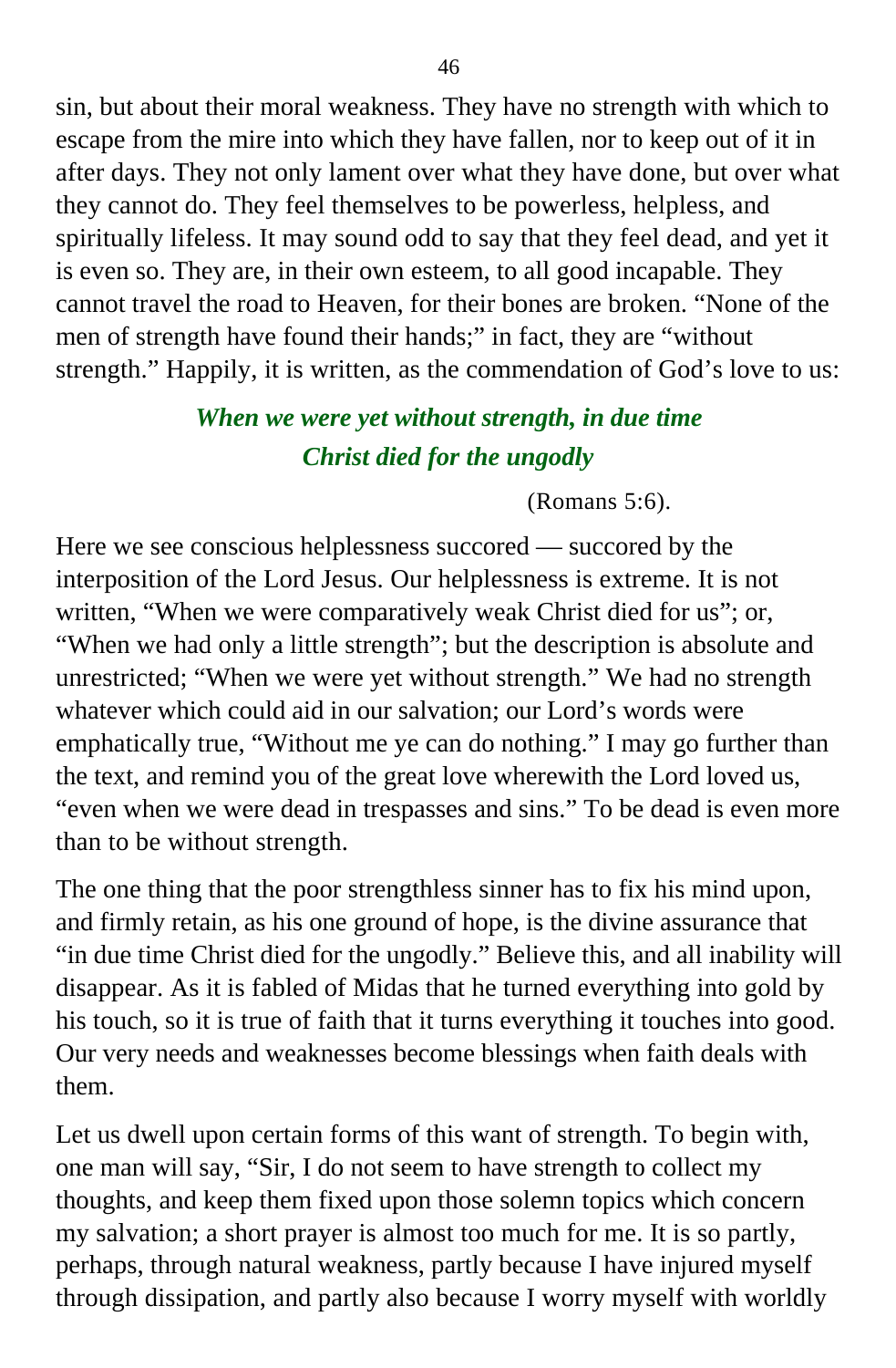sin, but about their moral weakness. They have no strength with which to escape from the mire into which they have fallen, nor to keep out of it in after days. They not only lament over what they have done, but over what they cannot do. They feel themselves to be powerless, helpless, and spiritually lifeless. It may sound odd to say that they feel dead, and yet it is even so. They are, in their own esteem, to all good incapable. They cannot travel the road to Heaven, for their bones are broken. "None of the men of strength have found their hands;" in fact, they are "without strength." Happily, it is written, as the commendation of God's love to us:

***When we were yet without strength, in due time Christ died for the ungodly***

(Romans 5:6).

Here we see conscious helplessness succored — succored by the interposition of the Lord Jesus. Our helplessness is extreme. It is not written, "When we were comparatively weak Christ died for us"; or, "When we had only a little strength"; but the description is absolute and unrestricted; "When we were yet without strength." We had no strength whatever which could aid in our salvation; our Lord's words were emphatically true, "Without me ye can do nothing." I may go further than the text, and remind you of the great love wherewith the Lord loved us, "even when we were dead in trespasses and sins." To be dead is even more than to be without strength.

The one thing that the poor strengthless sinner has to fix his mind upon, and firmly retain, as his one ground of hope, is the divine assurance that "in due time Christ died for the ungodly." Believe this, and all inability will disappear. As it is fabled of Midas that he turned everything into gold by his touch, so it is true of faith that it turns everything it touches into good. Our very needs and weaknesses become blessings when faith deals with them.

Let us dwell upon certain forms of this want of strength. To begin with, one man will say, "Sir, I do not seem to have strength to collect my thoughts, and keep them fixed upon those solemn topics which concern my salvation; a short prayer is almost too much for me. It is so partly, perhaps, through natural weakness, partly because I have injured myself through dissipation, and partly also because I worry myself with worldly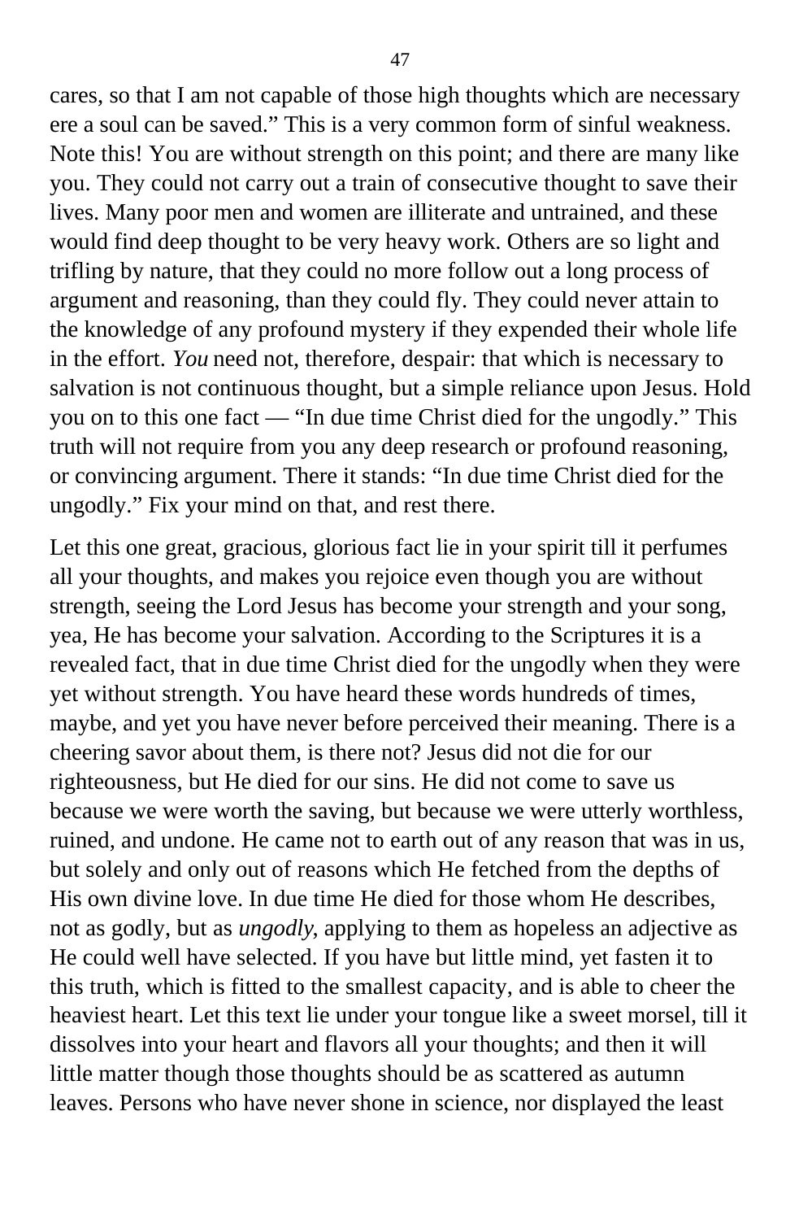cares, so that I am not capable of those high thoughts which are necessary ere a soul can be saved." This is a very common form of sinful weakness. Note this! You are without strength on this point; and there are many like you. They could not carry out a train of consecutive thought to save their lives. Many poor men and women are illiterate and untrained, and these would find deep thought to be very heavy work. Others are so light and trifling by nature, that they could no more follow out a long process of argument and reasoning, than they could fly. They could never attain to the knowledge of any profound mystery if they expended their whole life in the effort. *You* need not, therefore, despair: that which is necessary to salvation is not continuous thought, but a simple reliance upon Jesus. Hold you on to this one fact — "In due time Christ died for the ungodly." This truth will not require from you any deep research or profound reasoning, or convincing argument. There it stands: "In due time Christ died for the ungodly." Fix your mind on that, and rest there.

Let this one great, gracious, glorious fact lie in your spirit till it perfumes all your thoughts, and makes you rejoice even though you are without strength, seeing the Lord Jesus has become your strength and your song, yea, He has become your salvation. According to the Scriptures it is a revealed fact, that in due time Christ died for the ungodly when they were yet without strength. You have heard these words hundreds of times, maybe, and yet you have never before perceived their meaning. There is a cheering savor about them, is there not? Jesus did not die for our righteousness, but He died for our sins. He did not come to save us because we were worth the saving, but because we were utterly worthless, ruined, and undone. He came not to earth out of any reason that was in us, but solely and only out of reasons which He fetched from the depths of His own divine love. In due time He died for those whom He describes, not as godly, but as *ungodly*, applying to them as hopeless an adjective as He could well have selected. If you have but little mind, yet fasten it to this truth, which is fitted to the smallest capacity, and is able to cheer the heaviest heart. Let this text lie under your tongue like a sweet morsel, till it dissolves into your heart and flavors all your thoughts; and then it will little matter though those thoughts should be as scattered as autumn leaves. Persons who have never shone in science, nor displayed the least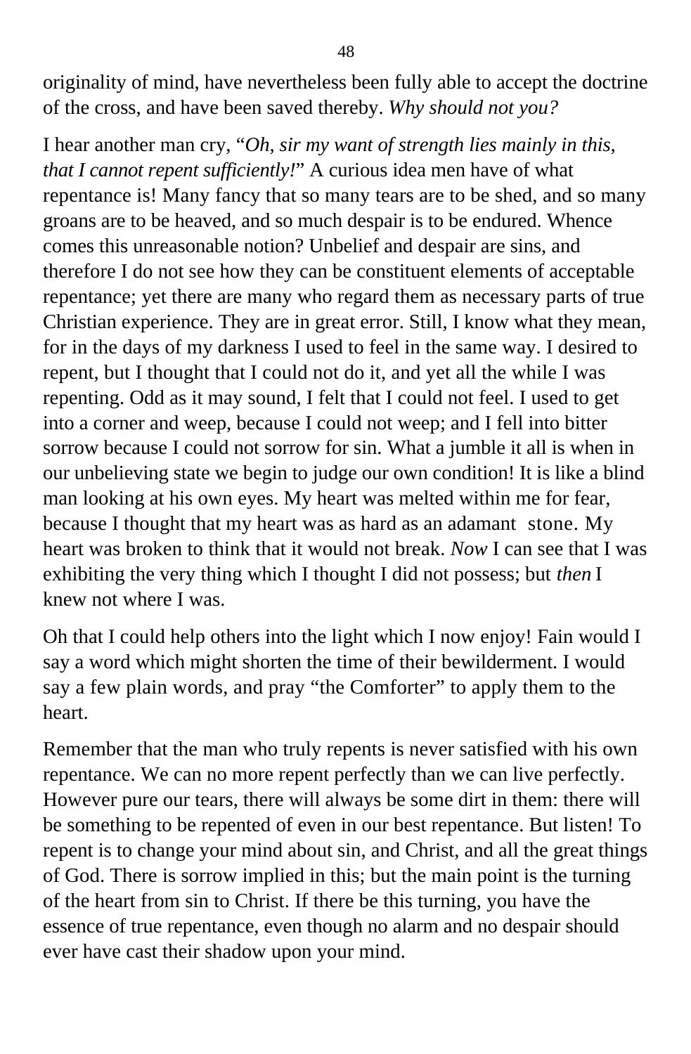originality of mind, have nevertheless been fully able to accept the doctrine of the cross, and have been saved thereby. *Why should not you?*

I hear another man cry, "*Oh, sir my want of strength lies mainly in this, that I cannot repent sufficiently!*" A curious idea men have of what repentance is! Many fancy that so many tears are to be shed, and so many groans are to be heaved, and so much despair is to be endured. Whence comes this unreasonable notion? Unbelief and despair are sins, and therefore I do not see how they can be constituent elements of acceptable repentance; yet there are many who regard them as necessary parts of true Christian experience. They are in great error. Still, I know what they mean, for in the days of my darkness I used to feel in the same way. I desired to repent, but I thought that I could not do it, and yet all the while I was repenting. Odd as it may sound, I felt that I could not feel. I used to get into a corner and weep, because I could not weep; and I fell into bitter sorrow because I could not sorrow for sin. What a jumble it all is when in our unbelieving state we begin to judge our own condition! It is like a blind man looking at his own eyes. My heart was melted within me for fear, because I thought that my heart was as hard as an adamant stone. My heart was broken to think that it would not break. *Now* I can see that I was exhibiting the very thing which I thought I did not possess; but *then* I knew not where I was.

Oh that I could help others into the light which I now enjoy! Fain would I say a word which might shorten the time of their bewilderment. I would say a few plain words, and pray "the Comforter" to apply them to the heart.

Remember that the man who truly repents is never satisfied with his own repentance. We can no more repent perfectly than we can live perfectly. However pure our tears, there will always be some dirt in them: there will be something to be repented of even in our best repentance. But listen! To repent is to change your mind about sin, and Christ, and all the great things of God. There is sorrow implied in this; but the main point is the turning of the heart from sin to Christ. If there be this turning, you have the essence of true repentance, even though no alarm and no despair should ever have cast their shadow upon your mind.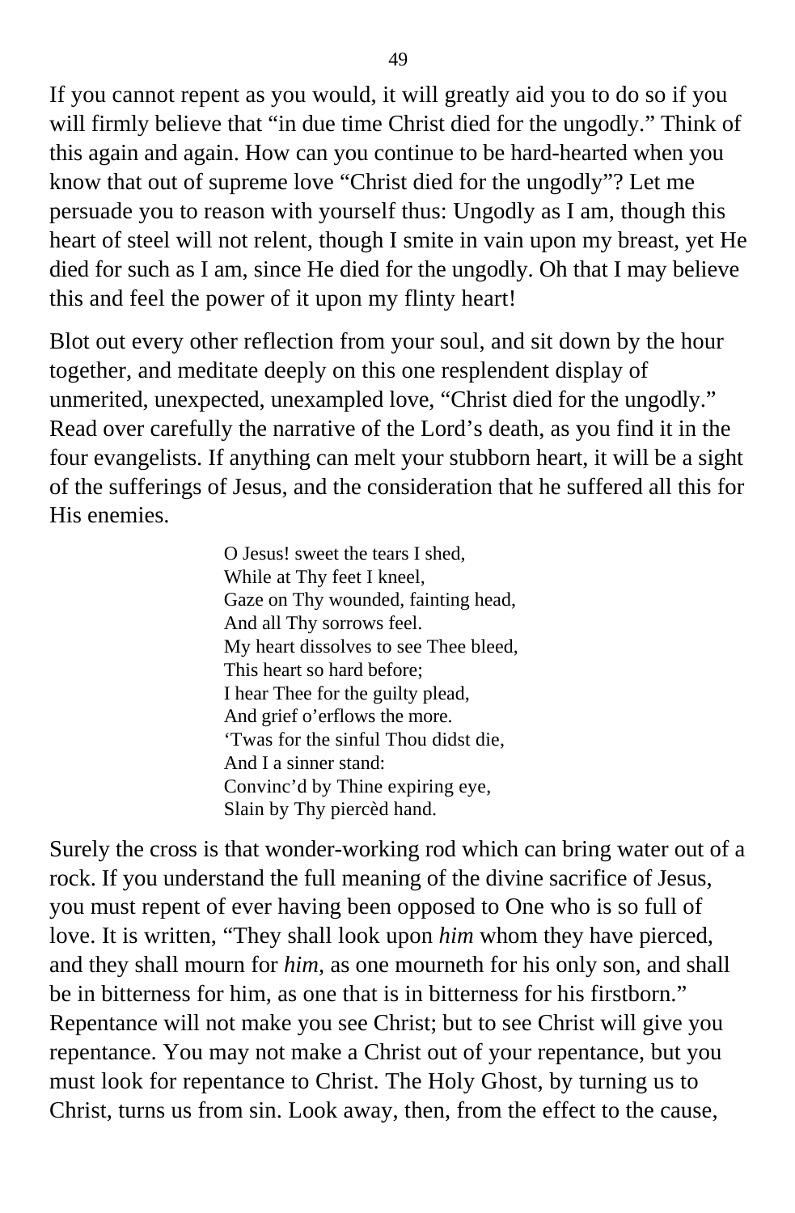If you cannot repent as you would, it will greatly aid you to do so if you will firmly believe that “in due time Christ died for the ungodly.” Think of this again and again. How can you continue to be hard-hearted when you know that out of supreme love “Christ died for the ungodly”? Let me persuade you to reason with yourself thus: Ungodly as I am, though this heart of steel will not relent, though I smite in vain upon my breast, yet He died for such as I am, since He died for the ungodly. Oh that I may believe this and feel the power of it upon my flinty heart!

Blot out every other reflection from your soul, and sit down by the hour together, and meditate deeply on this one resplendent display of unmerited, unexpected, unexampled love, “Christ died for the ungodly.” Read over carefully the narrative of the Lord’s death, as you find it in the four evangelists. If anything can melt your stubborn heart, it will be a sight of the sufferings of Jesus, and the consideration that he suffered all this for His enemies.

> O Jesus! sweet the tears I shed,  
> While at Thy feet I kneel,  
> Gaze on Thy wounded, fainting head,  
> And all Thy sorrows feel.  
> My heart dissolves to see Thee bleed,  
> This heart so hard before;  
> I hear Thee for the guilty plead,  
> And grief o’erflows the more.  
> ‘Twas for the sinful Thou didst die,  
> And I a sinner stand:  
> Convinc’d by Thine expiring eye,  
> Slain by Thy piercèd hand.

Surely the cross is that wonder-working rod which can bring water out of a rock. If you understand the full meaning of the divine sacrifice of Jesus, you must repent of ever having been opposed to One who is so full of love. It is written, “They shall look upon *him* whom they have pierced, and they shall mourn for *him*, as one mourneth for his only son, and shall be in bitterness for him, as one that is in bitterness for his firstborn.” Repentance will not make you see Christ; but to see Christ will give you repentance. You may not make a Christ out of your repentance, but you must look for repentance to Christ. The Holy Ghost, by turning us to Christ, turns us from sin. Look away, then, from the effect to the cause,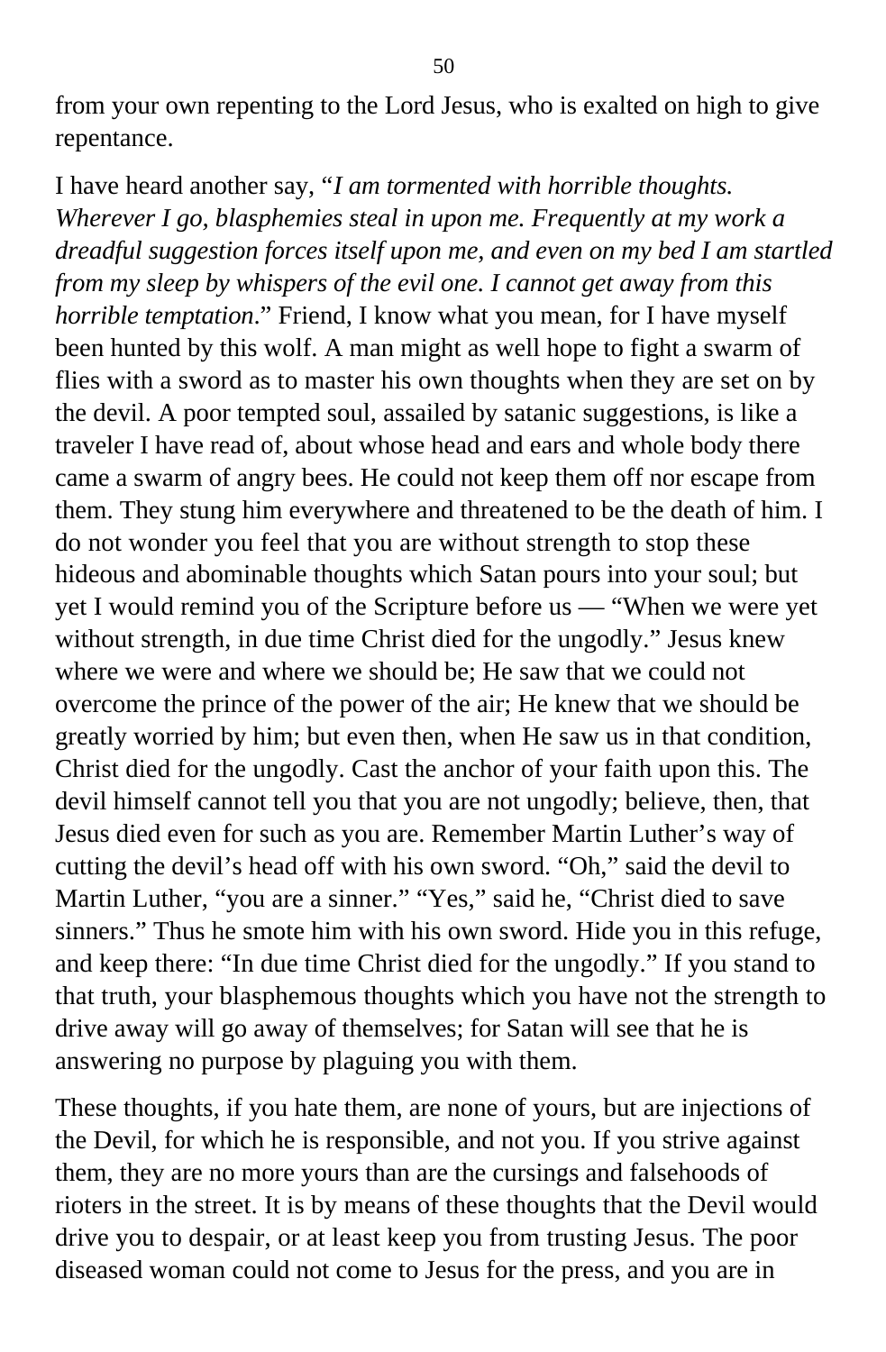from your own repenting to the Lord Jesus, who is exalted on high to give repentance.

I have heard another say, "*I am tormented with horrible thoughts. Wherever I go, blasphemies steal in upon me. Frequently at my work a dreadful suggestion forces itself upon me, and even on my bed I am startled from my sleep by whispers of the evil one. I cannot get away from this horrible temptation.*" Friend, I know what you mean, for I have myself been hunted by this wolf. A man might as well hope to fight a swarm of flies with a sword as to master his own thoughts when they are set on by the devil. A poor tempted soul, assailed by satanic suggestions, is like a traveler I have read of, about whose head and ears and whole body there came a swarm of angry bees. He could not keep them off nor escape from them. They stung him everywhere and threatened to be the death of him. I do not wonder you feel that you are without strength to stop these hideous and abominable thoughts which Satan pours into your soul; but yet I would remind you of the Scripture before us — "When we were yet without strength, in due time Christ died for the ungodly." Jesus knew where we were and where we should be; He saw that we could not overcome the prince of the power of the air; He knew that we should be greatly worried by him; but even then, when He saw us in that condition, Christ died for the ungodly. Cast the anchor of your faith upon this. The devil himself cannot tell you that you are not ungodly; believe, then, that Jesus died even for such as you are. Remember Martin Luther's way of cutting the devil's head off with his own sword. "Oh," said the devil to Martin Luther, "you are a sinner." "Yes," said he, "Christ died to save sinners." Thus he smote him with his own sword. Hide you in this refuge, and keep there: "In due time Christ died for the ungodly." If you stand to that truth, your blasphemous thoughts which you have not the strength to drive away will go away of themselves; for Satan will see that he is answering no purpose by plaguing you with them.

These thoughts, if you hate them, are none of yours, but are injections of the Devil, for which he is responsible, and not you. If you strive against them, they are no more yours than are the cursings and falsehoods of rioters in the street. It is by means of these thoughts that the Devil would drive you to despair, or at least keep you from trusting Jesus. The poor diseased woman could not come to Jesus for the press, and you are in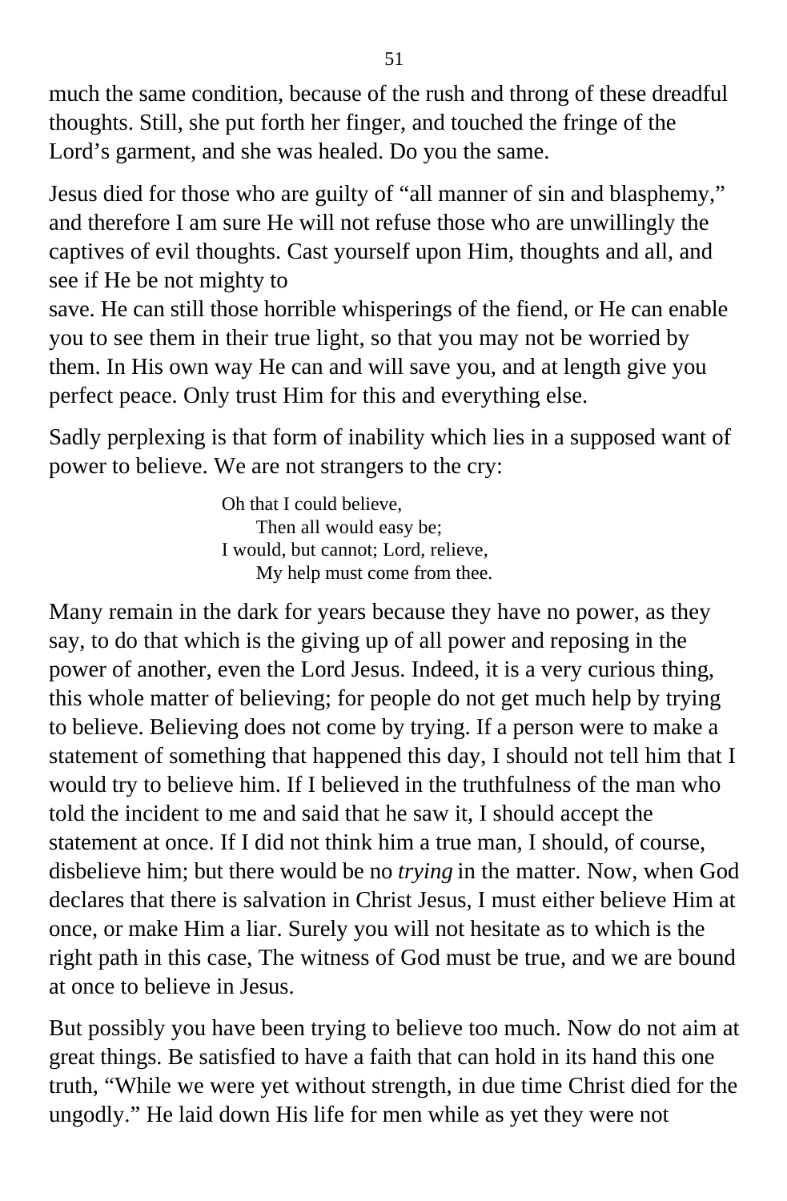much the same condition, because of the rush and throng of these dreadful thoughts. Still, she put forth her finger, and touched the fringe of the Lord's garment, and she was healed. Do you the same.

Jesus died for those who are guilty of "all manner of sin and blasphemy," and therefore I am sure He will not refuse those who are unwillingly the captives of evil thoughts. Cast yourself upon Him, thoughts and all, and see if He be not mighty to save. He can still those horrible whisperings of the fiend, or He can enable you to see them in their true light, so that you may not be worried by them. In His own way He can and will save you, and at length give you perfect peace. Only trust Him for this and everything else.

Sadly perplexing is that form of inability which lies in a supposed want of power to believe. We are not strangers to the cry:

> Oh that I could believe,
> Then all would easy be;
> I would, but cannot; Lord, relieve,
> My help must come from thee.

Many remain in the dark for years because they have no power, as they say, to do that which is the giving up of all power and reposing in the power of another, even the Lord Jesus. Indeed, it is a very curious thing, this whole matter of believing; for people do not get much help by trying to believe. Believing does not come by trying. If a person were to make a statement of something that happened this day, I should not tell him that I would try to believe him. If I believed in the truthfulness of the man who told the incident to me and said that he saw it, I should accept the statement at once. If I did not think him a true man, I should, of course, disbelieve him; but there would be no *trying* in the matter. Now, when God declares that there is salvation in Christ Jesus, I must either believe Him at once, or make Him a liar. Surely you will not hesitate as to which is the right path in this case, The witness of God must be true, and we are bound at once to believe in Jesus.

But possibly you have been trying to believe too much. Now do not aim at great things. Be satisfied to have a faith that can hold in its hand this one truth, "While we were yet without strength, in due time Christ died for the ungodly." He laid down His life for men while as yet they were not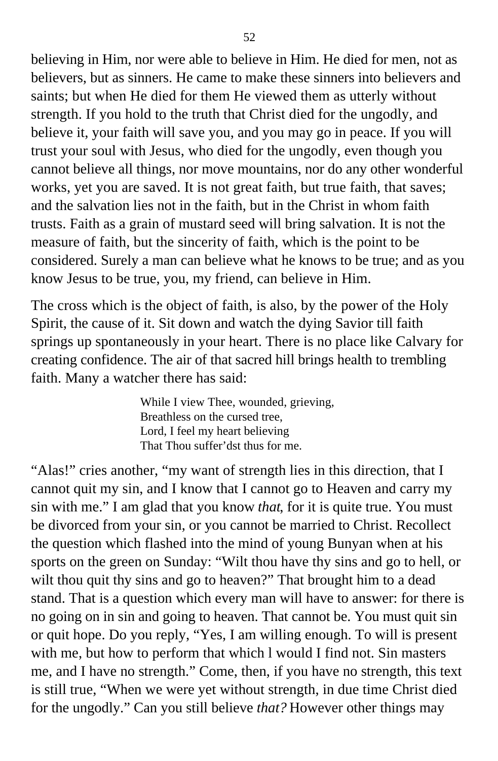believing in Him, nor were able to believe in Him. He died for men, not as believers, but as sinners. He came to make these sinners into believers and saints; but when He died for them He viewed them as utterly without strength. If you hold to the truth that Christ died for the ungodly, and believe it, your faith will save you, and you may go in peace. If you will trust your soul with Jesus, who died for the ungodly, even though you cannot believe all things, nor move mountains, nor do any other wonderful works, yet you are saved. It is not great faith, but true faith, that saves; and the salvation lies not in the faith, but in the Christ in whom faith trusts. Faith as a grain of mustard seed will bring salvation. It is not the measure of faith, but the sincerity of faith, which is the point to be considered. Surely a man can believe what he knows to be true; and as you know Jesus to be true, you, my friend, can believe in Him.

The cross which is the object of faith, is also, by the power of the Holy Spirit, the cause of it. Sit down and watch the dying Savior till faith springs up spontaneously in your heart. There is no place like Calvary for creating confidence. The air of that sacred hill brings health to trembling faith. Many a watcher there has said:

> While I view Thee, wounded, grieving,
> Breathless on the cursed tree,
> Lord, I feel my heart believing
> That Thou suffer'dst thus for me.

"Alas!" cries another, "my want of strength lies in this direction, that I cannot quit my sin, and I know that I cannot go to Heaven and carry my sin with me." I am glad that you know *that*, for it is quite true. You must be divorced from your sin, or you cannot be married to Christ. Recollect the question which flashed into the mind of young Bunyan when at his sports on the green on Sunday: "Wilt thou have thy sins and go to hell, or wilt thou quit thy sins and go to heaven?" That brought him to a dead stand. That is a question which every man will have to answer: for there is no going on in sin and going to heaven. That cannot be. You must quit sin or quit hope. Do you reply, "Yes, I am willing enough. To will is present with me, but how to perform that which l would I find not. Sin masters me, and I have no strength." Come, then, if you have no strength, this text is still true, "When we were yet without strength, in due time Christ died for the ungodly." Can you still believe *that?* However other things may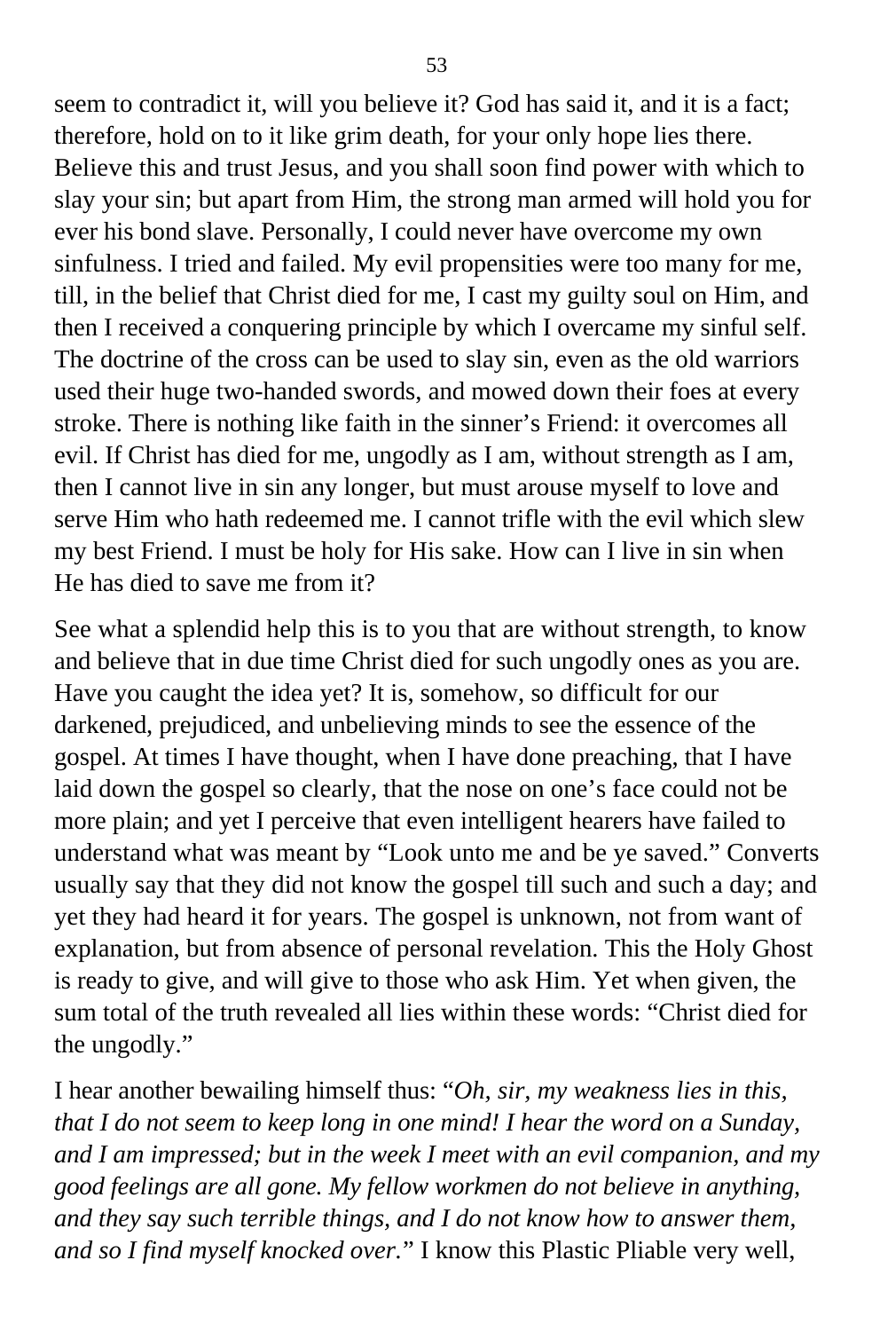seem to contradict it, will you believe it? God has said it, and it is a fact; therefore, hold on to it like grim death, for your only hope lies there. Believe this and trust Jesus, and you shall soon find power with which to slay your sin; but apart from Him, the strong man armed will hold you for ever his bond slave. Personally, I could never have overcome my own sinfulness. I tried and failed. My evil propensities were too many for me, till, in the belief that Christ died for me, I cast my guilty soul on Him, and then I received a conquering principle by which I overcame my sinful self. The doctrine of the cross can be used to slay sin, even as the old warriors used their huge two-handed swords, and mowed down their foes at every stroke. There is nothing like faith in the sinner's Friend: it overcomes all evil. If Christ has died for me, ungodly as I am, without strength as I am, then I cannot live in sin any longer, but must arouse myself to love and serve Him who hath redeemed me. I cannot trifle with the evil which slew my best Friend. I must be holy for His sake. How can I live in sin when He has died to save me from it?

See what a splendid help this is to you that are without strength, to know and believe that in due time Christ died for such ungodly ones as you are. Have you caught the idea yet? It is, somehow, so difficult for our darkened, prejudiced, and unbelieving minds to see the essence of the gospel. At times I have thought, when I have done preaching, that I have laid down the gospel so clearly, that the nose on one's face could not be more plain; and yet I perceive that even intelligent hearers have failed to understand what was meant by "Look unto me and be ye saved." Converts usually say that they did not know the gospel till such and such a day; and yet they had heard it for years. The gospel is unknown, not from want of explanation, but from absence of personal revelation. This the Holy Ghost is ready to give, and will give to those who ask Him. Yet when given, the sum total of the truth revealed all lies within these words: "Christ died for the ungodly."

I hear another bewailing himself thus: "*Oh, sir, my weakness lies in this, that I do not seem to keep long in one mind! I hear the word on a Sunday, and I am impressed; but in the week I meet with an evil companion, and my good feelings are all gone. My fellow workmen do not believe in anything, and they say such terrible things, and I do not know how to answer them, and so I find myself knocked over.*" I know this Plastic Pliable very well,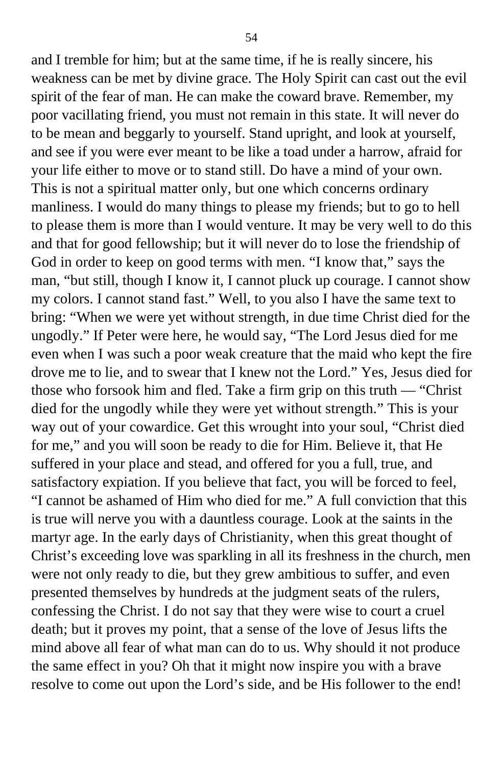and I tremble for him; but at the same time, if he is really sincere, his weakness can be met by divine grace. The Holy Spirit can cast out the evil spirit of the fear of man. He can make the coward brave. Remember, my poor vacillating friend, you must not remain in this state. It will never do to be mean and beggarly to yourself. Stand upright, and look at yourself, and see if you were ever meant to be like a toad under a harrow, afraid for your life either to move or to stand still. Do have a mind of your own. This is not a spiritual matter only, but one which concerns ordinary manliness. I would do many things to please my friends; but to go to hell to please them is more than I would venture. It may be very well to do this and that for good fellowship; but it will never do to lose the friendship of God in order to keep on good terms with men. "I know that," says the man, "but still, though I know it, I cannot pluck up courage. I cannot show my colors. I cannot stand fast." Well, to you also I have the same text to bring: "When we were yet without strength, in due time Christ died for the ungodly." If Peter were here, he would say, "The Lord Jesus died for me even when I was such a poor weak creature that the maid who kept the fire drove me to lie, and to swear that I knew not the Lord." Yes, Jesus died for those who forsook him and fled. Take a firm grip on this truth — "Christ died for the ungodly while they were yet without strength." This is your way out of your cowardice. Get this wrought into your soul, "Christ died for me," and you will soon be ready to die for Him. Believe it, that He suffered in your place and stead, and offered for you a full, true, and satisfactory expiation. If you believe that fact, you will be forced to feel, "I cannot be ashamed of Him who died for me." A full conviction that this is true will nerve you with a dauntless courage. Look at the saints in the martyr age. In the early days of Christianity, when this great thought of Christ's exceeding love was sparkling in all its freshness in the church, men were not only ready to die, but they grew ambitious to suffer, and even presented themselves by hundreds at the judgment seats of the rulers, confessing the Christ. I do not say that they were wise to court a cruel death; but it proves my point, that a sense of the love of Jesus lifts the mind above all fear of what man can do to us. Why should it not produce the same effect in you? Oh that it might now inspire you with a brave resolve to come out upon the Lord's side, and be His follower to the end!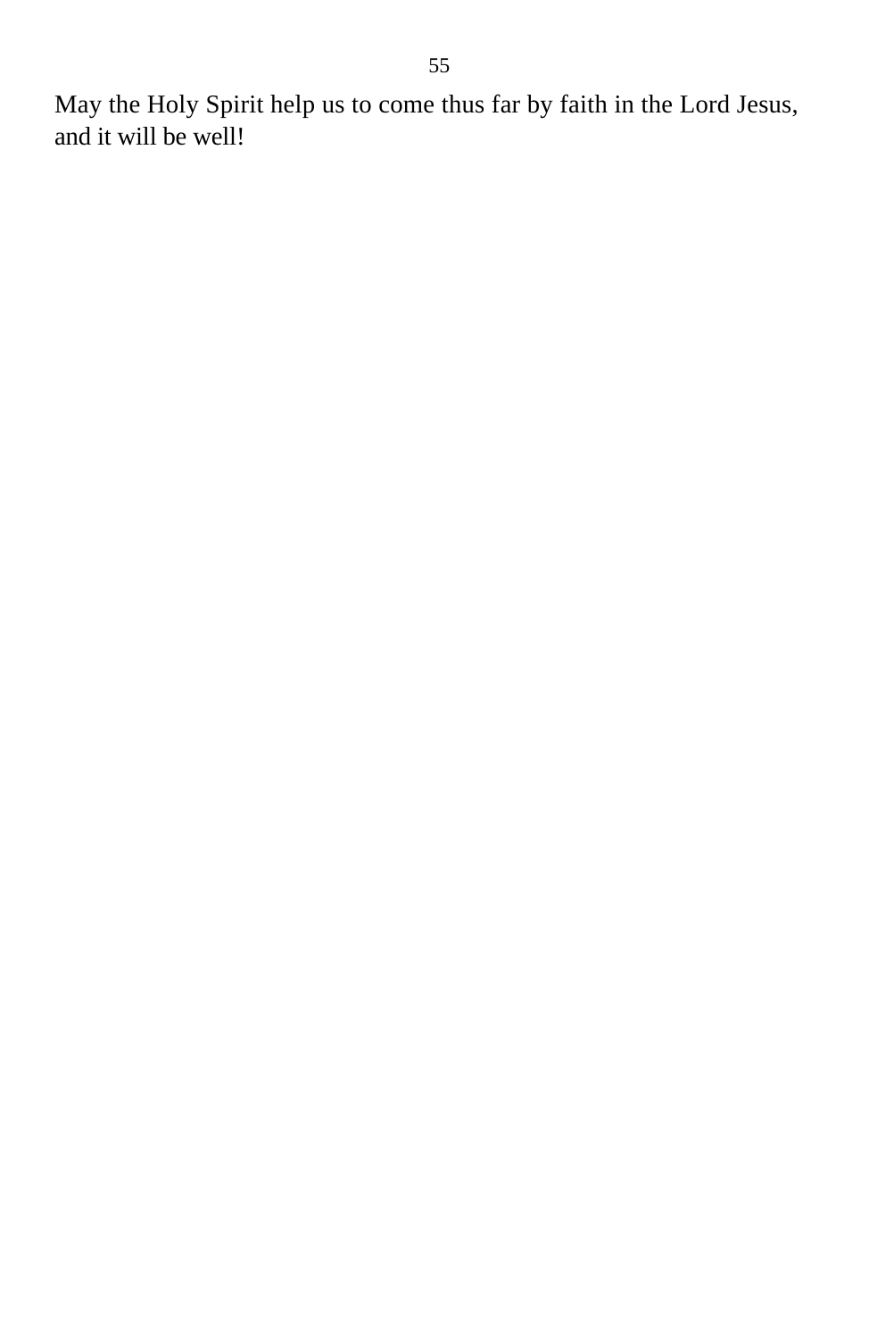May the Holy Spirit help us to come thus far by faith in the Lord Jesus, and it will be well!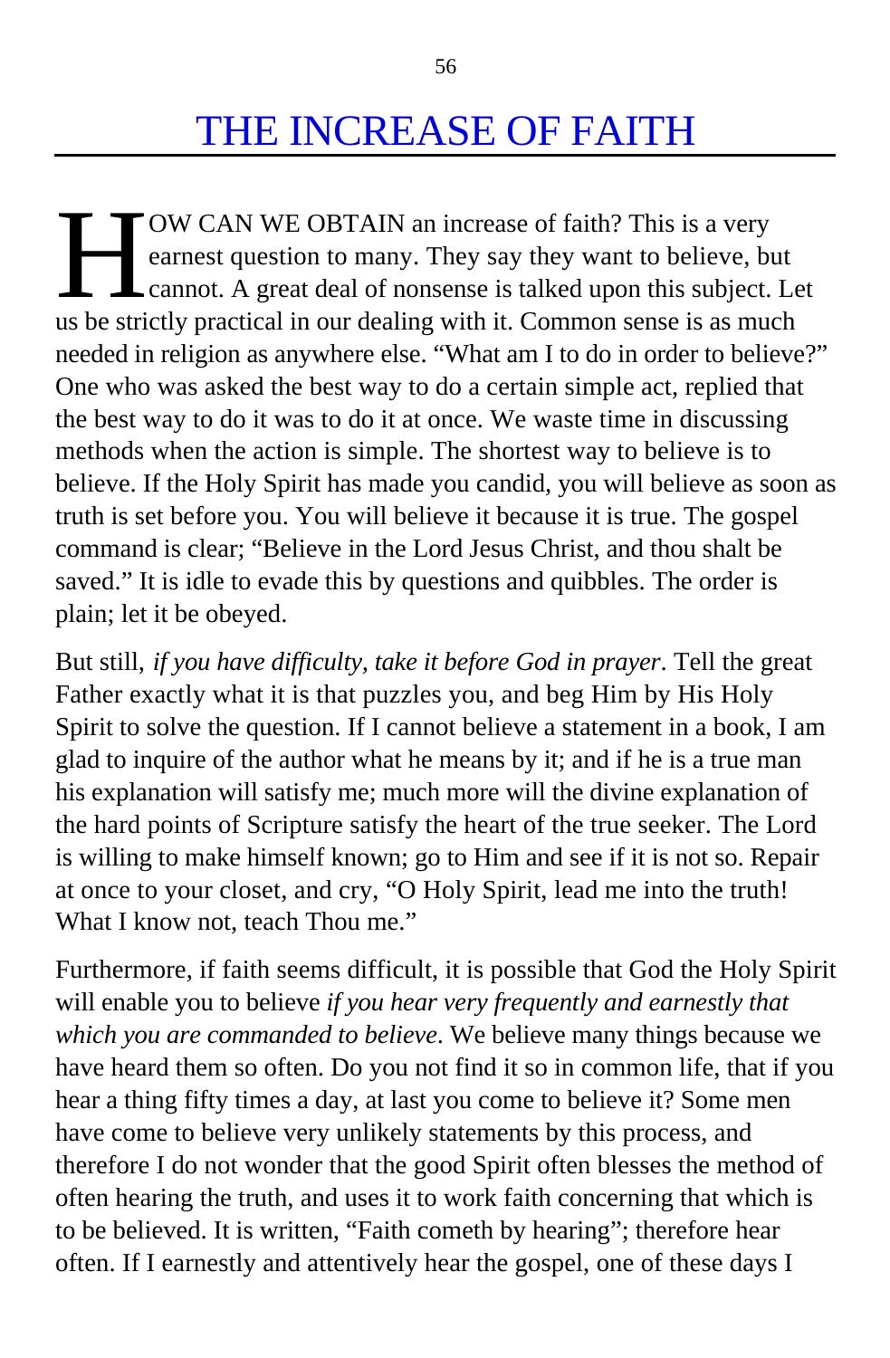# THE INCREASE OF FAITH

HOW CAN WE OBTAIN an increase of faith? This is a very earnest question to many. They say they want to believe, but cannot. A great deal of nonsense is talked upon this subject. Let us be strictly practical in our dealing with it. Common sense is as much needed in religion as anywhere else. "What am I to do in order to believe?" One who was asked the best way to do a certain simple act, replied that the best way to do it was to do it at once. We waste time in discussing methods when the action is simple. The shortest way to believe is to believe. If the Holy Spirit has made you candid, you will believe as soon as truth is set before you. You will believe it because it is true. The gospel command is clear; "Believe in the Lord Jesus Christ, and thou shalt be saved." It is idle to evade this by questions and quibbles. The order is plain; let it be obeyed.

But still, *if you have difficulty, take it before God in prayer*. Tell the great Father exactly what it is that puzzles you, and beg Him by His Holy Spirit to solve the question. If I cannot believe a statement in a book, I am glad to inquire of the author what he means by it; and if he is a true man his explanation will satisfy me; much more will the divine explanation of the hard points of Scripture satisfy the heart of the true seeker. The Lord is willing to make himself known; go to Him and see if it is not so. Repair at once to your closet, and cry, "O Holy Spirit, lead me into the truth! What I know not, teach Thou me."

Furthermore, if faith seems difficult, it is possible that God the Holy Spirit will enable you to believe *if you hear very frequently and earnestly that which you are commanded to believe*. We believe many things because we have heard them so often. Do you not find it so in common life, that if you hear a thing fifty times a day, at last you come to believe it? Some men have come to believe very unlikely statements by this process, and therefore I do not wonder that the good Spirit often blesses the method of often hearing the truth, and uses it to work faith concerning that which is to be believed. It is written, "Faith cometh by hearing"; therefore hear often. If I earnestly and attentively hear the gospel, one of these days I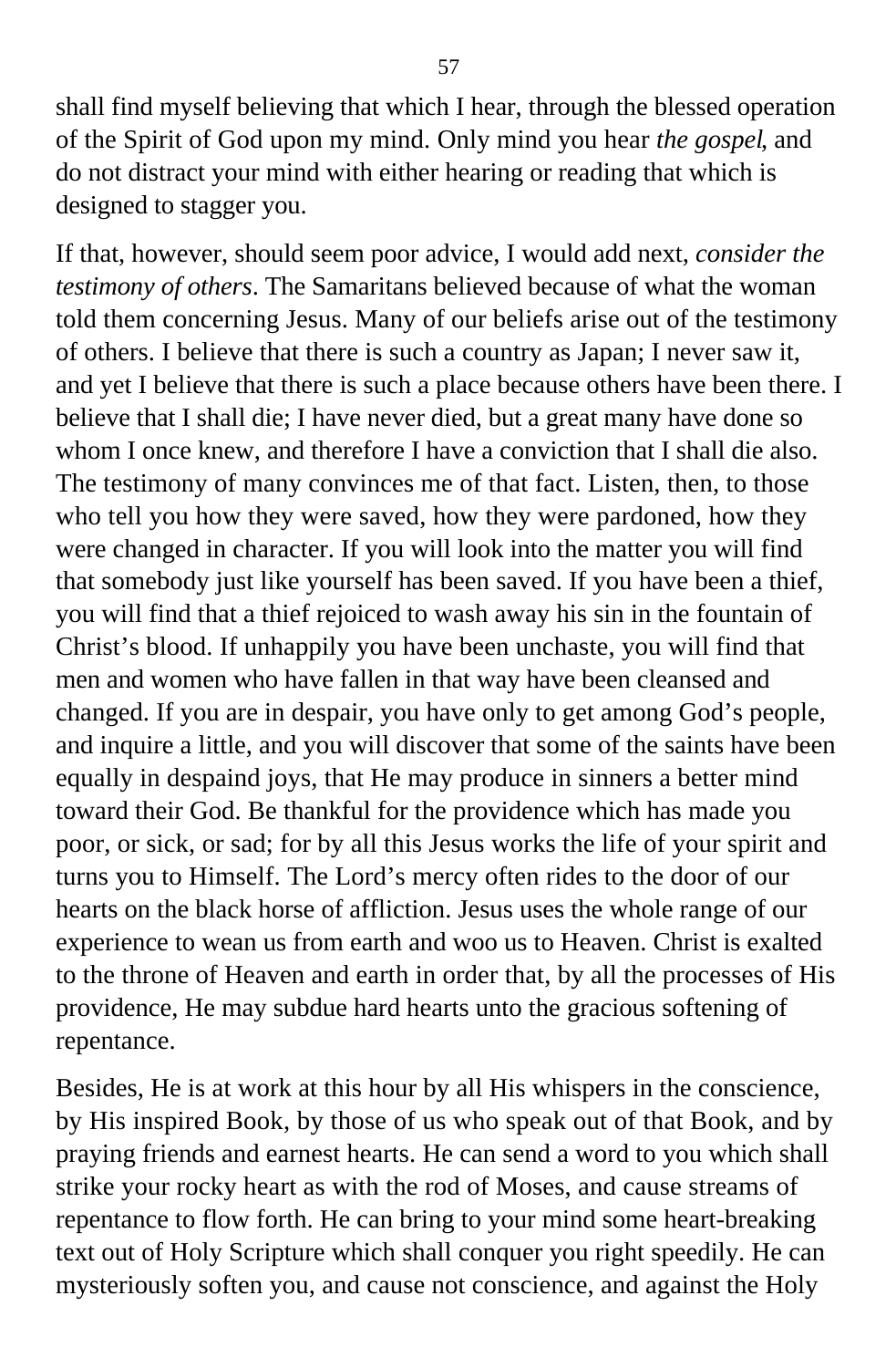shall find myself believing that which I hear, through the blessed operation of the Spirit of God upon my mind. Only mind you hear *the gospel*, and do not distract your mind with either hearing or reading that which is designed to stagger you.

If that, however, should seem poor advice, I would add next, *consider the testimony of others*. The Samaritans believed because of what the woman told them concerning Jesus. Many of our beliefs arise out of the testimony of others. I believe that there is such a country as Japan; I never saw it, and yet I believe that there is such a place because others have been there. I believe that I shall die; I have never died, but a great many have done so whom I once knew, and therefore I have a conviction that I shall die also. The testimony of many convinces me of that fact. Listen, then, to those who tell you how they were saved, how they were pardoned, how they were changed in character. If you will look into the matter you will find that somebody just like yourself has been saved. If you have been a thief, you will find that a thief rejoiced to wash away his sin in the fountain of Christ's blood. If unhappily you have been unchaste, you will find that men and women who have fallen in that way have been cleansed and changed. If you are in despair, you have only to get among God's people, and inquire a little, and you will discover that some of the saints have been equally in despaind joys, that He may produce in sinners a better mind toward their God. Be thankful for the providence which has made you poor, or sick, or sad; for by all this Jesus works the life of your spirit and turns you to Himself. The Lord's mercy often rides to the door of our hearts on the black horse of affliction. Jesus uses the whole range of our experience to wean us from earth and woo us to Heaven. Christ is exalted to the throne of Heaven and earth in order that, by all the processes of His providence, He may subdue hard hearts unto the gracious softening of repentance.

Besides, He is at work at this hour by all His whispers in the conscience, by His inspired Book, by those of us who speak out of that Book, and by praying friends and earnest hearts. He can send a word to you which shall strike your rocky heart as with the rod of Moses, and cause streams of repentance to flow forth. He can bring to your mind some heart-breaking text out of Holy Scripture which shall conquer you right speedily. He can mysteriously soften you, and cause not conscience, and against the Holy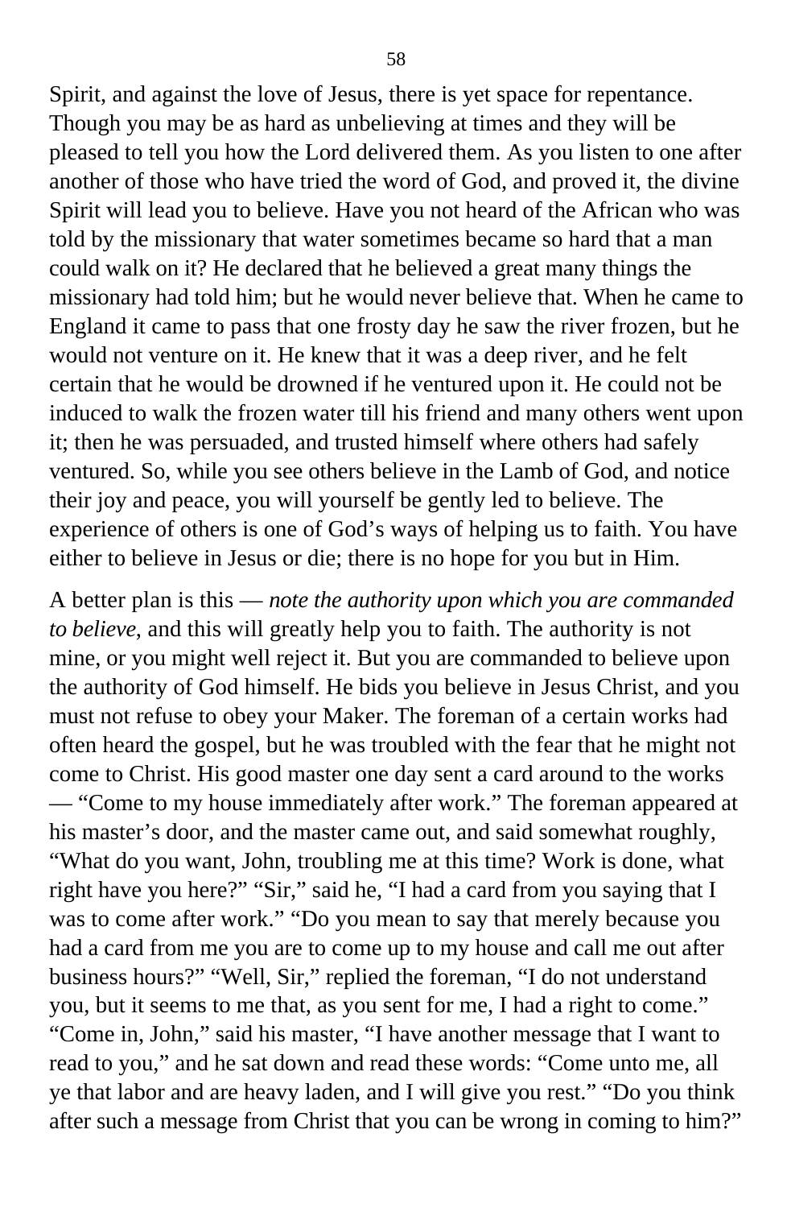Spirit, and against the love of Jesus, there is yet space for repentance. Though you may be as hard as unbelieving at times and they will be pleased to tell you how the Lord delivered them. As you listen to one after another of those who have tried the word of God, and proved it, the divine Spirit will lead you to believe. Have you not heard of the African who was told by the missionary that water sometimes became so hard that a man could walk on it? He declared that he believed a great many things the missionary had told him; but he would never believe that. When he came to England it came to pass that one frosty day he saw the river frozen, but he would not venture on it. He knew that it was a deep river, and he felt certain that he would be drowned if he ventured upon it. He could not be induced to walk the frozen water till his friend and many others went upon it; then he was persuaded, and trusted himself where others had safely ventured. So, while you see others believe in the Lamb of God, and notice their joy and peace, you will yourself be gently led to believe. The experience of others is one of God's ways of helping us to faith. You have either to believe in Jesus or die; there is no hope for you but in Him.

A better plan is this — *note the authority upon which you are commanded to believe*, and this will greatly help you to faith. The authority is not mine, or you might well reject it. But you are commanded to believe upon the authority of God himself. He bids you believe in Jesus Christ, and you must not refuse to obey your Maker. The foreman of a certain works had often heard the gospel, but he was troubled with the fear that he might not come to Christ. His good master one day sent a card around to the works — "Come to my house immediately after work." The foreman appeared at his master's door, and the master came out, and said somewhat roughly, "What do you want, John, troubling me at this time? Work is done, what right have you here?" "Sir," said he, "I had a card from you saying that I was to come after work." "Do you mean to say that merely because you had a card from me you are to come up to my house and call me out after business hours?" "Well, Sir," replied the foreman, "I do not understand you, but it seems to me that, as you sent for me, I had a right to come." "Come in, John," said his master, "I have another message that I want to read to you," and he sat down and read these words: "Come unto me, all ye that labor and are heavy laden, and I will give you rest." "Do you think after such a message from Christ that you can be wrong in coming to him?"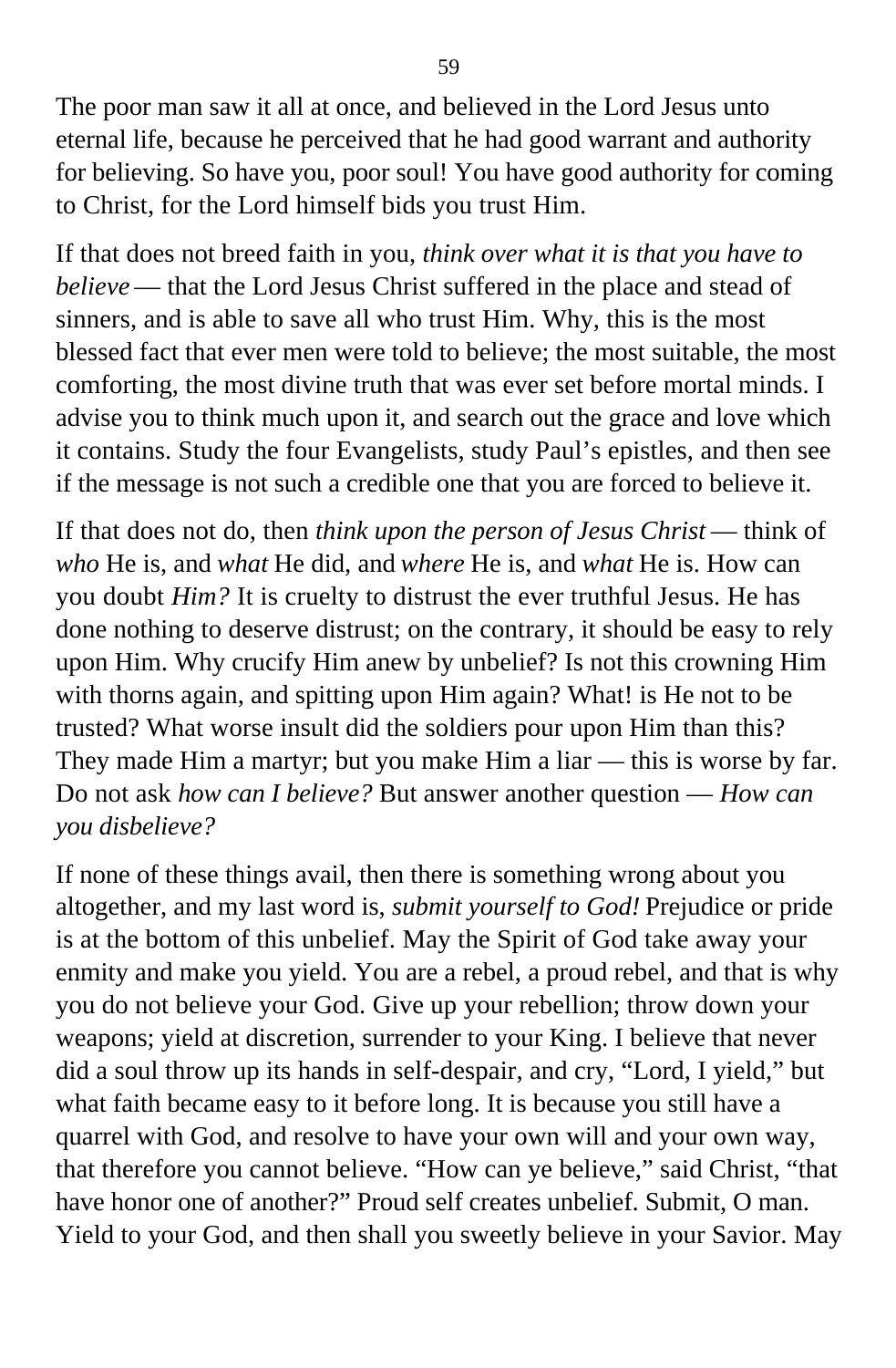The poor man saw it all at once, and believed in the Lord Jesus unto eternal life, because he perceived that he had good warrant and authority for believing. So have you, poor soul! You have good authority for coming to Christ, for the Lord himself bids you trust Him.

If that does not breed faith in you, *think over what it is that you have to believe* — that the Lord Jesus Christ suffered in the place and stead of sinners, and is able to save all who trust Him. Why, this is the most blessed fact that ever men were told to believe; the most suitable, the most comforting, the most divine truth that was ever set before mortal minds. I advise you to think much upon it, and search out the grace and love which it contains. Study the four Evangelists, study Paul's epistles, and then see if the message is not such a credible one that you are forced to believe it.

If that does not do, then *think upon the person of Jesus Christ* — think of *who* He is, and *what* He did, and *where* He is, and *what* He is. How can you doubt *Him?* It is cruelty to distrust the ever truthful Jesus. He has done nothing to deserve distrust; on the contrary, it should be easy to rely upon Him. Why crucify Him anew by unbelief? Is not this crowning Him with thorns again, and spitting upon Him again? What! is He not to be trusted? What worse insult did the soldiers pour upon Him than this? They made Him a martyr; but you make Him a liar — this is worse by far. Do not ask *how can I believe?* But answer another question — *How can you disbelieve?*

If none of these things avail, then there is something wrong about you altogether, and my last word is, *submit yourself to God!* Prejudice or pride is at the bottom of this unbelief. May the Spirit of God take away your enmity and make you yield. You are a rebel, a proud rebel, and that is why you do not believe your God. Give up your rebellion; throw down your weapons; yield at discretion, surrender to your King. I believe that never did a soul throw up its hands in self-despair, and cry, "Lord, I yield," but what faith became easy to it before long. It is because you still have a quarrel with God, and resolve to have your own will and your own way, that therefore you cannot believe. "How can ye believe," said Christ, "that have honor one of another?" Proud self creates unbelief. Submit, O man. Yield to your God, and then shall you sweetly believe in your Savior. May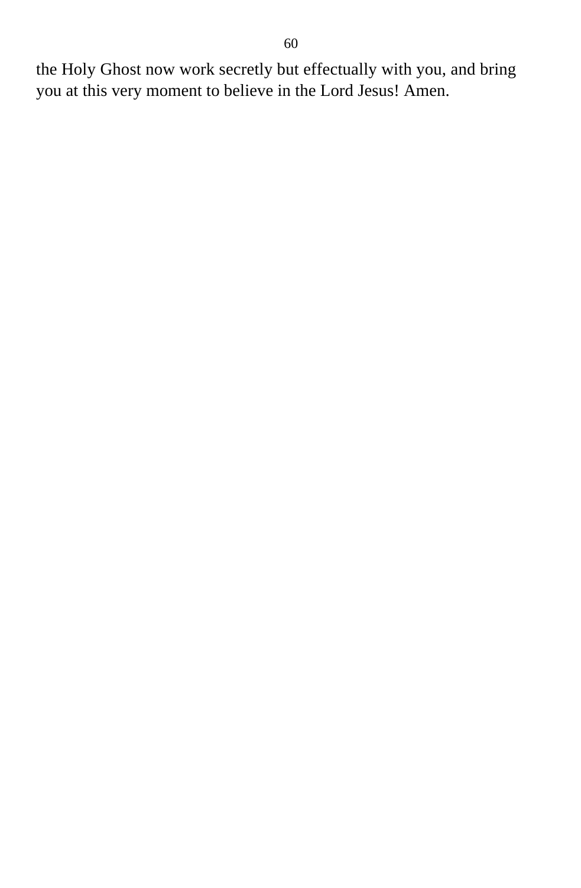the Holy Ghost now work secretly but effectually with you, and bring you at this very moment to believe in the Lord Jesus! Amen.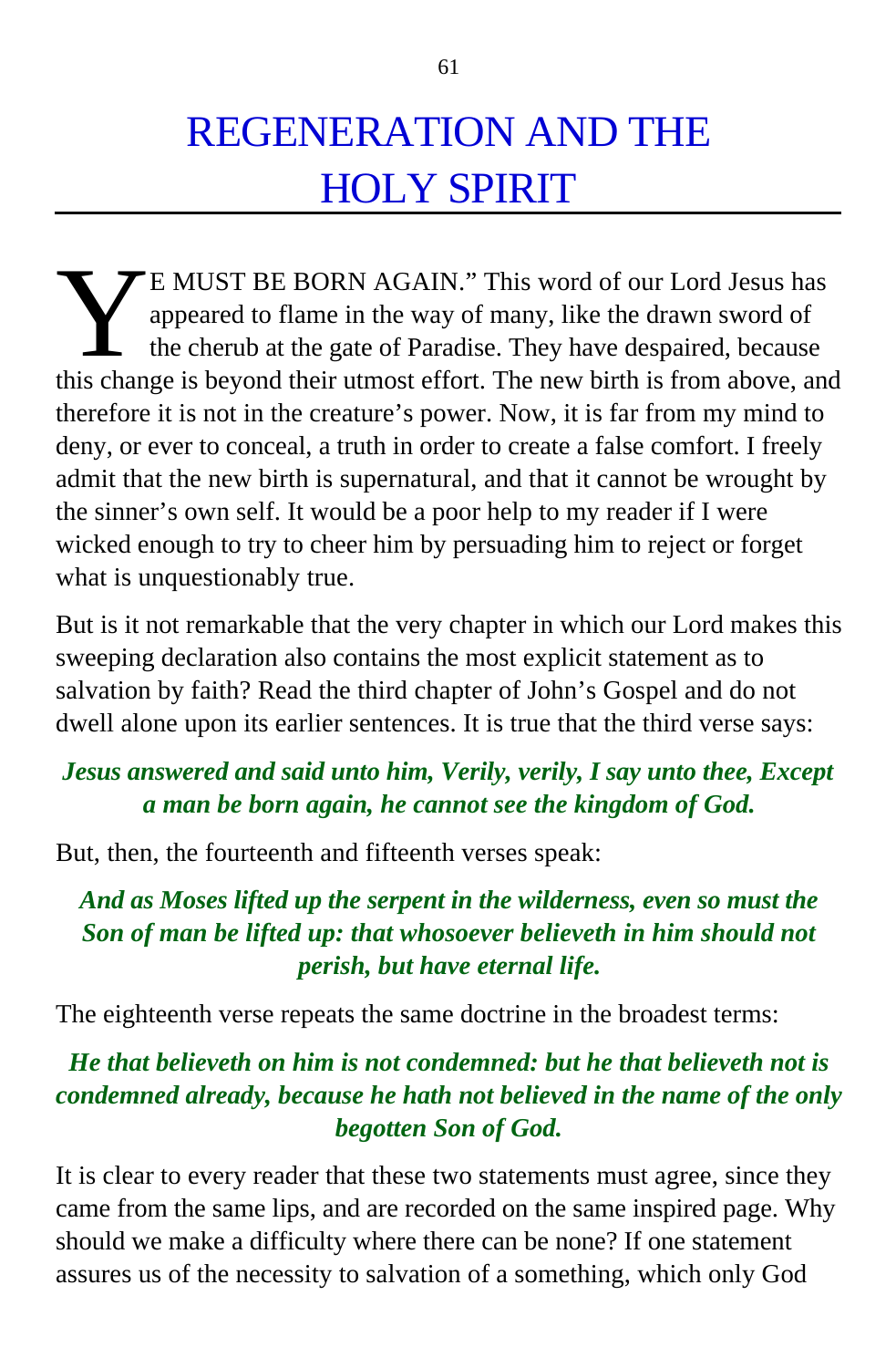# REGENERATION AND THE HOLY SPIRIT

"YE MUST BE BORN AGAIN." This word of our Lord Jesus has appeared to flame in the way of many, like the drawn sword of the cherub at the gate of Paradise. They have despaired, because this change is beyond their utmost effort. The new birth is from above, and therefore it is not in the creature's power. Now, it is far from my mind to deny, or ever to conceal, a truth in order to create a false comfort. I freely admit that the new birth is supernatural, and that it cannot be wrought by the sinner's own self. It would be a poor help to my reader if I were wicked enough to try to cheer him by persuading him to reject or forget what is unquestionably true.

But is it not remarkable that the very chapter in which our Lord makes this sweeping declaration also contains the most explicit statement as to salvation by faith? Read the third chapter of John's Gospel and do not dwell alone upon its earlier sentences. It is true that the third verse says:

> ***Jesus answered and said unto him, Verily, verily, I say unto thee, Except a man be born again, he cannot see the kingdom of God.***

But, then, the fourteenth and fifteenth verses speak:

> ***And as Moses lifted up the serpent in the wilderness, even so must the Son of man be lifted up: that whosoever believeth in him should not perish, but have eternal life.***

The eighteenth verse repeats the same doctrine in the broadest terms:

> ***He that believeth on him is not condemned: but he that believeth not is condemned already, because he hath not believed in the name of the only begotten Son of God.***

It is clear to every reader that these two statements must agree, since they came from the same lips, and are recorded on the same inspired page. Why should we make a difficulty where there can be none? If one statement assures us of the necessity to salvation of a something, which only God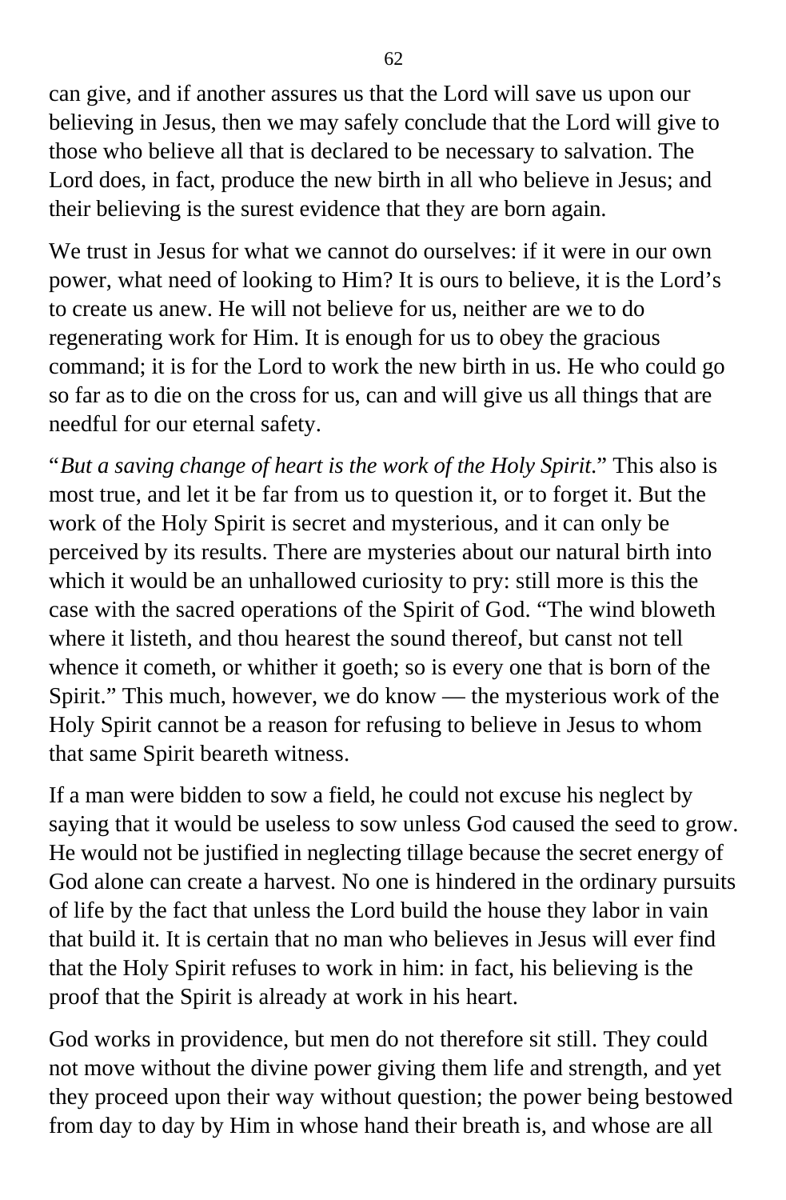can give, and if another assures us that the Lord will save us upon our believing in Jesus, then we may safely conclude that the Lord will give to those who believe all that is declared to be necessary to salvation. The Lord does, in fact, produce the new birth in all who believe in Jesus; and their believing is the surest evidence that they are born again.

We trust in Jesus for what we cannot do ourselves: if it were in our own power, what need of looking to Him? It is ours to believe, it is the Lord's to create us anew. He will not believe for us, neither are we to do regenerating work for Him. It is enough for us to obey the gracious command; it is for the Lord to work the new birth in us. He who could go so far as to die on the cross for us, can and will give us all things that are needful for our eternal safety.

"*But a saving change of heart is the work of the Holy Spirit.*" This also is most true, and let it be far from us to question it, or to forget it. But the work of the Holy Spirit is secret and mysterious, and it can only be perceived by its results. There are mysteries about our natural birth into which it would be an unhallowed curiosity to pry: still more is this the case with the sacred operations of the Spirit of God. "The wind bloweth where it listeth, and thou hearest the sound thereof, but canst not tell whence it cometh, or whither it goeth; so is every one that is born of the Spirit." This much, however, we do know — the mysterious work of the Holy Spirit cannot be a reason for refusing to believe in Jesus to whom that same Spirit beareth witness.

If a man were bidden to sow a field, he could not excuse his neglect by saying that it would be useless to sow unless God caused the seed to grow. He would not be justified in neglecting tillage because the secret energy of God alone can create a harvest. No one is hindered in the ordinary pursuits of life by the fact that unless the Lord build the house they labor in vain that build it. It is certain that no man who believes in Jesus will ever find that the Holy Spirit refuses to work in him: in fact, his believing is the proof that the Spirit is already at work in his heart.

God works in providence, but men do not therefore sit still. They could not move without the divine power giving them life and strength, and yet they proceed upon their way without question; the power being bestowed from day to day by Him in whose hand their breath is, and whose are all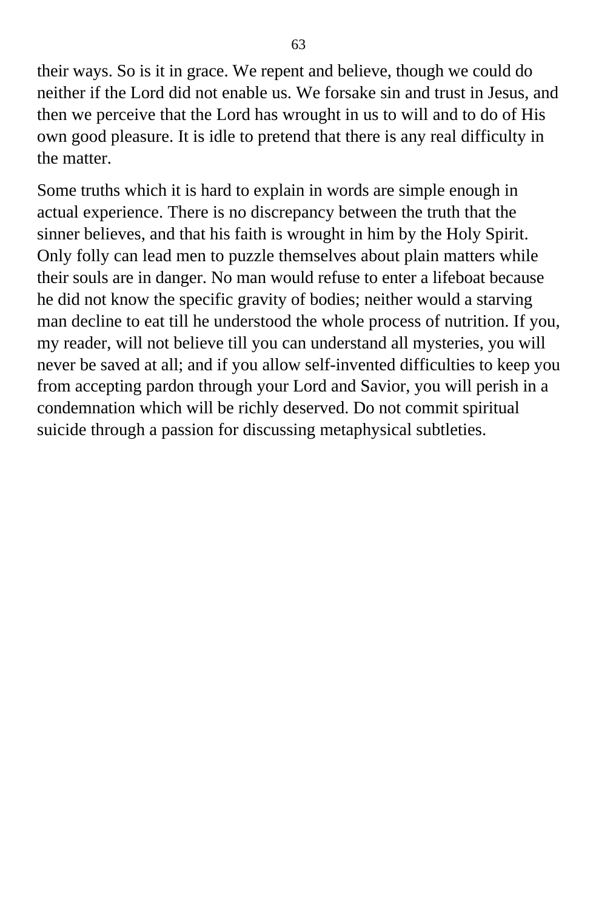their ways. So is it in grace. We repent and believe, though we could do neither if the Lord did not enable us. We forsake sin and trust in Jesus, and then we perceive that the Lord has wrought in us to will and to do of His own good pleasure. It is idle to pretend that there is any real difficulty in the matter.

Some truths which it is hard to explain in words are simple enough in actual experience. There is no discrepancy between the truth that the sinner believes, and that his faith is wrought in him by the Holy Spirit. Only folly can lead men to puzzle themselves about plain matters while their souls are in danger. No man would refuse to enter a lifeboat because he did not know the specific gravity of bodies; neither would a starving man decline to eat till he understood the whole process of nutrition. If you, my reader, will not believe till you can understand all mysteries, you will never be saved at all; and if you allow self-invented difficulties to keep you from accepting pardon through your Lord and Savior, you will perish in a condemnation which will be richly deserved. Do not commit spiritual suicide through a passion for discussing metaphysical subtleties.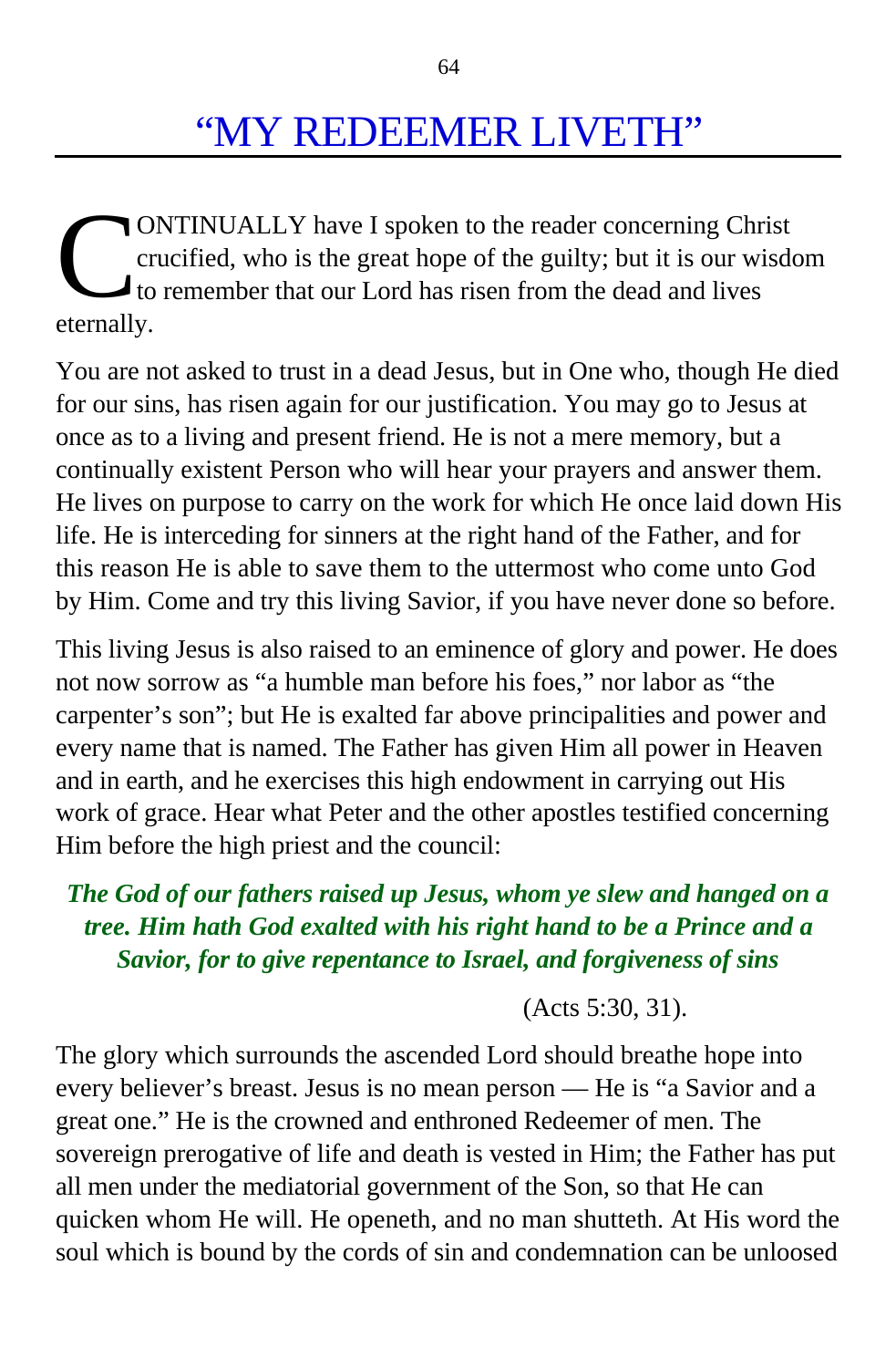# "MY REDEEMER LIVETH"

CONTINUALLY have I spoken to the reader concerning Christ crucified, who is the great hope of the guilty; but it is our wisdom to remember that our Lord has risen from the dead and lives eternally.

You are not asked to trust in a dead Jesus, but in One who, though He died for our sins, has risen again for our justification. You may go to Jesus at once as to a living and present friend. He is not a mere memory, but a continually existent Person who will hear your prayers and answer them. He lives on purpose to carry on the work for which He once laid down His life. He is interceding for sinners at the right hand of the Father, and for this reason He is able to save them to the uttermost who come unto God by Him. Come and try this living Savior, if you have never done so before.

This living Jesus is also raised to an eminence of glory and power. He does not now sorrow as "a humble man before his foes," nor labor as "the carpenter's son"; but He is exalted far above principalities and power and every name that is named. The Father has given Him all power in Heaven and in earth, and he exercises this high endowment in carrying out His work of grace. Hear what Peter and the other apostles testified concerning Him before the high priest and the council:

***The God of our fathers raised up Jesus, whom ye slew and hanged on a tree. Him hath God exalted with his right hand to be a Prince and a Savior, for to give repentance to Israel, and forgiveness of sins***

(Acts 5:30, 31).

The glory which surrounds the ascended Lord should breathe hope into every believer's breast. Jesus is no mean person — He is "a Savior and a great one." He is the crowned and enthroned Redeemer of men. The sovereign prerogative of life and death is vested in Him; the Father has put all men under the mediatorial government of the Son, so that He can quicken whom He will. He openeth, and no man shutteth. At His word the soul which is bound by the cords of sin and condemnation can be unloosed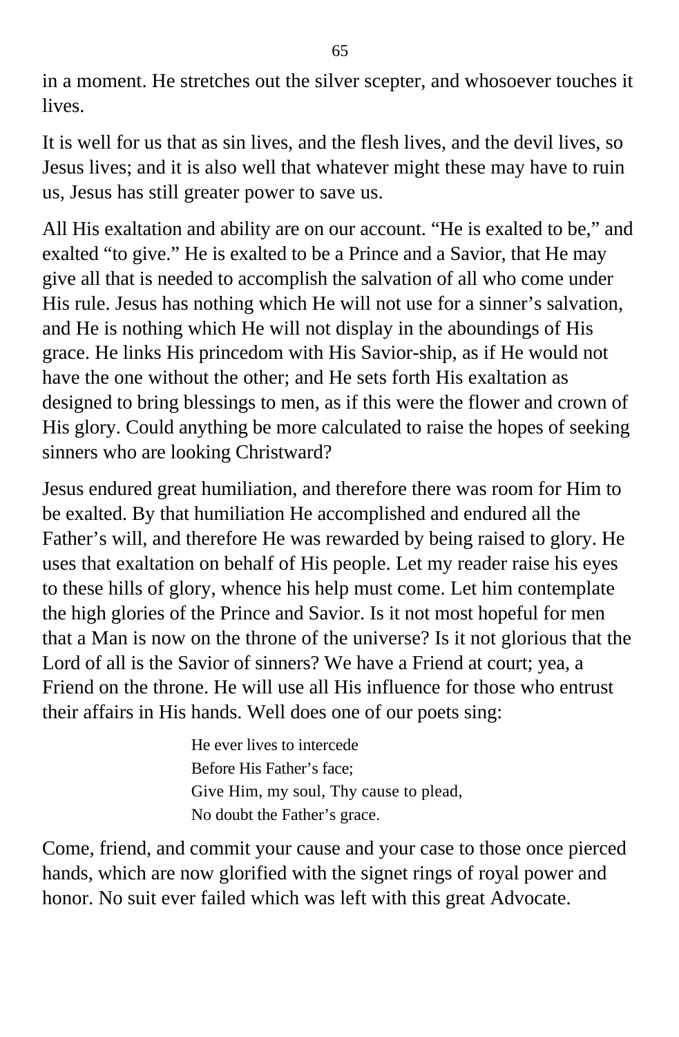in a moment. He stretches out the silver scepter, and whosoever touches it lives.

It is well for us that as sin lives, and the flesh lives, and the devil lives, so Jesus lives; and it is also well that whatever might these may have to ruin us, Jesus has still greater power to save us.

All His exaltation and ability are on our account. “He is exalted to be,” and exalted “to give.” He is exalted to be a Prince and a Savior, that He may give all that is needed to accomplish the salvation of all who come under His rule. Jesus has nothing which He will not use for a sinner’s salvation, and He is nothing which He will not display in the aboundings of His grace. He links His princedom with His Savior-ship, as if He would not have the one without the other; and He sets forth His exaltation as designed to bring blessings to men, as if this were the flower and crown of His glory. Could anything be more calculated to raise the hopes of seeking sinners who are looking Christward?

Jesus endured great humiliation, and therefore there was room for Him to be exalted. By that humiliation He accomplished and endured all the Father’s will, and therefore He was rewarded by being raised to glory. He uses that exaltation on behalf of His people. Let my reader raise his eyes to these hills of glory, whence his help must come. Let him contemplate the high glories of the Prince and Savior. Is it not most hopeful for men that a Man is now on the throne of the universe? Is it not glorious that the Lord of all is the Savior of sinners? We have a Friend at court; yea, a Friend on the throne. He will use all His influence for those who entrust their affairs in His hands. Well does one of our poets sing:

> He ever lives to intercede
> Before His Father’s face;
> Give Him, my soul, Thy cause to plead,
> No doubt the Father’s grace.

Come, friend, and commit your cause and your case to those once pierced hands, which are now glorified with the signet rings of royal power and honor. No suit ever failed which was left with this great Advocate.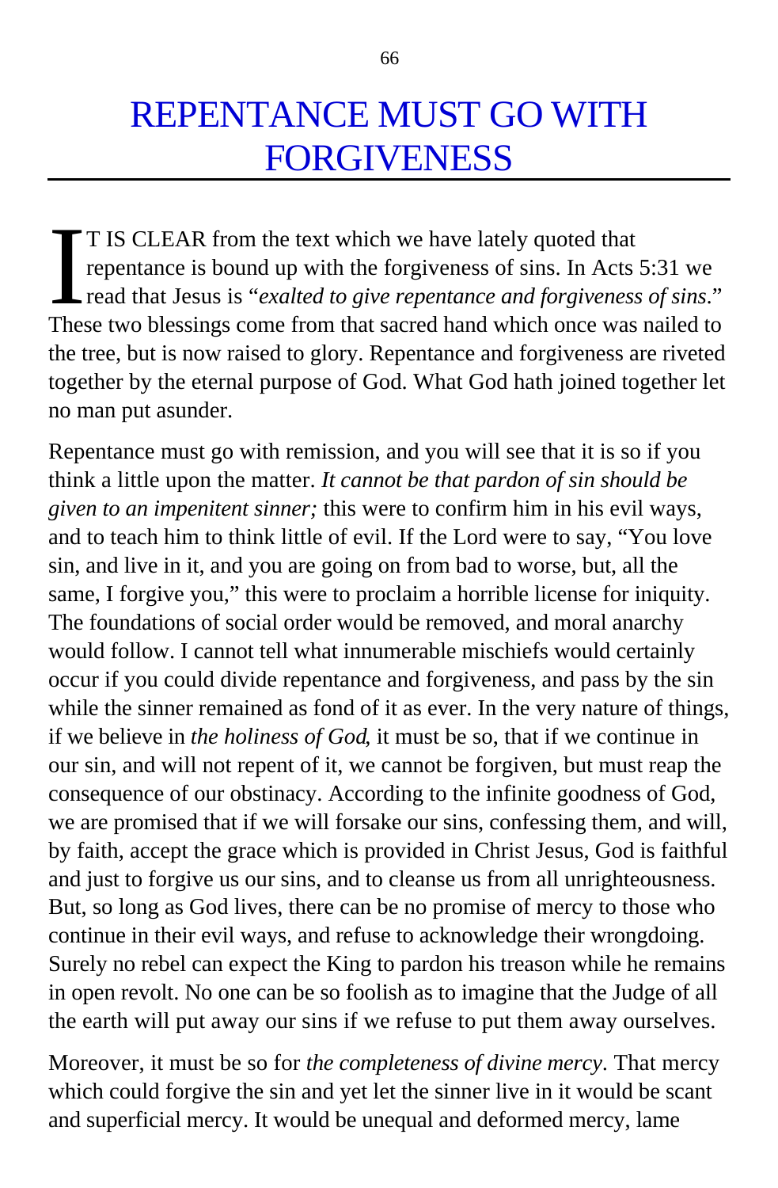# REPENTANCE MUST GO WITH FORGIVENESS

IT IS CLEAR from the text which we have lately quoted that repentance is bound up with the forgiveness of sins. In Acts 5:31 we read that Jesus is "*exalted to give repentance and forgiveness of sins*." These two blessings come from that sacred hand which once was nailed to the tree, but is now raised to glory. Repentance and forgiveness are riveted together by the eternal purpose of God. What God hath joined together let no man put asunder.

Repentance must go with remission, and you will see that it is so if you think a little upon the matter. *It cannot be that pardon of sin should be given to an impenitent sinner;* this were to confirm him in his evil ways, and to teach him to think little of evil. If the Lord were to say, "You love sin, and live in it, and you are going on from bad to worse, but, all the same, I forgive you," this were to proclaim a horrible license for iniquity. The foundations of social order would be removed, and moral anarchy would follow. I cannot tell what innumerable mischiefs would certainly occur if you could divide repentance and forgiveness, and pass by the sin while the sinner remained as fond of it as ever. In the very nature of things, if we believe in *the holiness of God*, it must be so, that if we continue in our sin, and will not repent of it, we cannot be forgiven, but must reap the consequence of our obstinacy. According to the infinite goodness of God, we are promised that if we will forsake our sins, confessing them, and will, by faith, accept the grace which is provided in Christ Jesus, God is faithful and just to forgive us our sins, and to cleanse us from all unrighteousness. But, so long as God lives, there can be no promise of mercy to those who continue in their evil ways, and refuse to acknowledge their wrongdoing. Surely no rebel can expect the King to pardon his treason while he remains in open revolt. No one can be so foolish as to imagine that the Judge of all the earth will put away our sins if we refuse to put them away ourselves.

Moreover, it must be so for *the completeness of divine mercy*. That mercy which could forgive the sin and yet let the sinner live in it would be scant and superficial mercy. It would be unequal and deformed mercy, lame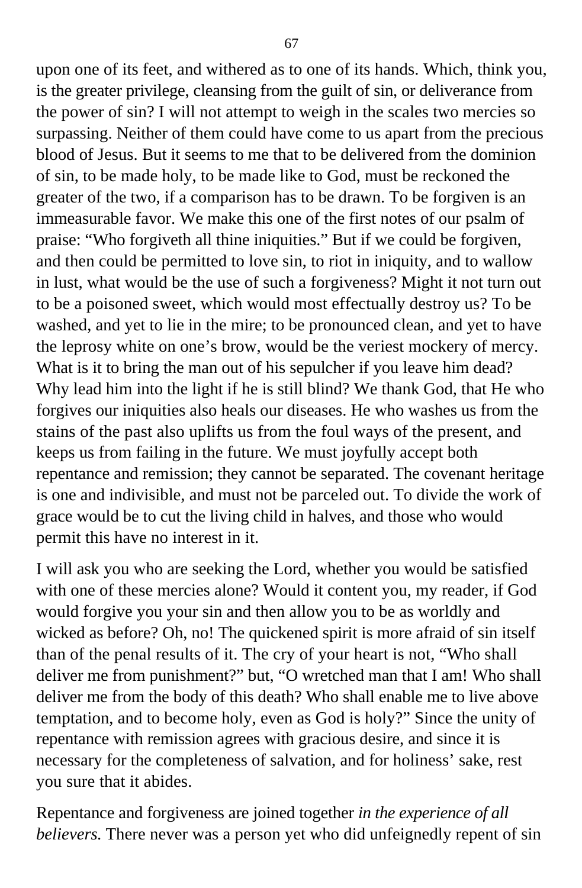upon one of its feet, and withered as to one of its hands. Which, think you, is the greater privilege, cleansing from the guilt of sin, or deliverance from the power of sin? I will not attempt to weigh in the scales two mercies so surpassing. Neither of them could have come to us apart from the precious blood of Jesus. But it seems to me that to be delivered from the dominion of sin, to be made holy, to be made like to God, must be reckoned the greater of the two, if a comparison has to be drawn. To be forgiven is an immeasurable favor. We make this one of the first notes of our psalm of praise: "Who forgiveth all thine iniquities." But if we could be forgiven, and then could be permitted to love sin, to riot in iniquity, and to wallow in lust, what would be the use of such a forgiveness? Might it not turn out to be a poisoned sweet, which would most effectually destroy us? To be washed, and yet to lie in the mire; to be pronounced clean, and yet to have the leprosy white on one's brow, would be the veriest mockery of mercy. What is it to bring the man out of his sepulcher if you leave him dead? Why lead him into the light if he is still blind? We thank God, that He who forgives our iniquities also heals our diseases. He who washes us from the stains of the past also uplifts us from the foul ways of the present, and keeps us from failing in the future. We must joyfully accept both repentance and remission; they cannot be separated. The covenant heritage is one and indivisible, and must not be parceled out. To divide the work of grace would be to cut the living child in halves, and those who would permit this have no interest in it.

I will ask you who are seeking the Lord, whether you would be satisfied with one of these mercies alone? Would it content you, my reader, if God would forgive you your sin and then allow you to be as worldly and wicked as before? Oh, no! The quickened spirit is more afraid of sin itself than of the penal results of it. The cry of your heart is not, "Who shall deliver me from punishment?" but, "O wretched man that I am! Who shall deliver me from the body of this death? Who shall enable me to live above temptation, and to become holy, even as God is holy?" Since the unity of repentance with remission agrees with gracious desire, and since it is necessary for the completeness of salvation, and for holiness' sake, rest you sure that it abides.

Repentance and forgiveness are joined together *in the experience of all believers.* There never was a person yet who did unfeignedly repent of sin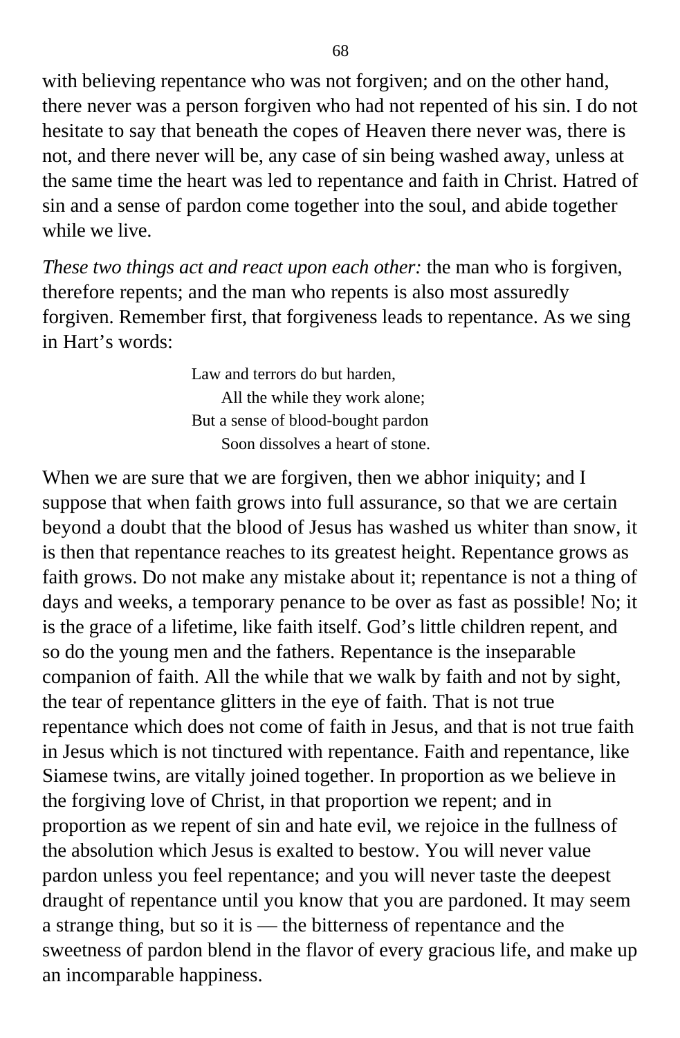with believing repentance who was not forgiven; and on the other hand, there never was a person forgiven who had not repented of his sin. I do not hesitate to say that beneath the copes of Heaven there never was, there is not, and there never will be, any case of sin being washed away, unless at the same time the heart was led to repentance and faith in Christ. Hatred of sin and a sense of pardon come together into the soul, and abide together while we live.

*These two things act and react upon each other:* the man who is forgiven, therefore repents; and the man who repents is also most assuredly forgiven. Remember first, that forgiveness leads to repentance. As we sing in Hart's words:

> Law and terrors do but harden,
> All the while they work alone;
> But a sense of blood-bought pardon
> Soon dissolves a heart of stone.

When we are sure that we are forgiven, then we abhor iniquity; and I suppose that when faith grows into full assurance, so that we are certain beyond a doubt that the blood of Jesus has washed us whiter than snow, it is then that repentance reaches to its greatest height. Repentance grows as faith grows. Do not make any mistake about it; repentance is not a thing of days and weeks, a temporary penance to be over as fast as possible! No; it is the grace of a lifetime, like faith itself. God's little children repent, and so do the young men and the fathers. Repentance is the inseparable companion of faith. All the while that we walk by faith and not by sight, the tear of repentance glitters in the eye of faith. That is not true repentance which does not come of faith in Jesus, and that is not true faith in Jesus which is not tinctured with repentance. Faith and repentance, like Siamese twins, are vitally joined together. In proportion as we believe in the forgiving love of Christ, in that proportion we repent; and in proportion as we repent of sin and hate evil, we rejoice in the fullness of the absolution which Jesus is exalted to bestow. You will never value pardon unless you feel repentance; and you will never taste the deepest draught of repentance until you know that you are pardoned. It may seem a strange thing, but so it is — the bitterness of repentance and the sweetness of pardon blend in the flavor of every gracious life, and make up an incomparable happiness.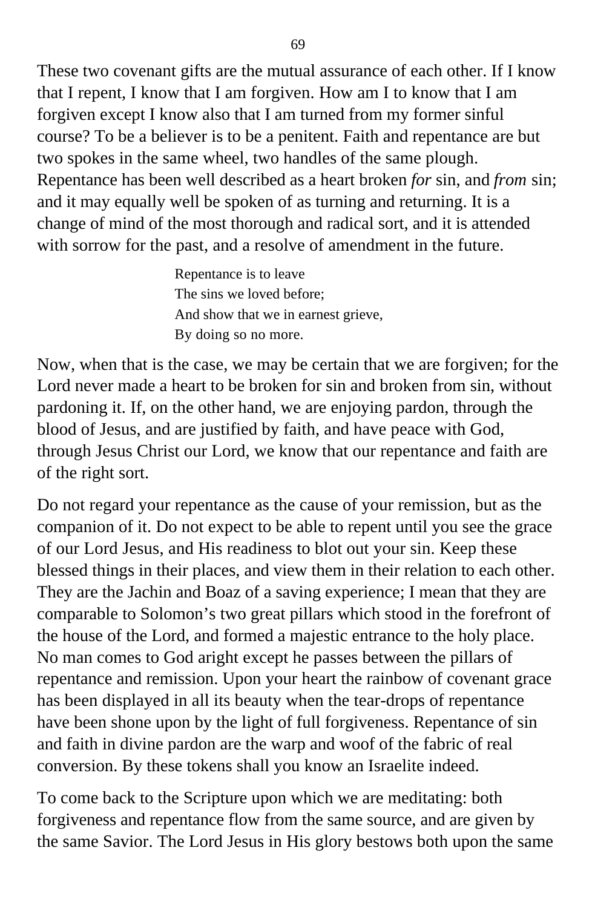These two covenant gifts are the mutual assurance of each other. If I know that I repent, I know that I am forgiven. How am I to know that I am forgiven except I know also that I am turned from my former sinful course? To be a believer is to be a penitent. Faith and repentance are but two spokes in the same wheel, two handles of the same plough. Repentance has been well described as a heart broken *for* sin, and *from* sin; and it may equally well be spoken of as turning and returning. It is a change of mind of the most thorough and radical sort, and it is attended with sorrow for the past, and a resolve of amendment in the future.

> Repentance is to leave
> The sins we loved before;
> And show that we in earnest grieve,
> By doing so no more.

Now, when that is the case, we may be certain that we are forgiven; for the Lord never made a heart to be broken for sin and broken from sin, without pardoning it. If, on the other hand, we are enjoying pardon, through the blood of Jesus, and are justified by faith, and have peace with God, through Jesus Christ our Lord, we know that our repentance and faith are of the right sort.

Do not regard your repentance as the cause of your remission, but as the companion of it. Do not expect to be able to repent until you see the grace of our Lord Jesus, and His readiness to blot out your sin. Keep these blessed things in their places, and view them in their relation to each other. They are the Jachin and Boaz of a saving experience; I mean that they are comparable to Solomon's two great pillars which stood in the forefront of the house of the Lord, and formed a majestic entrance to the holy place. No man comes to God aright except he passes between the pillars of repentance and remission. Upon your heart the rainbow of covenant grace has been displayed in all its beauty when the tear-drops of repentance have been shone upon by the light of full forgiveness. Repentance of sin and faith in divine pardon are the warp and woof of the fabric of real conversion. By these tokens shall you know an Israelite indeed.

To come back to the Scripture upon which we are meditating: both forgiveness and repentance flow from the same source, and are given by the same Savior. The Lord Jesus in His glory bestows both upon the same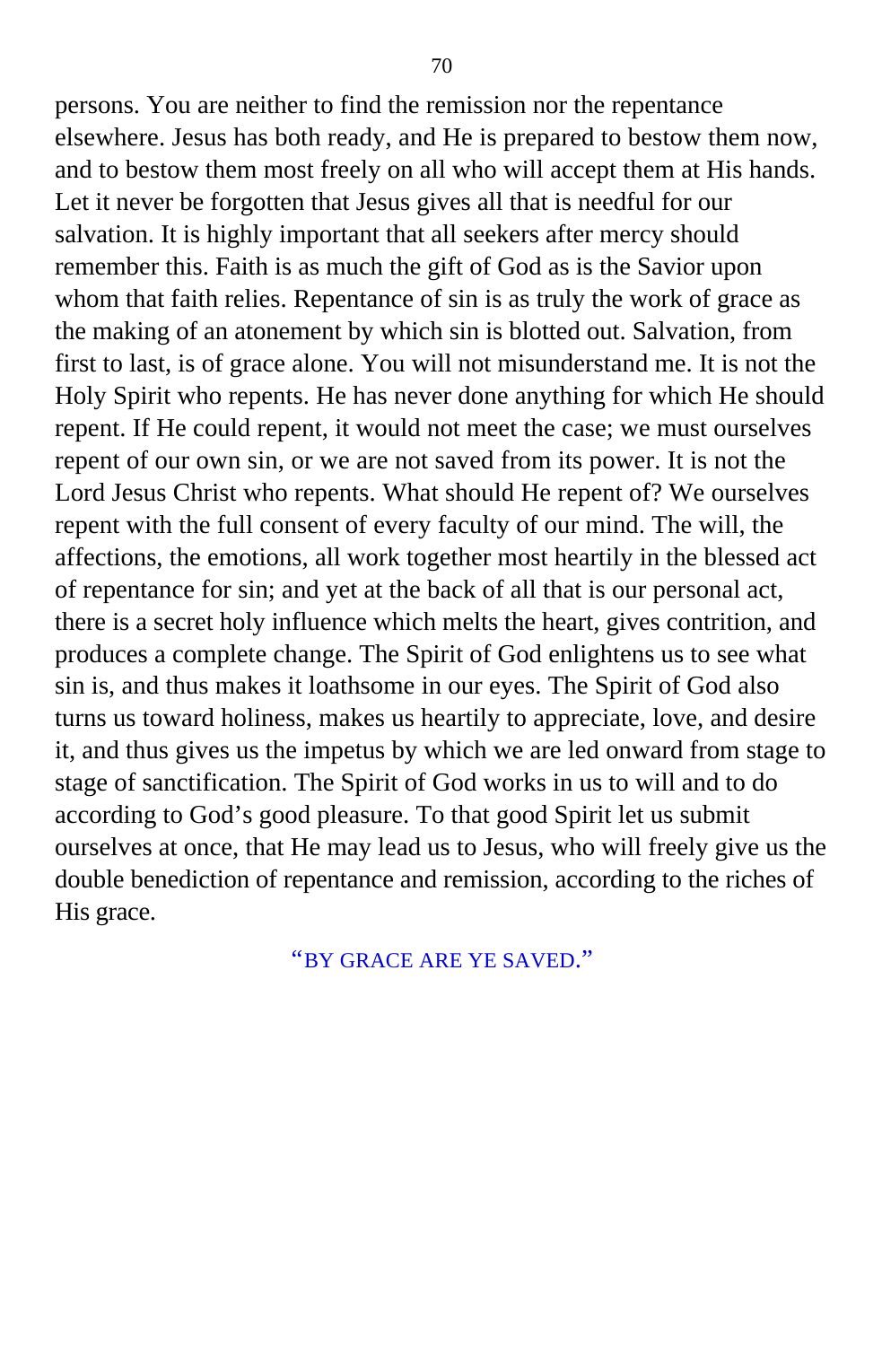persons. You are neither to find the remission nor the repentance elsewhere. Jesus has both ready, and He is prepared to bestow them now, and to bestow them most freely on all who will accept them at His hands. Let it never be forgotten that Jesus gives all that is needful for our salvation. It is highly important that all seekers after mercy should remember this. Faith is as much the gift of God as is the Savior upon whom that faith relies. Repentance of sin is as truly the work of grace as the making of an atonement by which sin is blotted out. Salvation, from first to last, is of grace alone. You will not misunderstand me. It is not the Holy Spirit who repents. He has never done anything for which He should repent. If He could repent, it would not meet the case; we must ourselves repent of our own sin, or we are not saved from its power. It is not the Lord Jesus Christ who repents. What should He repent of? We ourselves repent with the full consent of every faculty of our mind. The will, the affections, the emotions, all work together most heartily in the blessed act of repentance for sin; and yet at the back of all that is our personal act, there is a secret holy influence which melts the heart, gives contrition, and produces a complete change. The Spirit of God enlightens us to see what sin is, and thus makes it loathsome in our eyes. The Spirit of God also turns us toward holiness, makes us heartily to appreciate, love, and desire it, and thus gives us the impetus by which we are led onward from stage to stage of sanctification. The Spirit of God works in us to will and to do according to God's good pleasure. To that good Spirit let us submit ourselves at once, that He may lead us to Jesus, who will freely give us the double benediction of repentance and remission, according to the riches of His grace.

"BY GRACE ARE YE SAVED."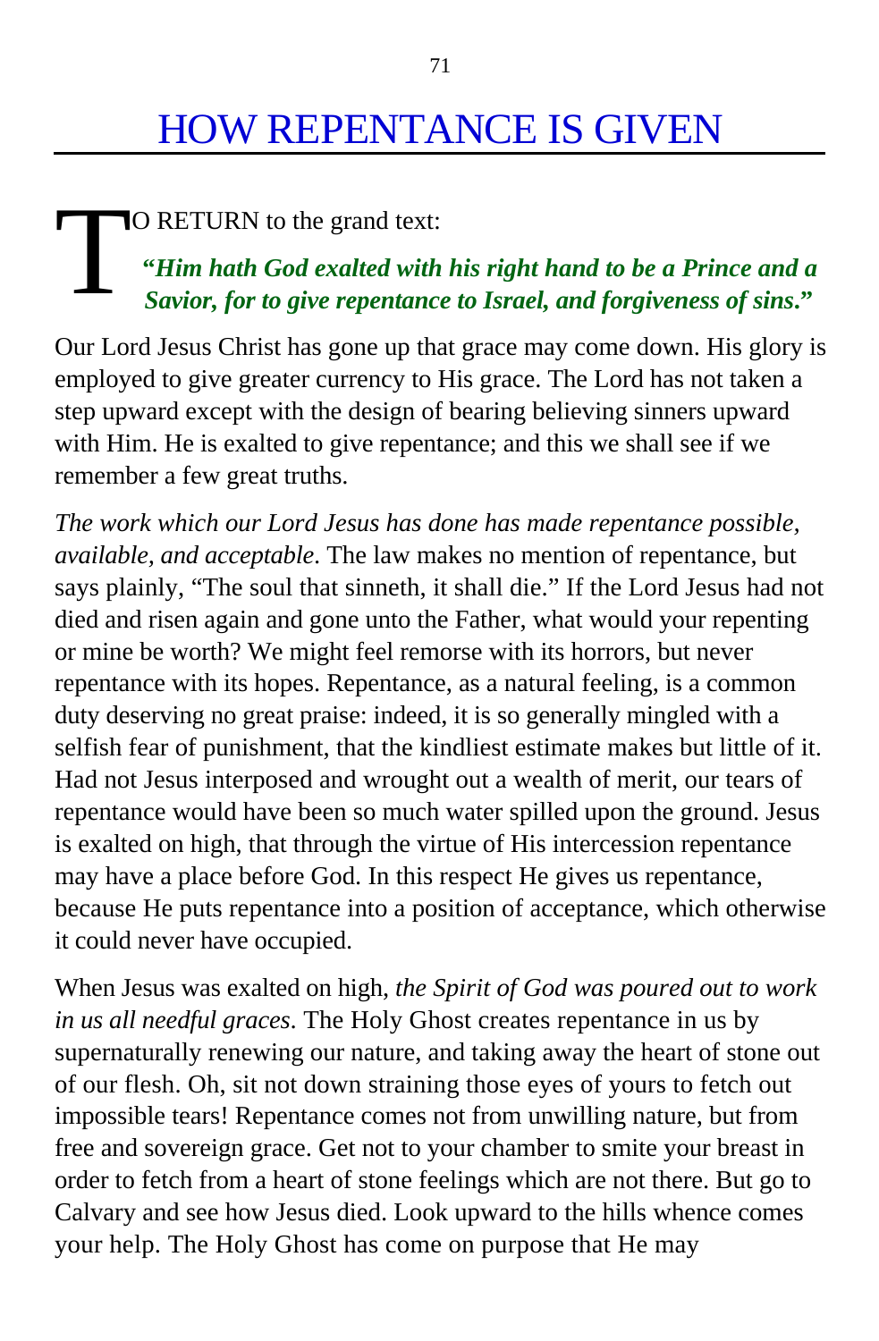# HOW REPENTANCE IS GIVEN

TO RETURN to the grand text:

> ***"Him hath God exalted with his right hand to be a Prince and a Savior, for to give repentance to Israel, and forgiveness of sins."***

Our Lord Jesus Christ has gone up that grace may come down. His glory is employed to give greater currency to His grace. The Lord has not taken a step upward except with the design of bearing believing sinners upward with Him. He is exalted to give repentance; and this we shall see if we remember a few great truths.

*The work which our Lord Jesus has done has made repentance possible, available, and acceptable.* The law makes no mention of repentance, but says plainly, "The soul that sinneth, it shall die." If the Lord Jesus had not died and risen again and gone unto the Father, what would your repenting or mine be worth? We might feel remorse with its horrors, but never repentance with its hopes. Repentance, as a natural feeling, is a common duty deserving no great praise: indeed, it is so generally mingled with a selfish fear of punishment, that the kindliest estimate makes but little of it. Had not Jesus interposed and wrought out a wealth of merit, our tears of repentance would have been so much water spilled upon the ground. Jesus is exalted on high, that through the virtue of His intercession repentance may have a place before God. In this respect He gives us repentance, because He puts repentance into a position of acceptance, which otherwise it could never have occupied.

When Jesus was exalted on high, *the Spirit of God was poured out to work in us all needful graces.* The Holy Ghost creates repentance in us by supernaturally renewing our nature, and taking away the heart of stone out of our flesh. Oh, sit not down straining those eyes of yours to fetch out impossible tears! Repentance comes not from unwilling nature, but from free and sovereign grace. Get not to your chamber to smite your breast in order to fetch from a heart of stone feelings which are not there. But go to Calvary and see how Jesus died. Look upward to the hills whence comes your help. The Holy Ghost has come on purpose that He may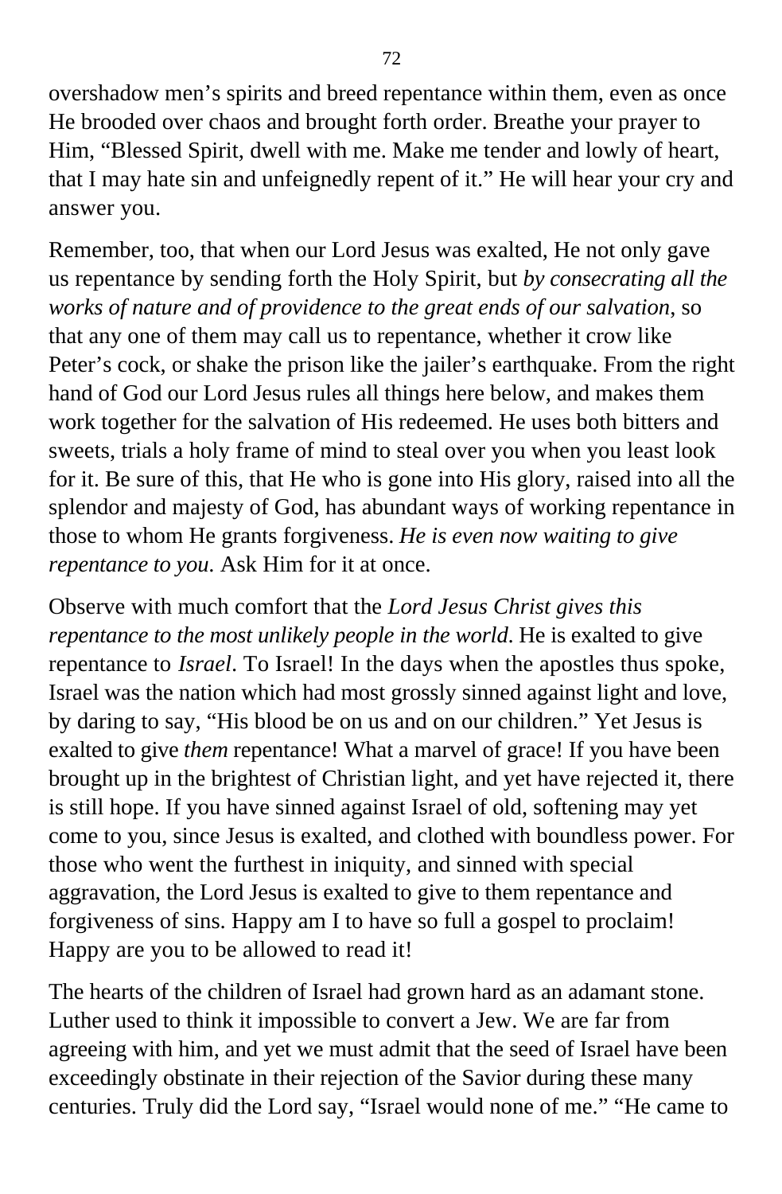overshadow men's spirits and breed repentance within them, even as once He brooded over chaos and brought forth order. Breathe your prayer to Him, "Blessed Spirit, dwell with me. Make me tender and lowly of heart, that I may hate sin and unfeignedly repent of it." He will hear your cry and answer you.

Remember, too, that when our Lord Jesus was exalted, He not only gave us repentance by sending forth the Holy Spirit, but *by consecrating all the works of nature and of providence to the great ends of our salvation*, so that any one of them may call us to repentance, whether it crow like Peter's cock, or shake the prison like the jailer's earthquake. From the right hand of God our Lord Jesus rules all things here below, and makes them work together for the salvation of His redeemed. He uses both bitters and sweets, trials a holy frame of mind to steal over you when you least look for it. Be sure of this, that He who is gone into His glory, raised into all the splendor and majesty of God, has abundant ways of working repentance in those to whom He grants forgiveness. *He is even now waiting to give repentance to you.* Ask Him for it at once.

Observe with much comfort that the *Lord Jesus Christ gives this repentance to the most unlikely people in the world*. He is exalted to give repentance to *Israel*. To Israel! In the days when the apostles thus spoke, Israel was the nation which had most grossly sinned against light and love, by daring to say, "His blood be on us and on our children." Yet Jesus is exalted to give *them* repentance! What a marvel of grace! If you have been brought up in the brightest of Christian light, and yet have rejected it, there is still hope. If you have sinned against Israel of old, softening may yet come to you, since Jesus is exalted, and clothed with boundless power. For those who went the furthest in iniquity, and sinned with special aggravation, the Lord Jesus is exalted to give to them repentance and forgiveness of sins. Happy am I to have so full a gospel to proclaim! Happy are you to be allowed to read it!

The hearts of the children of Israel had grown hard as an adamant stone. Luther used to think it impossible to convert a Jew. We are far from agreeing with him, and yet we must admit that the seed of Israel have been exceedingly obstinate in their rejection of the Savior during these many centuries. Truly did the Lord say, "Israel would none of me." "He came to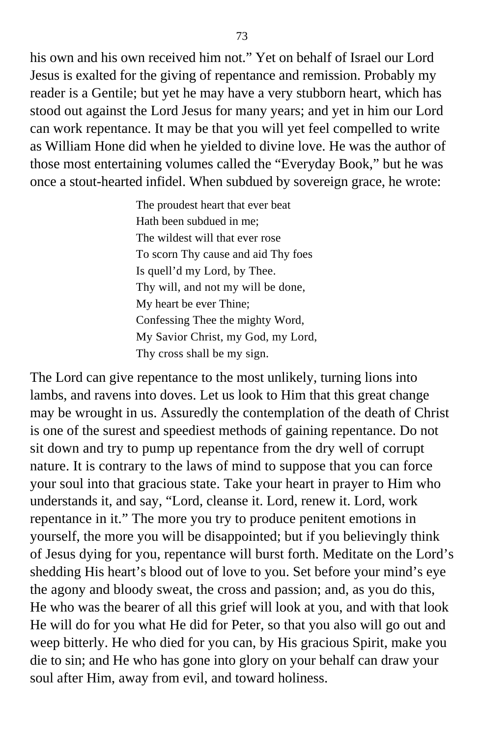his own and his own received him not." Yet on behalf of Israel our Lord Jesus is exalted for the giving of repentance and remission. Probably my reader is a Gentile; but yet he may have a very stubborn heart, which has stood out against the Lord Jesus for many years; and yet in him our Lord can work repentance. It may be that you will yet feel compelled to write as William Hone did when he yielded to divine love. He was the author of those most entertaining volumes called the "Everyday Book," but he was once a stout-hearted infidel. When subdued by sovereign grace, he wrote:

> The proudest heart that ever beat
> Hath been subdued in me;
> The wildest will that ever rose
> To scorn Thy cause and aid Thy foes
> Is quell'd my Lord, by Thee.
> Thy will, and not my will be done,
> My heart be ever Thine;
> Confessing Thee the mighty Word,
> My Savior Christ, my God, my Lord,
> Thy cross shall be my sign.

The Lord can give repentance to the most unlikely, turning lions into lambs, and ravens into doves. Let us look to Him that this great change may be wrought in us. Assuredly the contemplation of the death of Christ is one of the surest and speediest methods of gaining repentance. Do not sit down and try to pump up repentance from the dry well of corrupt nature. It is contrary to the laws of mind to suppose that you can force your soul into that gracious state. Take your heart in prayer to Him who understands it, and say, "Lord, cleanse it. Lord, renew it. Lord, work repentance in it." The more you try to produce penitent emotions in yourself, the more you will be disappointed; but if you believingly think of Jesus dying for you, repentance will burst forth. Meditate on the Lord's shedding His heart's blood out of love to you. Set before your mind's eye the agony and bloody sweat, the cross and passion; and, as you do this, He who was the bearer of all this grief will look at you, and with that look He will do for you what He did for Peter, so that you also will go out and weep bitterly. He who died for you can, by His gracious Spirit, make you die to sin; and He who has gone into glory on your behalf can draw your soul after Him, away from evil, and toward holiness.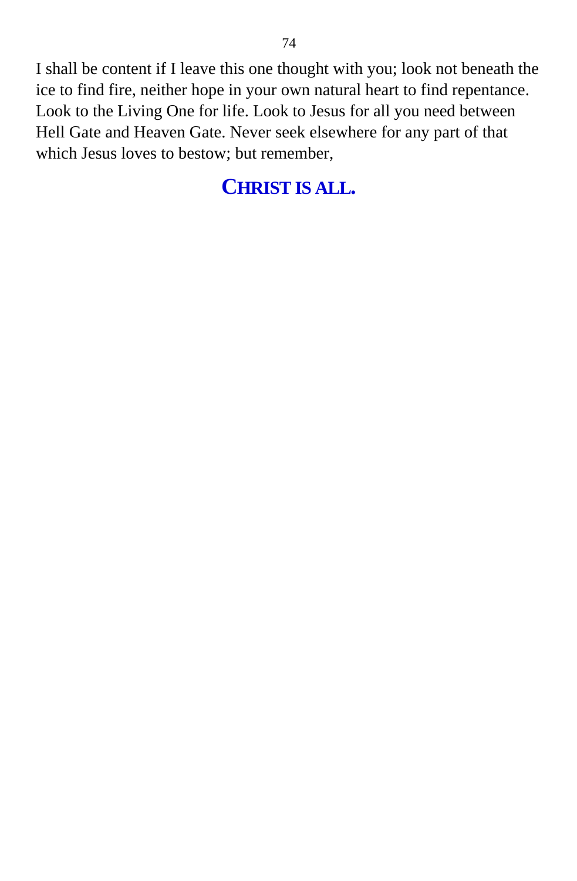I shall be content if I leave this one thought with you; look not beneath the ice to find fire, neither hope in your own natural heart to find repentance. Look to the Living One for life. Look to Jesus for all you need between Hell Gate and Heaven Gate. Never seek elsewhere for any part of that which Jesus loves to bestow; but remember,

## CHRIST IS ALL.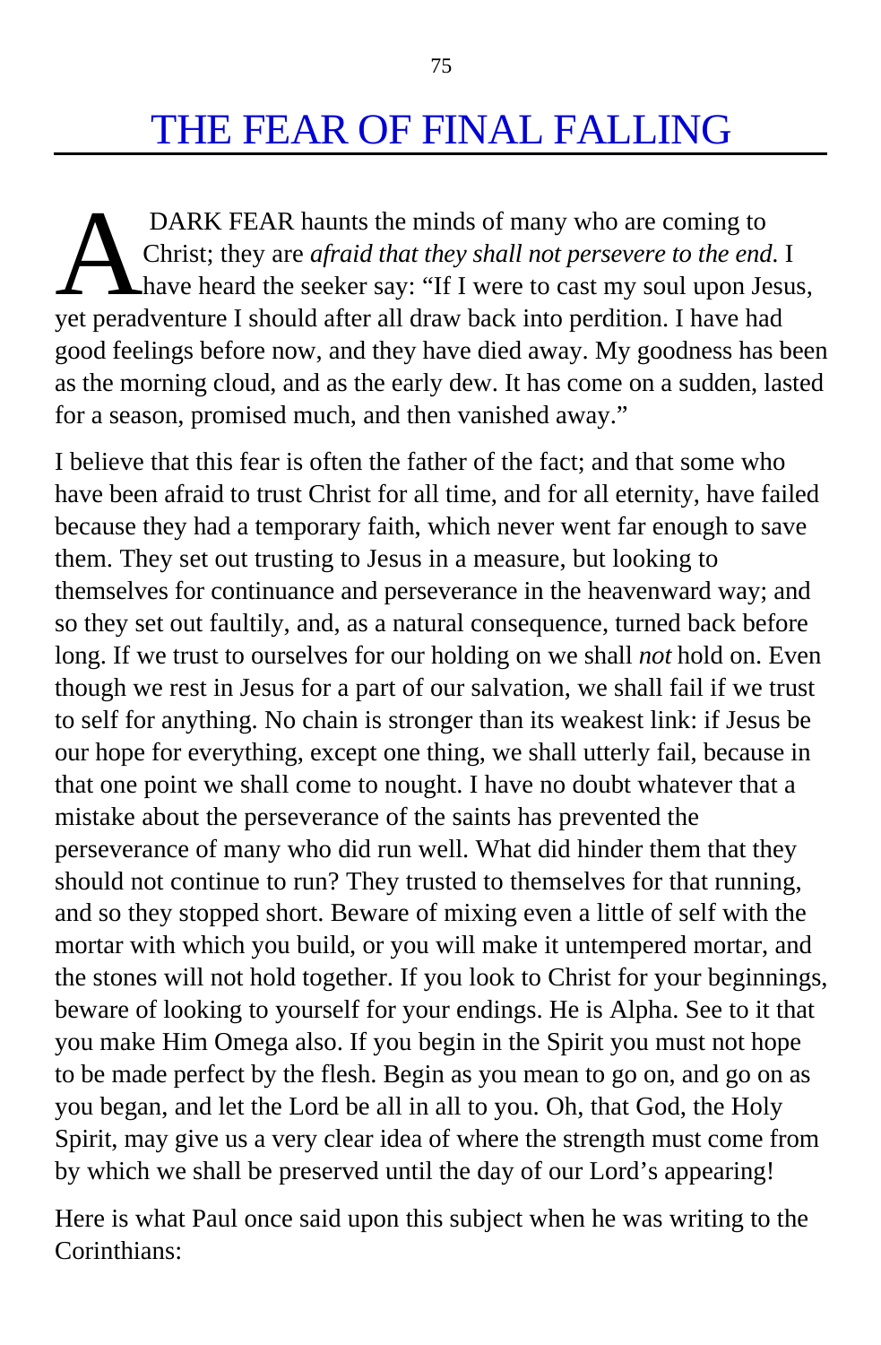# THE FEAR OF FINAL FALLING

A DARK FEAR haunts the minds of many who are coming to Christ; they are *afraid that they shall not persevere to the end*. I have heard the seeker say: "If I were to cast my soul upon Jesus, yet peradventure I should after all draw back into perdition. I have had good feelings before now, and they have died away. My goodness has been as the morning cloud, and as the early dew. It has come on a sudden, lasted for a season, promised much, and then vanished away."

I believe that this fear is often the father of the fact; and that some who have been afraid to trust Christ for all time, and for all eternity, have failed because they had a temporary faith, which never went far enough to save them. They set out trusting to Jesus in a measure, but looking to themselves for continuance and perseverance in the heavenward way; and so they set out faultily, and, as a natural consequence, turned back before long. If we trust to ourselves for our holding on we shall *not* hold on. Even though we rest in Jesus for a part of our salvation, we shall fail if we trust to self for anything. No chain is stronger than its weakest link: if Jesus be our hope for everything, except one thing, we shall utterly fail, because in that one point we shall come to nought. I have no doubt whatever that a mistake about the perseverance of the saints has prevented the perseverance of many who did run well. What did hinder them that they should not continue to run? They trusted to themselves for that running, and so they stopped short. Beware of mixing even a little of self with the mortar with which you build, or you will make it untempered mortar, and the stones will not hold together. If you look to Christ for your beginnings, beware of looking to yourself for your endings. He is Alpha. See to it that you make Him Omega also. If you begin in the Spirit you must not hope to be made perfect by the flesh. Begin as you mean to go on, and go on as you began, and let the Lord be all in all to you. Oh, that God, the Holy Spirit, may give us a very clear idea of where the strength must come from by which we shall be preserved until the day of our Lord's appearing!

Here is what Paul once said upon this subject when he was writing to the Corinthians: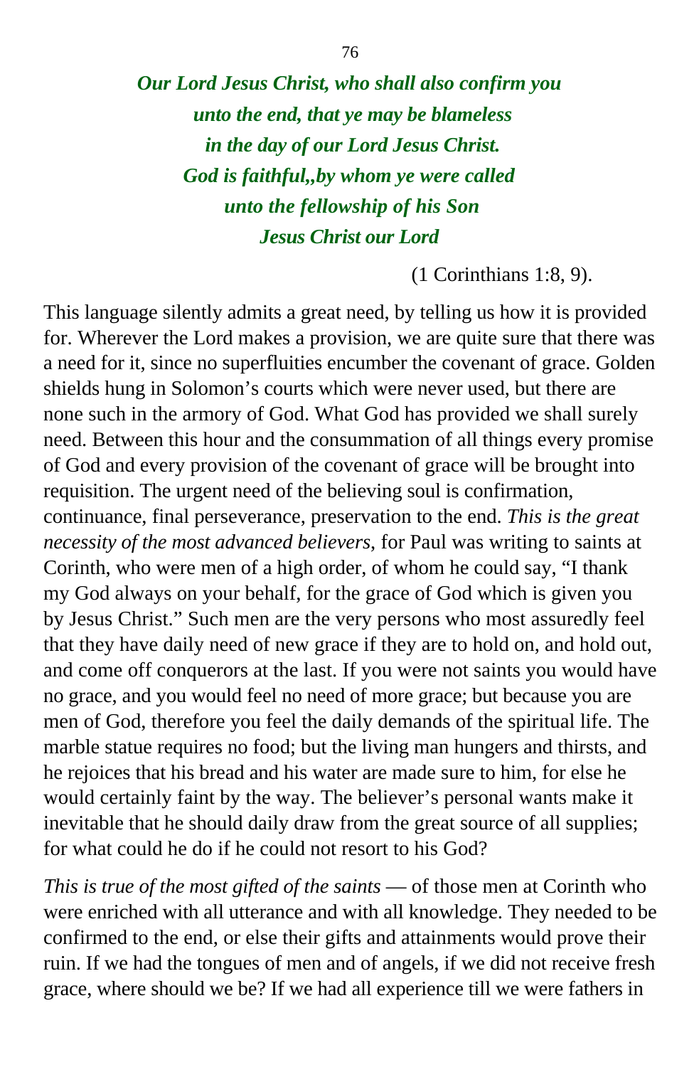***Our Lord Jesus Christ, who shall also confirm you unto the end, that ye may be blameless in the day of our Lord Jesus Christ. God is faithful,,by whom ye were called unto the fellowship of his Son Jesus Christ our Lord***

(1 Corinthians 1:8, 9).

This language silently admits a great need, by telling us how it is provided for. Wherever the Lord makes a provision, we are quite sure that there was a need for it, since no superfluities encumber the covenant of grace. Golden shields hung in Solomon's courts which were never used, but there are none such in the armory of God. What God has provided we shall surely need. Between this hour and the consummation of all things every promise of God and every provision of the covenant of grace will be brought into requisition. The urgent need of the believing soul is confirmation, continuance, final perseverance, preservation to the end. *This is the great necessity of the most advanced believers*, for Paul was writing to saints at Corinth, who were men of a high order, of whom he could say, "I thank my God always on your behalf, for the grace of God which is given you by Jesus Christ." Such men are the very persons who most assuredly feel that they have daily need of new grace if they are to hold on, and hold out, and come off conquerors at the last. If you were not saints you would have no grace, and you would feel no need of more grace; but because you are men of God, therefore you feel the daily demands of the spiritual life. The marble statue requires no food; but the living man hungers and thirsts, and he rejoices that his bread and his water are made sure to him, for else he would certainly faint by the way. The believer's personal wants make it inevitable that he should daily draw from the great source of all supplies; for what could he do if he could not resort to his God?

*This is true of the most gifted of the saints* — of those men at Corinth who were enriched with all utterance and with all knowledge. They needed to be confirmed to the end, or else their gifts and attainments would prove their ruin. If we had the tongues of men and of angels, if we did not receive fresh grace, where should we be? If we had all experience till we were fathers in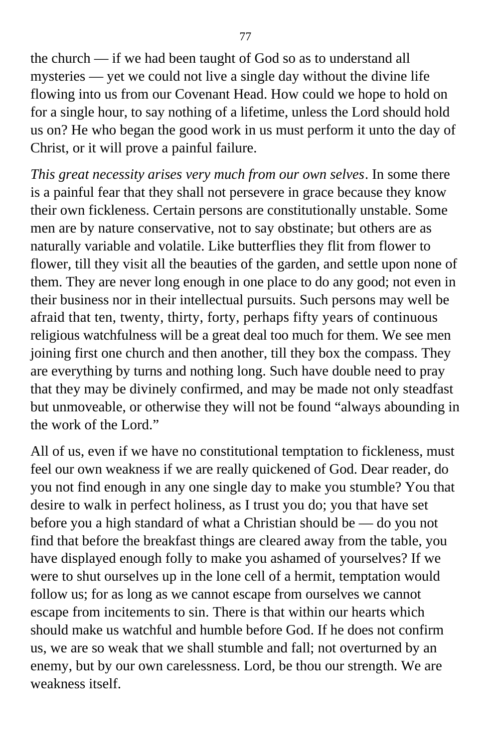the church — if we had been taught of God so as to understand all mysteries — yet we could not live a single day without the divine life flowing into us from our Covenant Head. How could we hope to hold on for a single hour, to say nothing of a lifetime, unless the Lord should hold us on? He who began the good work in us must perform it unto the day of Christ, or it will prove a painful failure.

*This great necessity arises very much from our own selves*. In some there is a painful fear that they shall not persevere in grace because they know their own fickleness. Certain persons are constitutionally unstable. Some men are by nature conservative, not to say obstinate; but others are as naturally variable and volatile. Like butterflies they flit from flower to flower, till they visit all the beauties of the garden, and settle upon none of them. They are never long enough in one place to do any good; not even in their business nor in their intellectual pursuits. Such persons may well be afraid that ten, twenty, thirty, forty, perhaps fifty years of continuous religious watchfulness will be a great deal too much for them. We see men joining first one church and then another, till they box the compass. They are everything by turns and nothing long. Such have double need to pray that they may be divinely confirmed, and may be made not only steadfast but unmoveable, or otherwise they will not be found "always abounding in the work of the Lord."

All of us, even if we have no constitutional temptation to fickleness, must feel our own weakness if we are really quickened of God. Dear reader, do you not find enough in any one single day to make you stumble? You that desire to walk in perfect holiness, as I trust you do; you that have set before you a high standard of what a Christian should be — do you not find that before the breakfast things are cleared away from the table, you have displayed enough folly to make you ashamed of yourselves? If we were to shut ourselves up in the lone cell of a hermit, temptation would follow us; for as long as we cannot escape from ourselves we cannot escape from incitements to sin. There is that within our hearts which should make us watchful and humble before God. If he does not confirm us, we are so weak that we shall stumble and fall; not overturned by an enemy, but by our own carelessness. Lord, be thou our strength. We are weakness itself.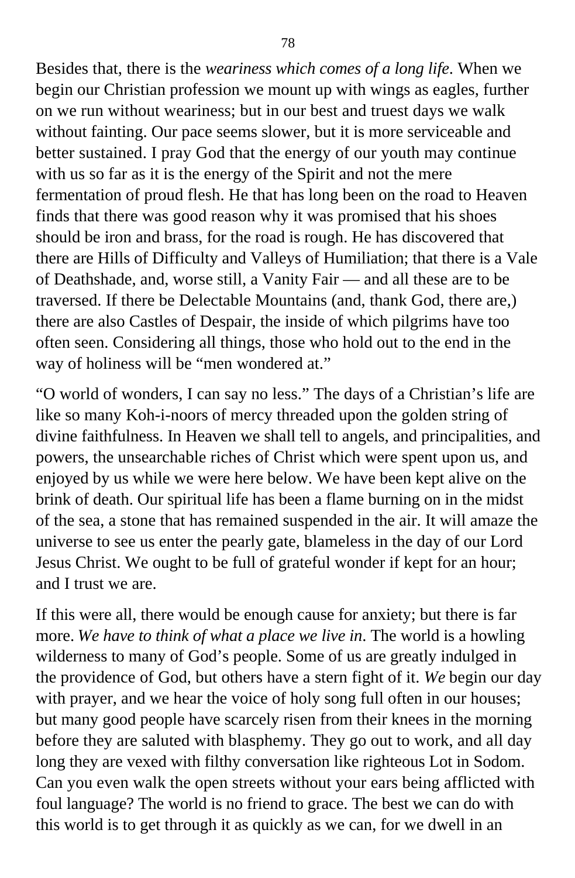Besides that, there is the *weariness which comes of a long life*. When we begin our Christian profession we mount up with wings as eagles, further on we run without weariness; but in our best and truest days we walk without fainting. Our pace seems slower, but it is more serviceable and better sustained. I pray God that the energy of our youth may continue with us so far as it is the energy of the Spirit and not the mere fermentation of proud flesh. He that has long been on the road to Heaven finds that there was good reason why it was promised that his shoes should be iron and brass, for the road is rough. He has discovered that there are Hills of Difficulty and Valleys of Humiliation; that there is a Vale of Deathshade, and, worse still, a Vanity Fair — and all these are to be traversed. If there be Delectable Mountains (and, thank God, there are,) there are also Castles of Despair, the inside of which pilgrims have too often seen. Considering all things, those who hold out to the end in the way of holiness will be "men wondered at."

"O world of wonders, I can say no less." The days of a Christian's life are like so many Koh-i-noors of mercy threaded upon the golden string of divine faithfulness. In Heaven we shall tell to angels, and principalities, and powers, the unsearchable riches of Christ which were spent upon us, and enjoyed by us while we were here below. We have been kept alive on the brink of death. Our spiritual life has been a flame burning on in the midst of the sea, a stone that has remained suspended in the air. It will amaze the universe to see us enter the pearly gate, blameless in the day of our Lord Jesus Christ. We ought to be full of grateful wonder if kept for an hour; and I trust we are.

If this were all, there would be enough cause for anxiety; but there is far more. *We have to think of what a place we live in*. The world is a howling wilderness to many of God's people. Some of us are greatly indulged in the providence of God, but others have a stern fight of it. *We* begin our day with prayer, and we hear the voice of holy song full often in our houses; but many good people have scarcely risen from their knees in the morning before they are saluted with blasphemy. They go out to work, and all day long they are vexed with filthy conversation like righteous Lot in Sodom. Can you even walk the open streets without your ears being afflicted with foul language? The world is no friend to grace. The best we can do with this world is to get through it as quickly as we can, for we dwell in an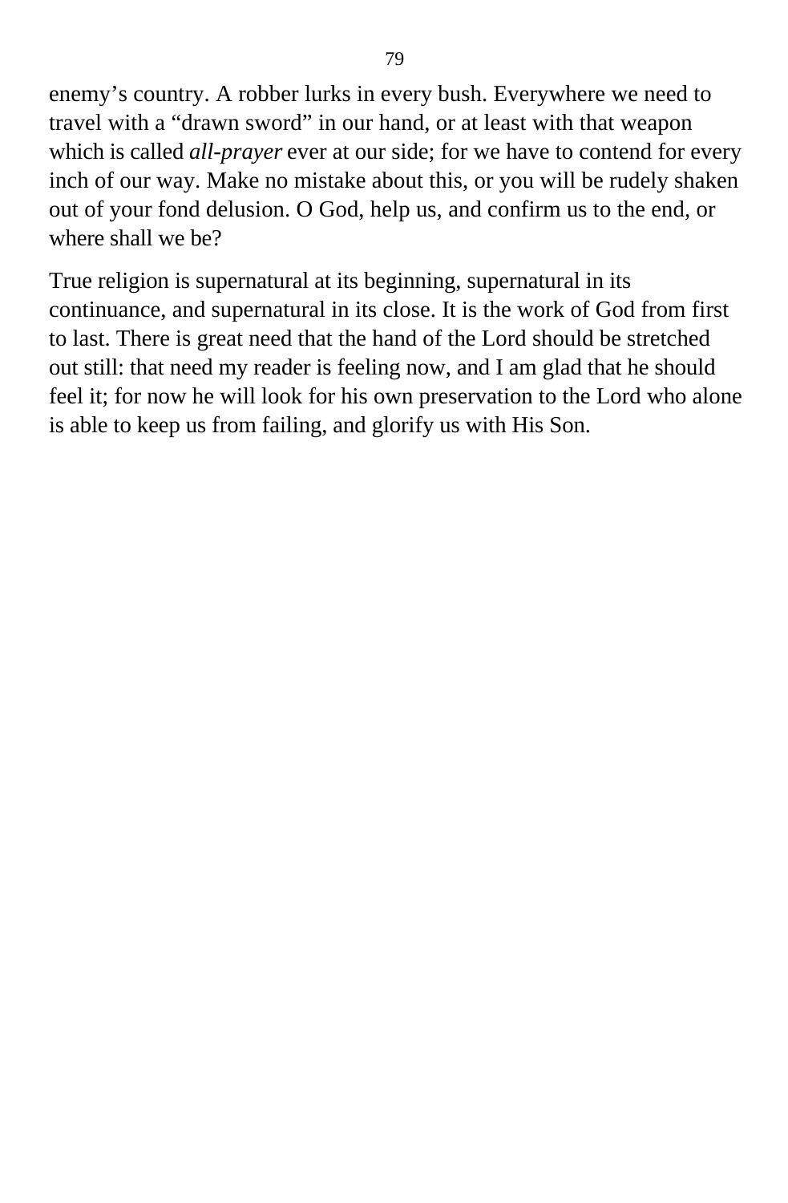enemy’s country. A robber lurks in every bush. Everywhere we need to travel with a “drawn sword” in our hand, or at least with that weapon which is called *all-prayer* ever at our side; for we have to contend for every inch of our way. Make no mistake about this, or you will be rudely shaken out of your fond delusion. O God, help us, and confirm us to the end, or where shall we be?

True religion is supernatural at its beginning, supernatural in its continuance, and supernatural in its close. It is the work of God from first to last. There is great need that the hand of the Lord should be stretched out still: that need my reader is feeling now, and I am glad that he should feel it; for now he will look for his own preservation to the Lord who alone is able to keep us from failing, and glorify us with His Son.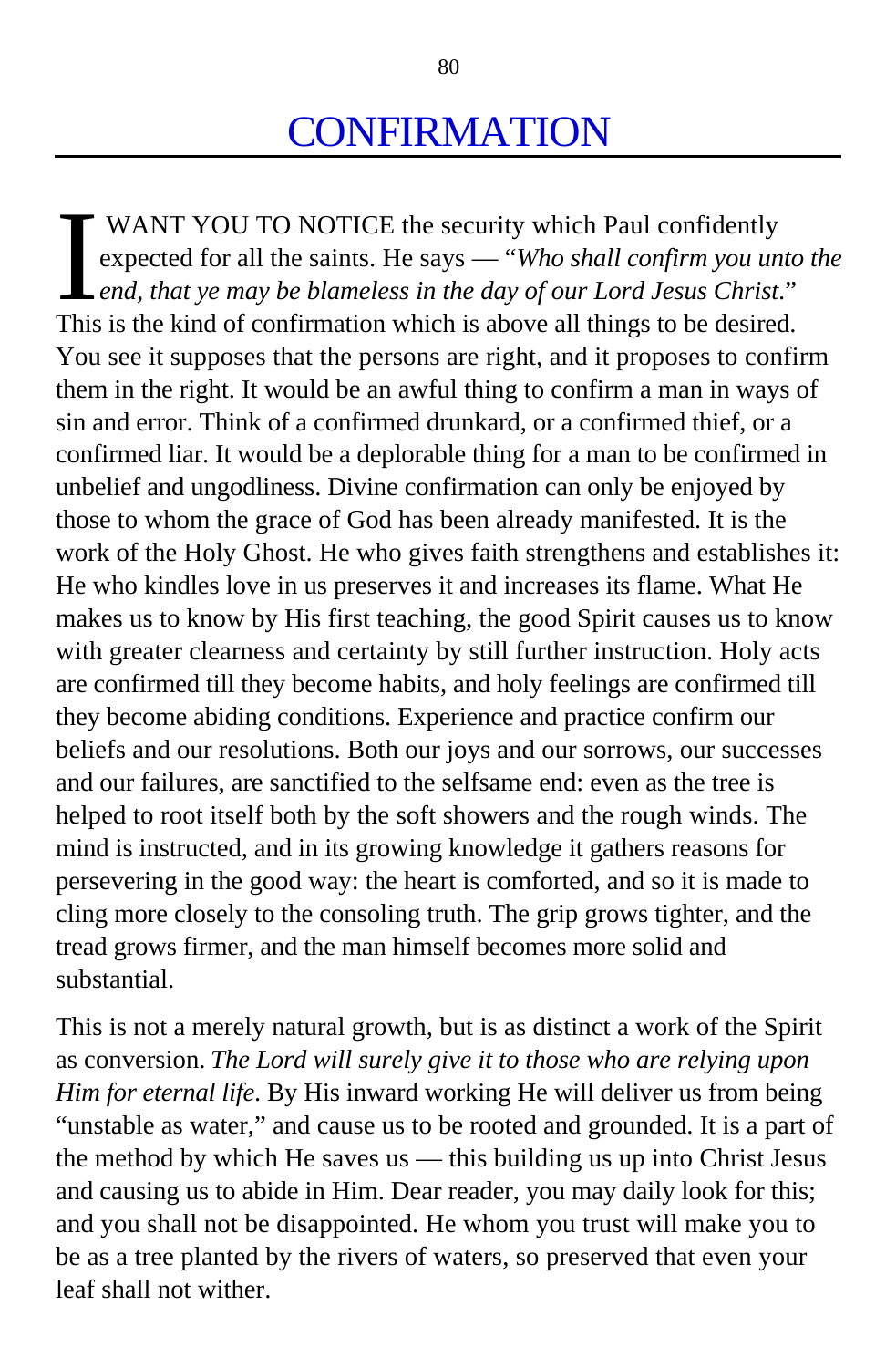# CONFIRMATION

I WANT YOU TO NOTICE the security which Paul confidently expected for all the saints. He says — "*Who shall confirm you unto the end, that ye may be blameless in the day of our Lord Jesus Christ.*" This is the kind of confirmation which is above all things to be desired. You see it supposes that the persons are right, and it proposes to confirm them in the right. It would be an awful thing to confirm a man in ways of sin and error. Think of a confirmed drunkard, or a confirmed thief, or a confirmed liar. It would be a deplorable thing for a man to be confirmed in unbelief and ungodliness. Divine confirmation can only be enjoyed by those to whom the grace of God has been already manifested. It is the work of the Holy Ghost. He who gives faith strengthens and establishes it: He who kindles love in us preserves it and increases its flame. What He makes us to know by His first teaching, the good Spirit causes us to know with greater clearness and certainty by still further instruction. Holy acts are confirmed till they become habits, and holy feelings are confirmed till they become abiding conditions. Experience and practice confirm our beliefs and our resolutions. Both our joys and our sorrows, our successes and our failures, are sanctified to the selfsame end: even as the tree is helped to root itself both by the soft showers and the rough winds. The mind is instructed, and in its growing knowledge it gathers reasons for persevering in the good way: the heart is comforted, and so it is made to cling more closely to the consoling truth. The grip grows tighter, and the tread grows firmer, and the man himself becomes more solid and substantial.

This is not a merely natural growth, but is as distinct a work of the Spirit as conversion. *The Lord will surely give it to those who are relying upon Him for eternal life*. By His inward working He will deliver us from being "unstable as water," and cause us to be rooted and grounded. It is a part of the method by which He saves us — this building us up into Christ Jesus and causing us to abide in Him. Dear reader, you may daily look for this; and you shall not be disappointed. He whom you trust will make you to be as a tree planted by the rivers of waters, so preserved that even your leaf shall not wither.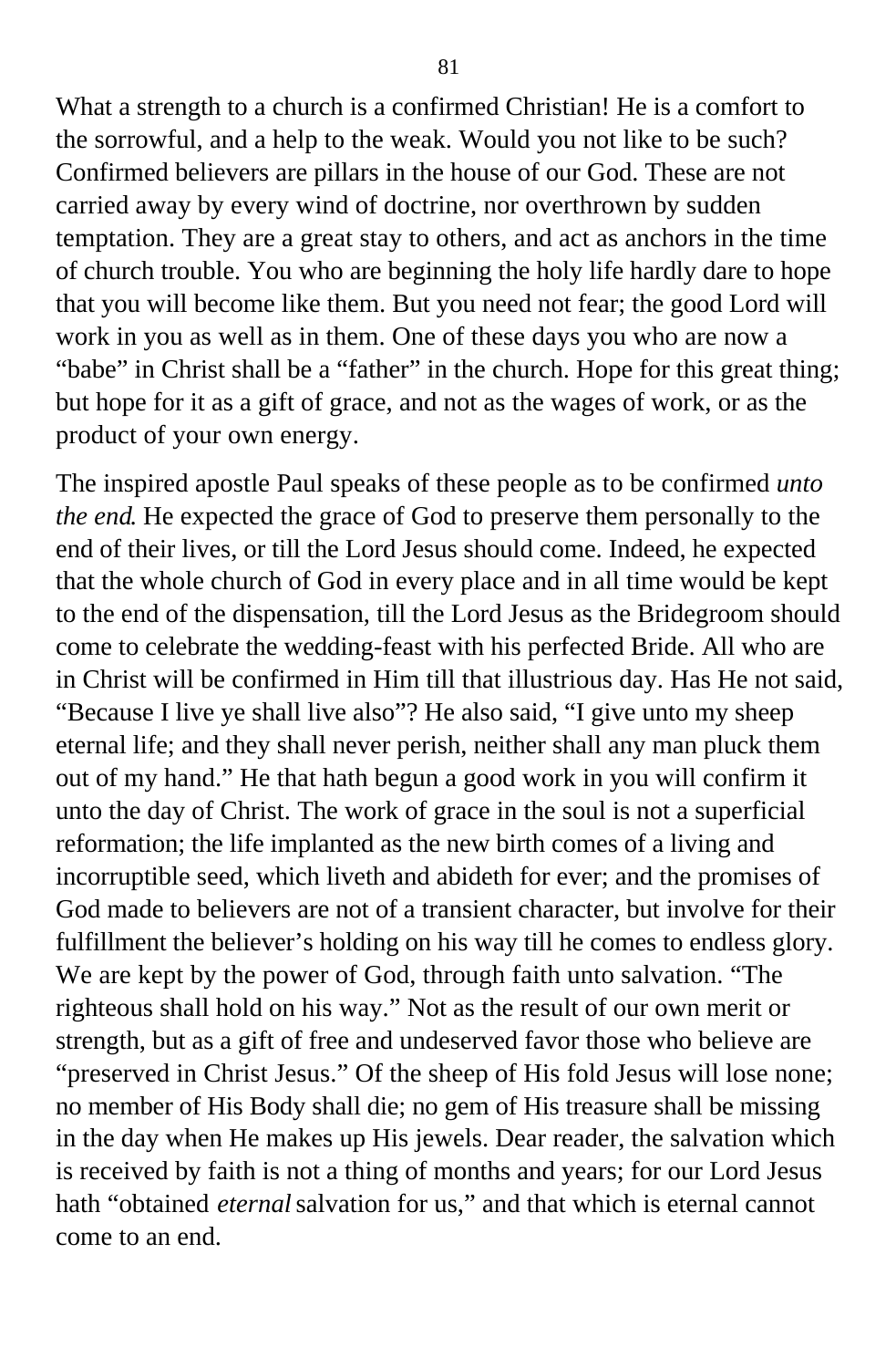What a strength to a church is a confirmed Christian! He is a comfort to the sorrowful, and a help to the weak. Would you not like to be such? Confirmed believers are pillars in the house of our God. These are not carried away by every wind of doctrine, nor overthrown by sudden temptation. They are a great stay to others, and act as anchors in the time of church trouble. You who are beginning the holy life hardly dare to hope that you will become like them. But you need not fear; the good Lord will work in you as well as in them. One of these days you who are now a "babe" in Christ shall be a "father" in the church. Hope for this great thing; but hope for it as a gift of grace, and not as the wages of work, or as the product of your own energy.

The inspired apostle Paul speaks of these people as to be confirmed *unto the end*. He expected the grace of God to preserve them personally to the end of their lives, or till the Lord Jesus should come. Indeed, he expected that the whole church of God in every place and in all time would be kept to the end of the dispensation, till the Lord Jesus as the Bridegroom should come to celebrate the wedding-feast with his perfected Bride. All who are in Christ will be confirmed in Him till that illustrious day. Has He not said, "Because I live ye shall live also"? He also said, "I give unto my sheep eternal life; and they shall never perish, neither shall any man pluck them out of my hand." He that hath begun a good work in you will confirm it unto the day of Christ. The work of grace in the soul is not a superficial reformation; the life implanted as the new birth comes of a living and incorruptible seed, which liveth and abideth for ever; and the promises of God made to believers are not of a transient character, but involve for their fulfillment the believer's holding on his way till he comes to endless glory. We are kept by the power of God, through faith unto salvation. "The righteous shall hold on his way." Not as the result of our own merit or strength, but as a gift of free and undeserved favor those who believe are "preserved in Christ Jesus." Of the sheep of His fold Jesus will lose none; no member of His Body shall die; no gem of His treasure shall be missing in the day when He makes up His jewels. Dear reader, the salvation which is received by faith is not a thing of months and years; for our Lord Jesus hath "obtained *eternal* salvation for us," and that which is eternal cannot come to an end.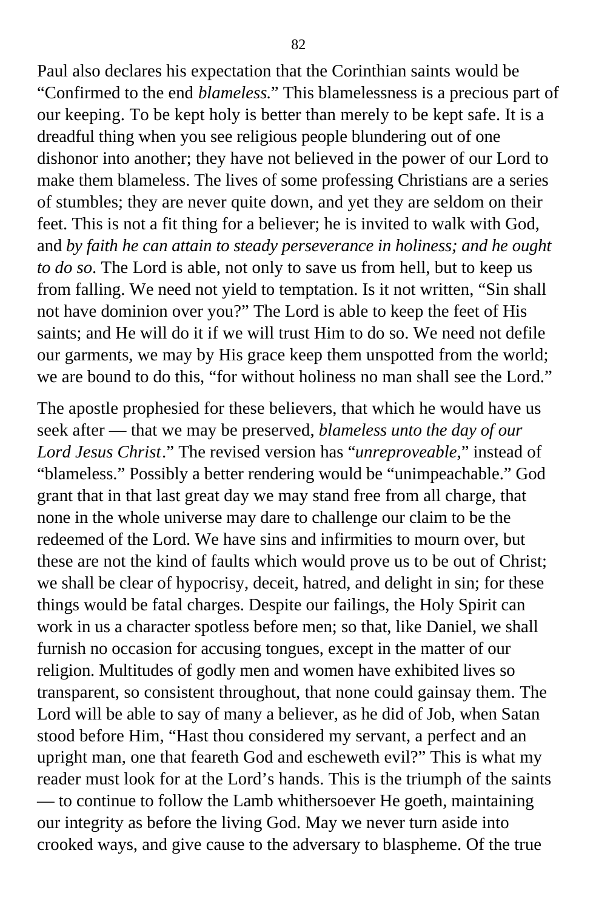Paul also declares his expectation that the Corinthian saints would be "Confirmed to the end *blameless*." This blamelessness is a precious part of our keeping. To be kept holy is better than merely to be kept safe. It is a dreadful thing when you see religious people blundering out of one dishonor into another; they have not believed in the power of our Lord to make them blameless. The lives of some professing Christians are a series of stumbles; they are never quite down, and yet they are seldom on their feet. This is not a fit thing for a believer; he is invited to walk with God, and *by faith he can attain to steady perseverance in holiness; and he ought to do so*. The Lord is able, not only to save us from hell, but to keep us from falling. We need not yield to temptation. Is it not written, "Sin shall not have dominion over you?" The Lord is able to keep the feet of His saints; and He will do it if we will trust Him to do so. We need not defile our garments, we may by His grace keep them unspotted from the world; we are bound to do this, "for without holiness no man shall see the Lord."

The apostle prophesied for these believers, that which he would have us seek after — that we may be preserved, *blameless unto the day of our Lord Jesus Christ*." The revised version has "*unreproveable*," instead of "blameless." Possibly a better rendering would be "unimpeachable." God grant that in that last great day we may stand free from all charge, that none in the whole universe may dare to challenge our claim to be the redeemed of the Lord. We have sins and infirmities to mourn over, but these are not the kind of faults which would prove us to be out of Christ; we shall be clear of hypocrisy, deceit, hatred, and delight in sin; for these things would be fatal charges. Despite our failings, the Holy Spirit can work in us a character spotless before men; so that, like Daniel, we shall furnish no occasion for accusing tongues, except in the matter of our religion. Multitudes of godly men and women have exhibited lives so transparent, so consistent throughout, that none could gainsay them. The Lord will be able to say of many a believer, as he did of Job, when Satan stood before Him, "Hast thou considered my servant, a perfect and an upright man, one that feareth God and escheweth evil?" This is what my reader must look for at the Lord's hands. This is the triumph of the saints — to continue to follow the Lamb whithersoever He goeth, maintaining our integrity as before the living God. May we never turn aside into crooked ways, and give cause to the adversary to blaspheme. Of the true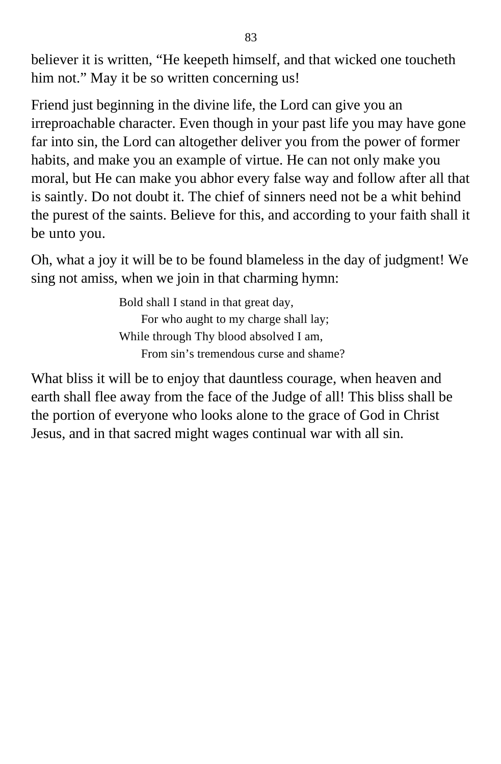believer it is written, “He keepeth himself, and that wicked one toucheth him not.” May it be so written concerning us!

Friend just beginning in the divine life, the Lord can give you an irreproachable character. Even though in your past life you may have gone far into sin, the Lord can altogether deliver you from the power of former habits, and make you an example of virtue. He can not only make you moral, but He can make you abhor every false way and follow after all that is saintly. Do not doubt it. The chief of sinners need not be a whit behind the purest of the saints. Believe for this, and according to your faith shall it be unto you.

Oh, what a joy it will be to be found blameless in the day of judgment! We sing not amiss, when we join in that charming hymn:

> Bold shall I stand in that great day,
> For who aught to my charge shall lay;
> While through Thy blood absolved I am,
> From sin’s tremendous curse and shame?

What bliss it will be to enjoy that dauntless courage, when heaven and earth shall flee away from the face of the Judge of all! This bliss shall be the portion of everyone who looks alone to the grace of God in Christ Jesus, and in that sacred might wages continual war with all sin.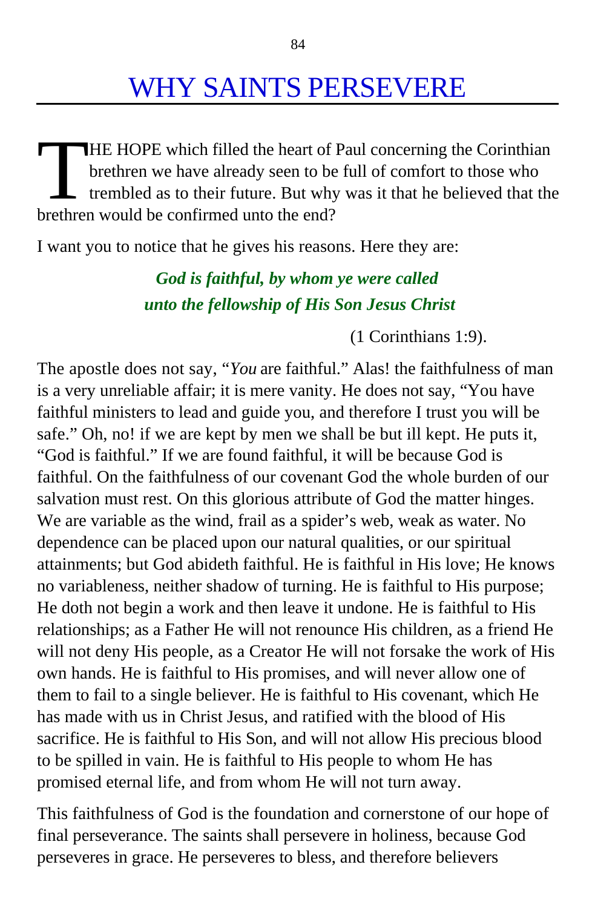# WHY SAINTS PERSEVERE

THE HOPE which filled the heart of Paul concerning the Corinthian brethren we have already seen to be full of comfort to those who trembled as to their future. But why was it that he believed that the brethren would be confirmed unto the end?

I want you to notice that he gives his reasons. Here they are:

> ***God is faithful, by whom ye were called unto the fellowship of His Son Jesus Christ***
>
> (1 Corinthians 1:9).

The apostle does not say, "*You* are faithful." Alas! the faithfulness of man is a very unreliable affair; it is mere vanity. He does not say, "You have faithful ministers to lead and guide you, and therefore I trust you will be safe." Oh, no! if we are kept by men we shall be but ill kept. He puts it, "God is faithful." If we are found faithful, it will be because God is faithful. On the faithfulness of our covenant God the whole burden of our salvation must rest. On this glorious attribute of God the matter hinges. We are variable as the wind, frail as a spider's web, weak as water. No dependence can be placed upon our natural qualities, or our spiritual attainments; but God abideth faithful. He is faithful in His love; He knows no variableness, neither shadow of turning. He is faithful to His purpose; He doth not begin a work and then leave it undone. He is faithful to His relationships; as a Father He will not renounce His children, as a friend He will not deny His people, as a Creator He will not forsake the work of His own hands. He is faithful to His promises, and will never allow one of them to fail to a single believer. He is faithful to His covenant, which He has made with us in Christ Jesus, and ratified with the blood of His sacrifice. He is faithful to His Son, and will not allow His precious blood to be spilled in vain. He is faithful to His people to whom He has promised eternal life, and from whom He will not turn away.

This faithfulness of God is the foundation and cornerstone of our hope of final perseverance. The saints shall persevere in holiness, because God perseveres in grace. He perseveres to bless, and therefore believers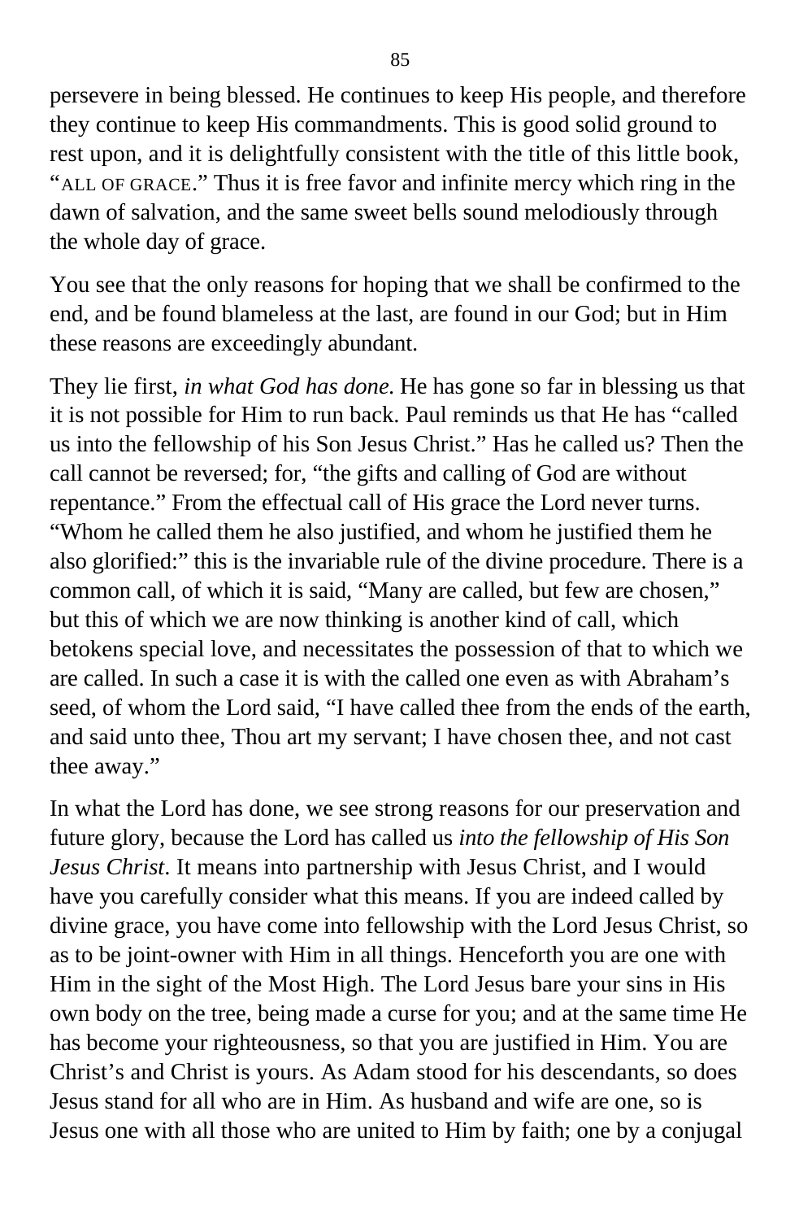persevere in being blessed. He continues to keep His people, and therefore they continue to keep His commandments. This is good solid ground to rest upon, and it is delightfully consistent with the title of this little book, "ALL OF GRACE." Thus it is free favor and infinite mercy which ring in the dawn of salvation, and the same sweet bells sound melodiously through the whole day of grace.

You see that the only reasons for hoping that we shall be confirmed to the end, and be found blameless at the last, are found in our God; but in Him these reasons are exceedingly abundant.

They lie first, *in what God has done.* He has gone so far in blessing us that it is not possible for Him to run back. Paul reminds us that He has "called us into the fellowship of his Son Jesus Christ." Has he called us? Then the call cannot be reversed; for, "the gifts and calling of God are without repentance." From the effectual call of His grace the Lord never turns. "Whom he called them he also justified, and whom he justified them he also glorified:" this is the invariable rule of the divine procedure. There is a common call, of which it is said, "Many are called, but few are chosen," but this of which we are now thinking is another kind of call, which betokens special love, and necessitates the possession of that to which we are called. In such a case it is with the called one even as with Abraham's seed, of whom the Lord said, "I have called thee from the ends of the earth, and said unto thee, Thou art my servant; I have chosen thee, and not cast thee away."

In what the Lord has done, we see strong reasons for our preservation and future glory, because the Lord has called us *into the fellowship of His Son Jesus Christ*. It means into partnership with Jesus Christ, and I would have you carefully consider what this means. If you are indeed called by divine grace, you have come into fellowship with the Lord Jesus Christ, so as to be joint-owner with Him in all things. Henceforth you are one with Him in the sight of the Most High. The Lord Jesus bare your sins in His own body on the tree, being made a curse for you; and at the same time He has become your righteousness, so that you are justified in Him. You are Christ's and Christ is yours. As Adam stood for his descendants, so does Jesus stand for all who are in Him. As husband and wife are one, so is Jesus one with all those who are united to Him by faith; one by a conjugal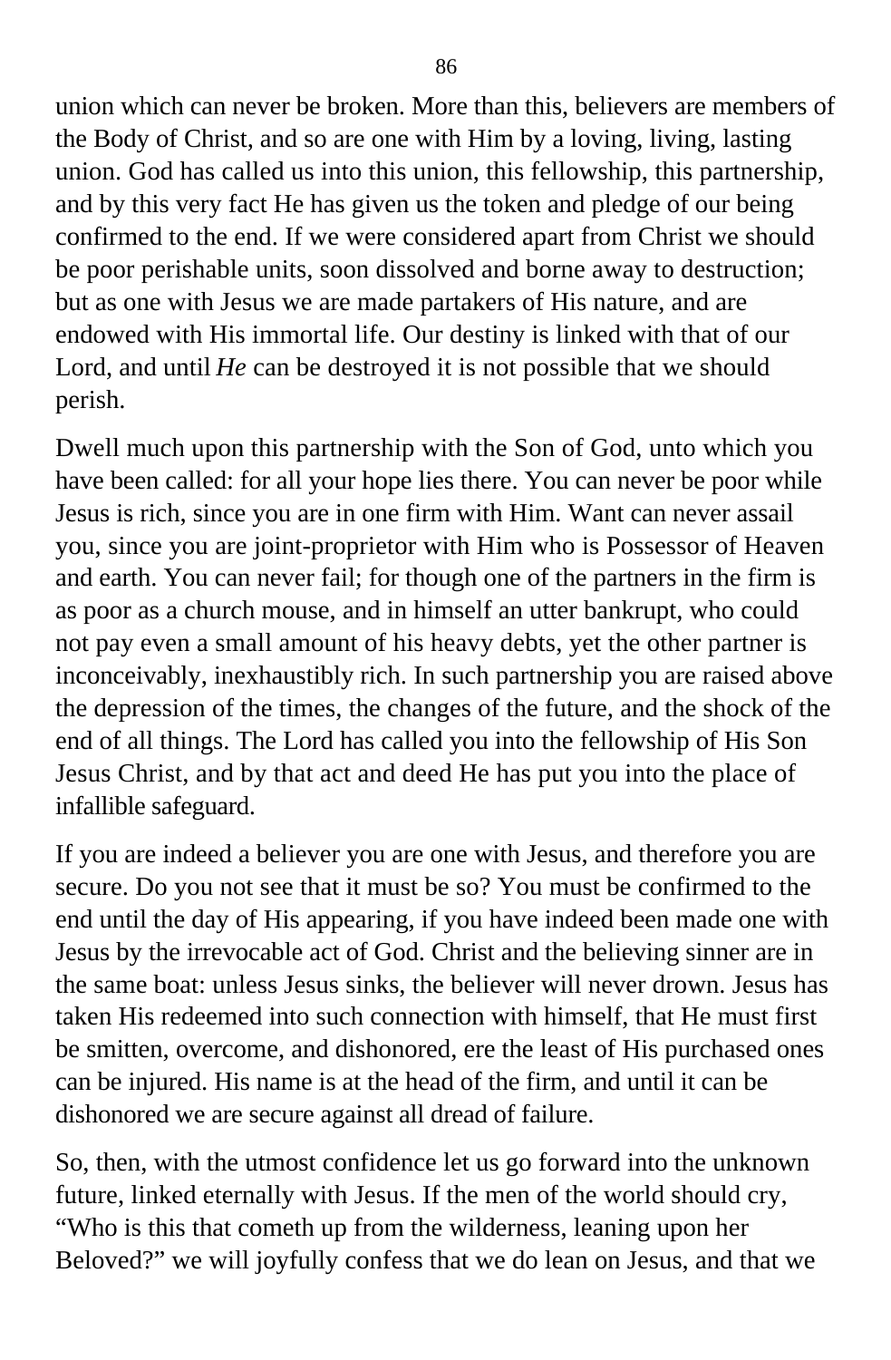union which can never be broken. More than this, believers are members of the Body of Christ, and so are one with Him by a loving, living, lasting union. God has called us into this union, this fellowship, this partnership, and by this very fact He has given us the token and pledge of our being confirmed to the end. If we were considered apart from Christ we should be poor perishable units, soon dissolved and borne away to destruction; but as one with Jesus we are made partakers of His nature, and are endowed with His immortal life. Our destiny is linked with that of our Lord, and until *He* can be destroyed it is not possible that we should perish.

Dwell much upon this partnership with the Son of God, unto which you have been called: for all your hope lies there. You can never be poor while Jesus is rich, since you are in one firm with Him. Want can never assail you, since you are joint-proprietor with Him who is Possessor of Heaven and earth. You can never fail; for though one of the partners in the firm is as poor as a church mouse, and in himself an utter bankrupt, who could not pay even a small amount of his heavy debts, yet the other partner is inconceivably, inexhaustibly rich. In such partnership you are raised above the depression of the times, the changes of the future, and the shock of the end of all things. The Lord has called you into the fellowship of His Son Jesus Christ, and by that act and deed He has put you into the place of infallible safeguard.

If you are indeed a believer you are one with Jesus, and therefore you are secure. Do you not see that it must be so? You must be confirmed to the end until the day of His appearing, if you have indeed been made one with Jesus by the irrevocable act of God. Christ and the believing sinner are in the same boat: unless Jesus sinks, the believer will never drown. Jesus has taken His redeemed into such connection with himself, that He must first be smitten, overcome, and dishonored, ere the least of His purchased ones can be injured. His name is at the head of the firm, and until it can be dishonored we are secure against all dread of failure.

So, then, with the utmost confidence let us go forward into the unknown future, linked eternally with Jesus. If the men of the world should cry, “Who is this that cometh up from the wilderness, leaning upon her Beloved?” we will joyfully confess that we do lean on Jesus, and that we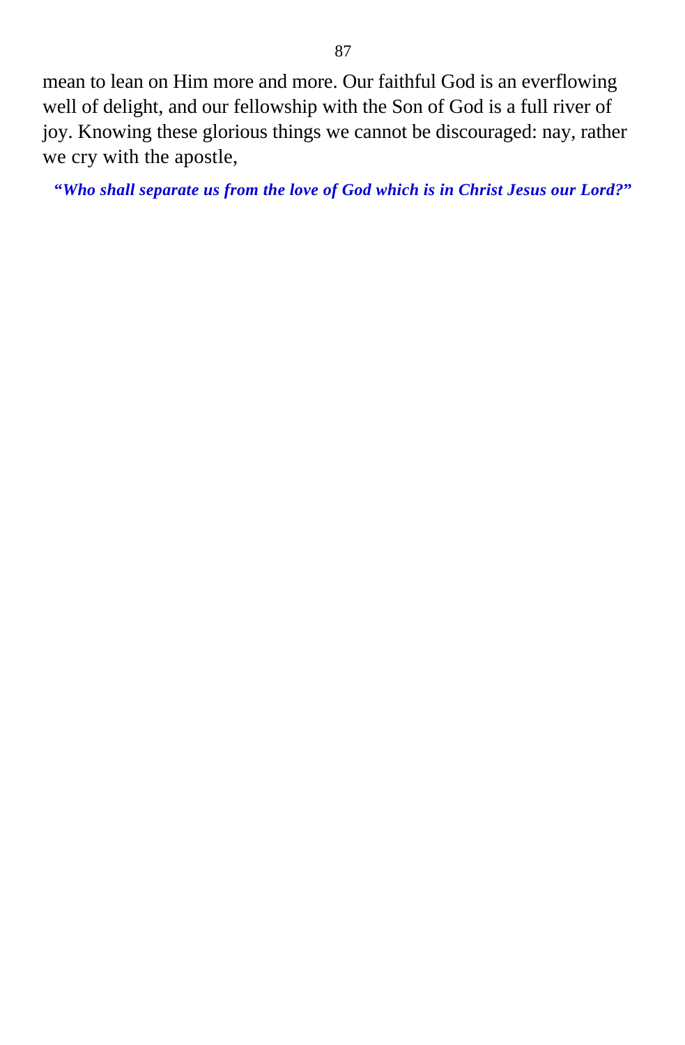mean to lean on Him more and more. Our faithful God is an everflowing well of delight, and our fellowship with the Son of God is a full river of joy. Knowing these glorious things we cannot be discouraged: nay, rather we cry with the apostle,

***"Who shall separate us from the love of God which is in Christ Jesus our Lord?"***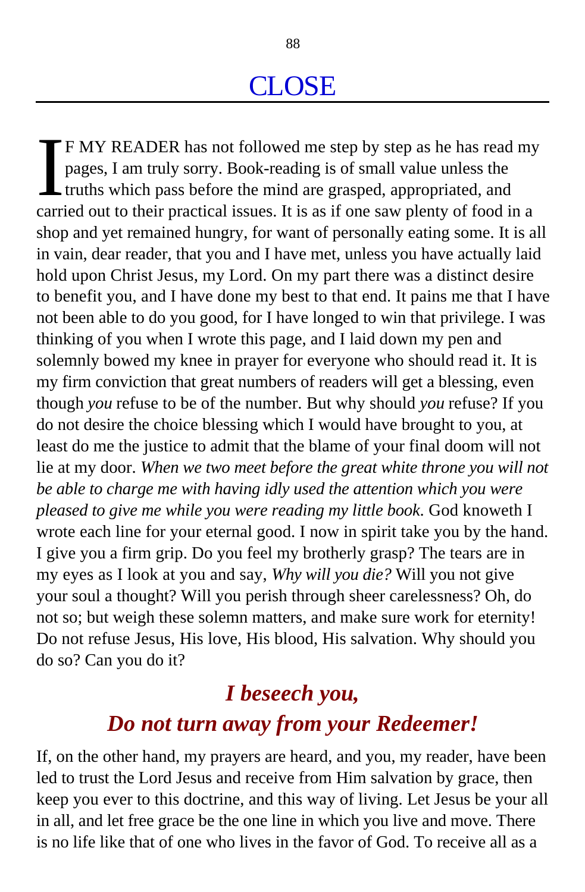# CLOSE

IF MY READER has not followed me step by step as he has read my pages, I am truly sorry. Book-reading is of small value unless the truths which pass before the mind are grasped, appropriated, and carried out to their practical issues. It is as if one saw plenty of food in a shop and yet remained hungry, for want of personally eating some. It is all in vain, dear reader, that you and I have met, unless you have actually laid hold upon Christ Jesus, my Lord. On my part there was a distinct desire to benefit you, and I have done my best to that end. It pains me that I have not been able to do you good, for I have longed to win that privilege. I was thinking of you when I wrote this page, and I laid down my pen and solemnly bowed my knee in prayer for everyone who should read it. It is my firm conviction that great numbers of readers will get a blessing, even though *you* refuse to be of the number. But why should *you* refuse? If you do not desire the choice blessing which I would have brought to you, at least do me the justice to admit that the blame of your final doom will not lie at my door. *When we two meet before the great white throne you will not be able to charge me with having idly used the attention which you were pleased to give me while you were reading my little book.* God knoweth I wrote each line for your eternal good. I now in spirit take you by the hand. I give you a firm grip. Do you feel my brotherly grasp? The tears are in my eyes as I look at you and say, *Why will you die?* Will you not give your soul a thought? Will you perish through sheer carelessness? Oh, do not so; but weigh these solemn matters, and make sure work for eternity! Do not refuse Jesus, His love, His blood, His salvation. Why should you do so? Can you do it?

### *I beseech you,*
### *Do not turn away from your Redeemer!*

If, on the other hand, my prayers are heard, and you, my reader, have been led to trust the Lord Jesus and receive from Him salvation by grace, then keep you ever to this doctrine, and this way of living. Let Jesus be your all in all, and let free grace be the one line in which you live and move. There is no life like that of one who lives in the favor of God. To receive all as a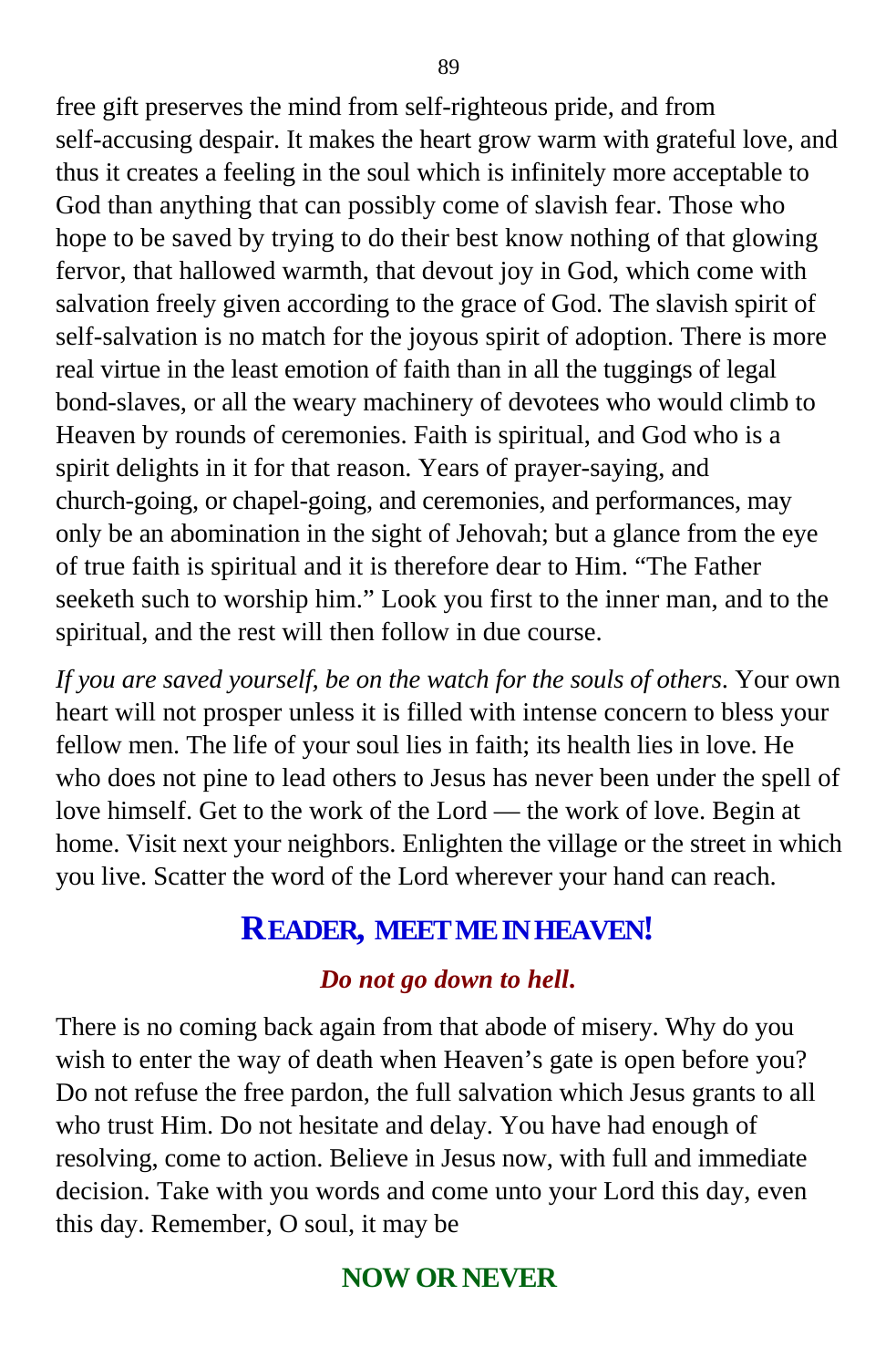free gift preserves the mind from self-righteous pride, and from self-accusing despair. It makes the heart grow warm with grateful love, and thus it creates a feeling in the soul which is infinitely more acceptable to God than anything that can possibly come of slavish fear. Those who hope to be saved by trying to do their best know nothing of that glowing fervor, that hallowed warmth, that devout joy in God, which come with salvation freely given according to the grace of God. The slavish spirit of self-salvation is no match for the joyous spirit of adoption. There is more real virtue in the least emotion of faith than in all the tuggings of legal bond-slaves, or all the weary machinery of devotees who would climb to Heaven by rounds of ceremonies. Faith is spiritual, and God who is a spirit delights in it for that reason. Years of prayer-saying, and church-going, or chapel-going, and ceremonies, and performances, may only be an abomination in the sight of Jehovah; but a glance from the eye of true faith is spiritual and it is therefore dear to Him. "The Father seeketh such to worship him." Look you first to the inner man, and to the spiritual, and the rest will then follow in due course.

*If you are saved yourself, be on the watch for the souls of others.* Your own heart will not prosper unless it is filled with intense concern to bless your fellow men. The life of your soul lies in faith; its health lies in love. He who does not pine to lead others to Jesus has never been under the spell of love himself. Get to the work of the Lord — the work of love. Begin at home. Visit next your neighbors. Enlighten the village or the street in which you live. Scatter the word of the Lord wherever your hand can reach.

## READER, MEET ME IN HEAVEN!

***Do not go down to hell.***

There is no coming back again from that abode of misery. Why do you wish to enter the way of death when Heaven's gate is open before you? Do not refuse the free pardon, the full salvation which Jesus grants to all who trust Him. Do not hesitate and delay. You have had enough of resolving, come to action. Believe in Jesus now, with full and immediate decision. Take with you words and come unto your Lord this day, even this day. Remember, O soul, it may be

**NOW OR NEVER**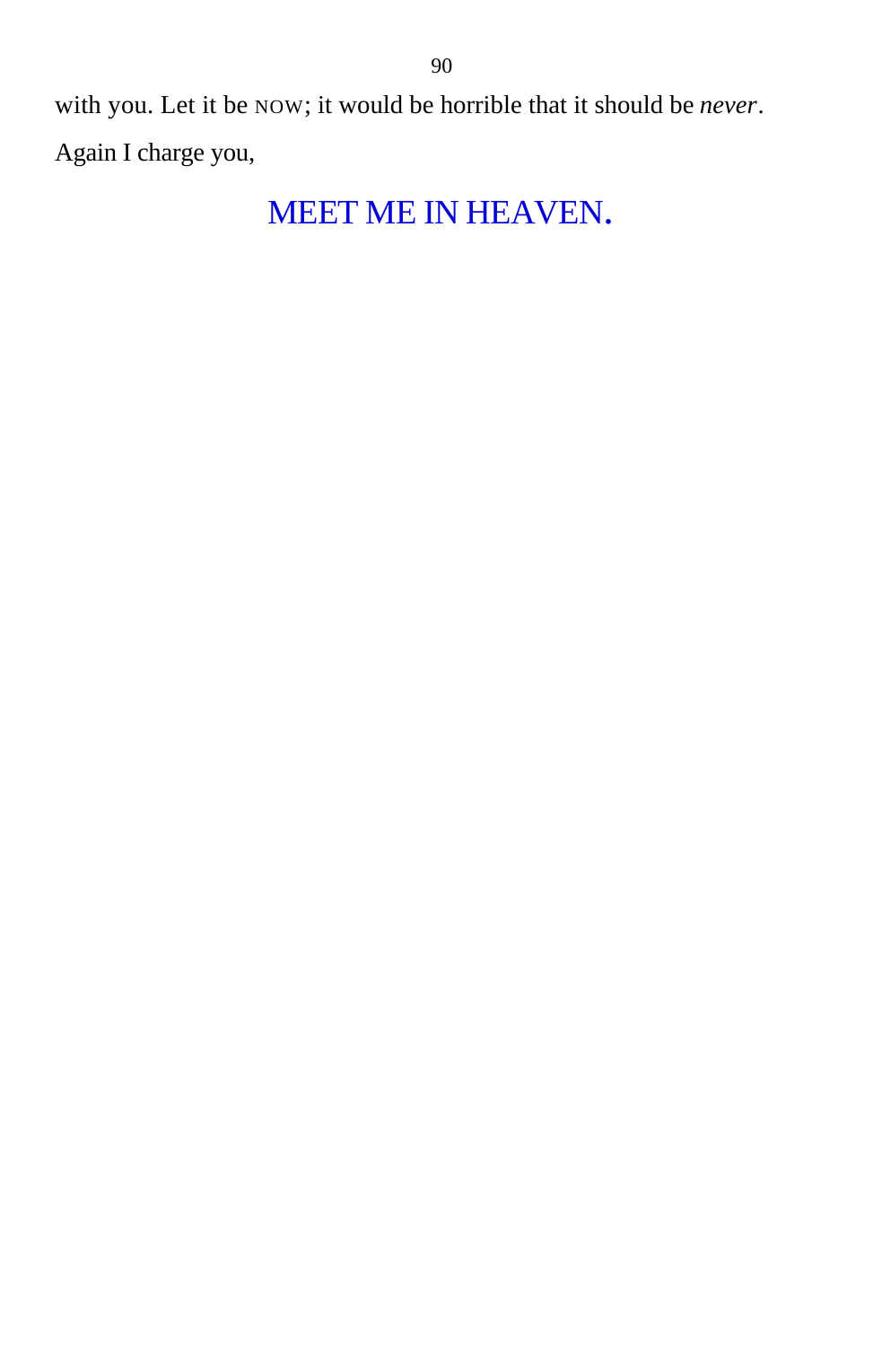with you. Let it be NOW; it would be horrible that it should be *never*.

Again I charge you,

MEET ME IN HEAVEN.